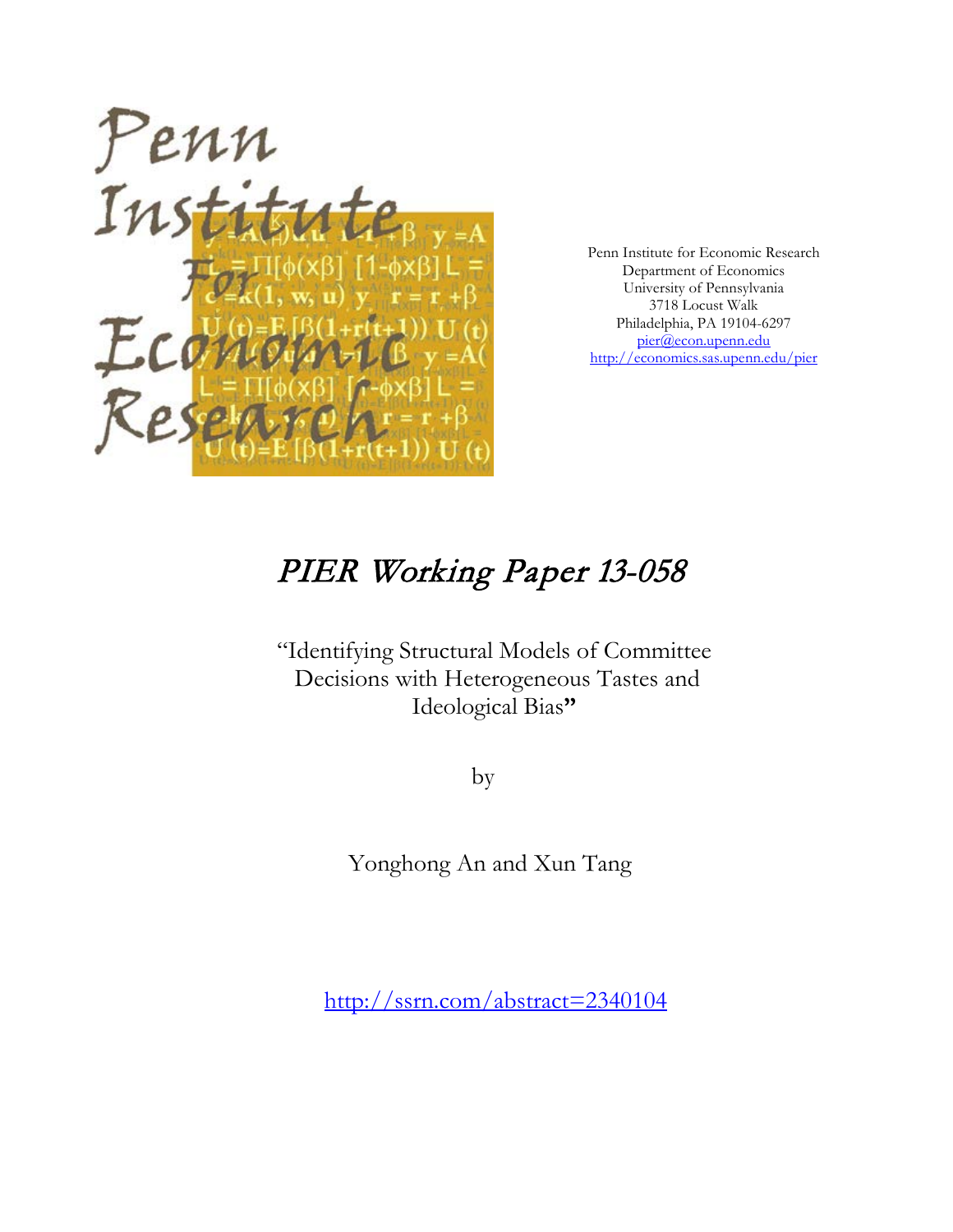Penn Institute for Economic Research
Department of Economics
University of Pennsylvania
3718 Locust Walk
Philadelphia, PA 19104-6297
pier@econ.upenn.edu
http://economics.sas.upenn.edu/pier

# PIER Working Paper 13-058

"Identifying Structural Models of Committee Decisions with Heterogeneous Tastes and Ideological Bias"

by

Yonghong An and Xun Tang

http://ssrn.com/abstract=2340104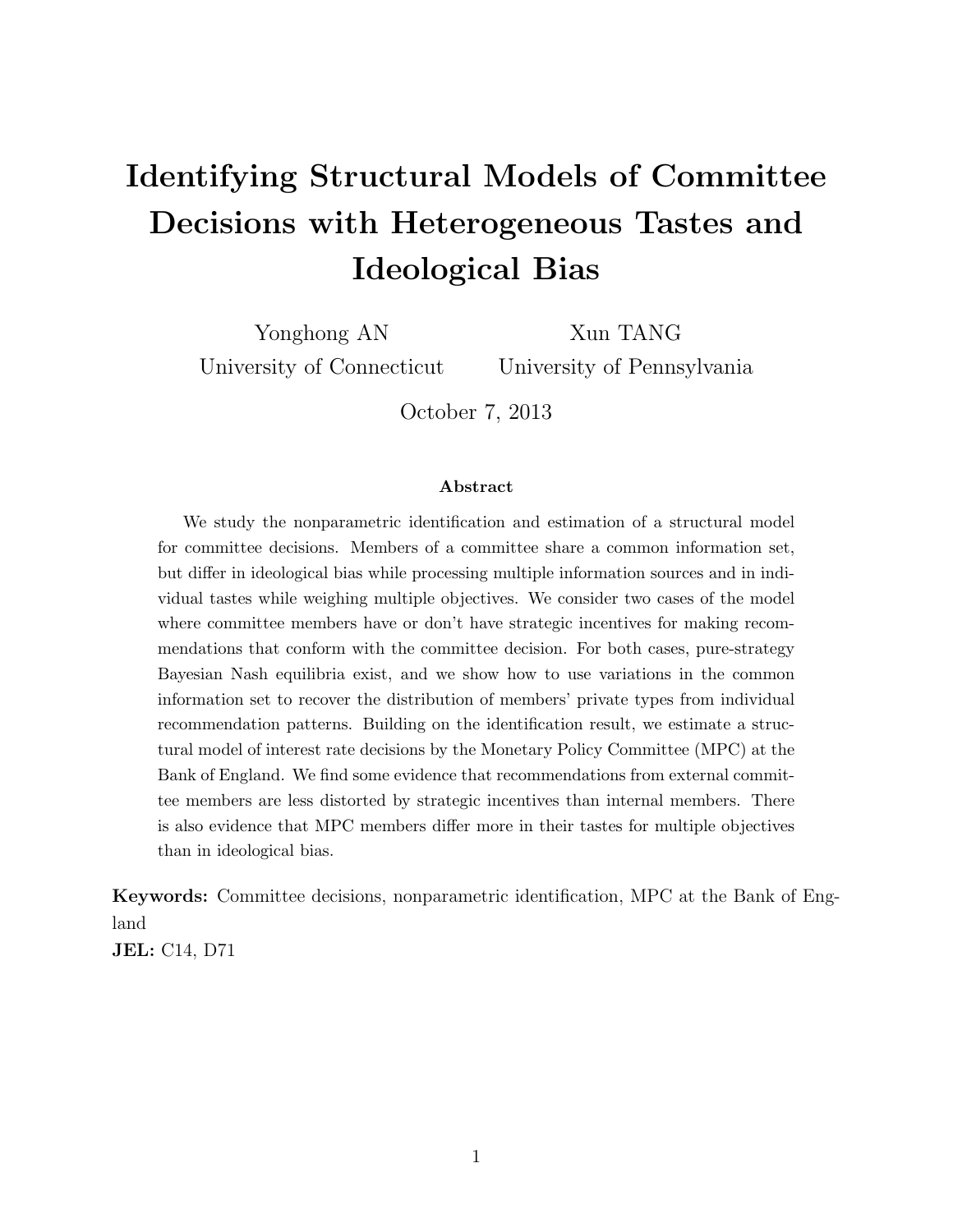# Identifying Structural Models of Committee Decisions with Heterogeneous Tastes and Ideological Bias

Yonghong AN
University of Connecticut

Xun TANG
University of Pennsylvania

October 7, 2013

### Abstract

We study the nonparametric identification and estimation of a structural model for committee decisions. Members of a committee share a common information set, but differ in ideological bias while processing multiple information sources and in individual tastes while weighing multiple objectives. We consider two cases of the model where committee members have or don't have strategic incentives for making recommendations that conform with the committee decision. For both cases, pure-strategy Bayesian Nash equilibria exist, and we show how to use variations in the common information set to recover the distribution of members' private types from individual recommendation patterns. Building on the identification result, we estimate a structural model of interest rate decisions by the Monetary Policy Committee (MPC) at the Bank of England. We find some evidence that recommendations from external committee members are less distorted by strategic incentives than internal members. There is also evidence that MPC members differ more in their tastes for multiple objectives than in ideological bias.

**Keywords:** Committee decisions, nonparametric identification, MPC at the Bank of England
**JEL:** C14, D71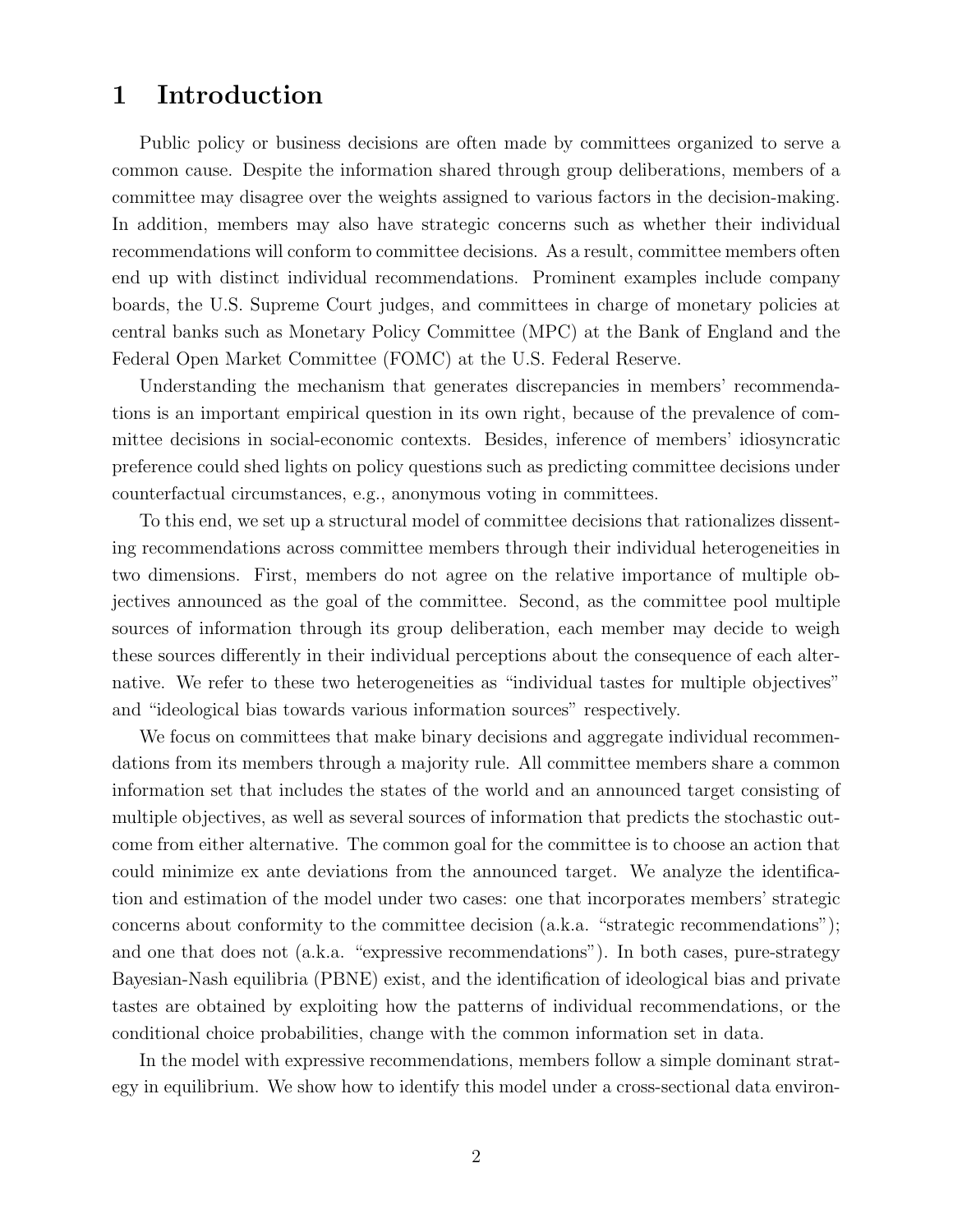# 1 Introduction

Public policy or business decisions are often made by committees organized to serve a common cause. Despite the information shared through group deliberations, members of a committee may disagree over the weights assigned to various factors in the decision-making. In addition, members may also have strategic concerns such as whether their individual recommendations will conform to committee decisions. As a result, committee members often end up with distinct individual recommendations. Prominent examples include company boards, the U.S. Supreme Court judges, and committees in charge of monetary policies at central banks such as Monetary Policy Committee (MPC) at the Bank of England and the Federal Open Market Committee (FOMC) at the U.S. Federal Reserve.

Understanding the mechanism that generates discrepancies in members' recommendations is an important empirical question in its own right, because of the prevalence of committee decisions in social-economic contexts. Besides, inference of members' idiosyncratic preference could shed lights on policy questions such as predicting committee decisions under counterfactual circumstances, e.g., anonymous voting in committees.

To this end, we set up a structural model of committee decisions that rationalizes dissenting recommendations across committee members through their individual heterogeneities in two dimensions. First, members do not agree on the relative importance of multiple objectives announced as the goal of the committee. Second, as the committee pool multiple sources of information through its group deliberation, each member may decide to weigh these sources differently in their individual perceptions about the consequence of each alternative. We refer to these two heterogeneities as "individual tastes for multiple objectives" and "ideological bias towards various information sources" respectively.

We focus on committees that make binary decisions and aggregate individual recommendations from its members through a majority rule. All committee members share a common information set that includes the states of the world and an announced target consisting of multiple objectives, as well as several sources of information that predicts the stochastic outcome from either alternative. The common goal for the committee is to choose an action that could minimize ex ante deviations from the announced target. We analyze the identification and estimation of the model under two cases: one that incorporates members' strategic concerns about conformity to the committee decision (a.k.a. "strategic recommendations"); and one that does not (a.k.a. "expressive recommendations"). In both cases, pure-strategy Bayesian-Nash equilibria (PBNE) exist, and the identification of ideological bias and private tastes are obtained by exploiting how the patterns of individual recommendations, or the conditional choice probabilities, change with the common information set in data.

In the model with expressive recommendations, members follow a simple dominant strategy in equilibrium. We show how to identify this model under a cross-sectional data environ-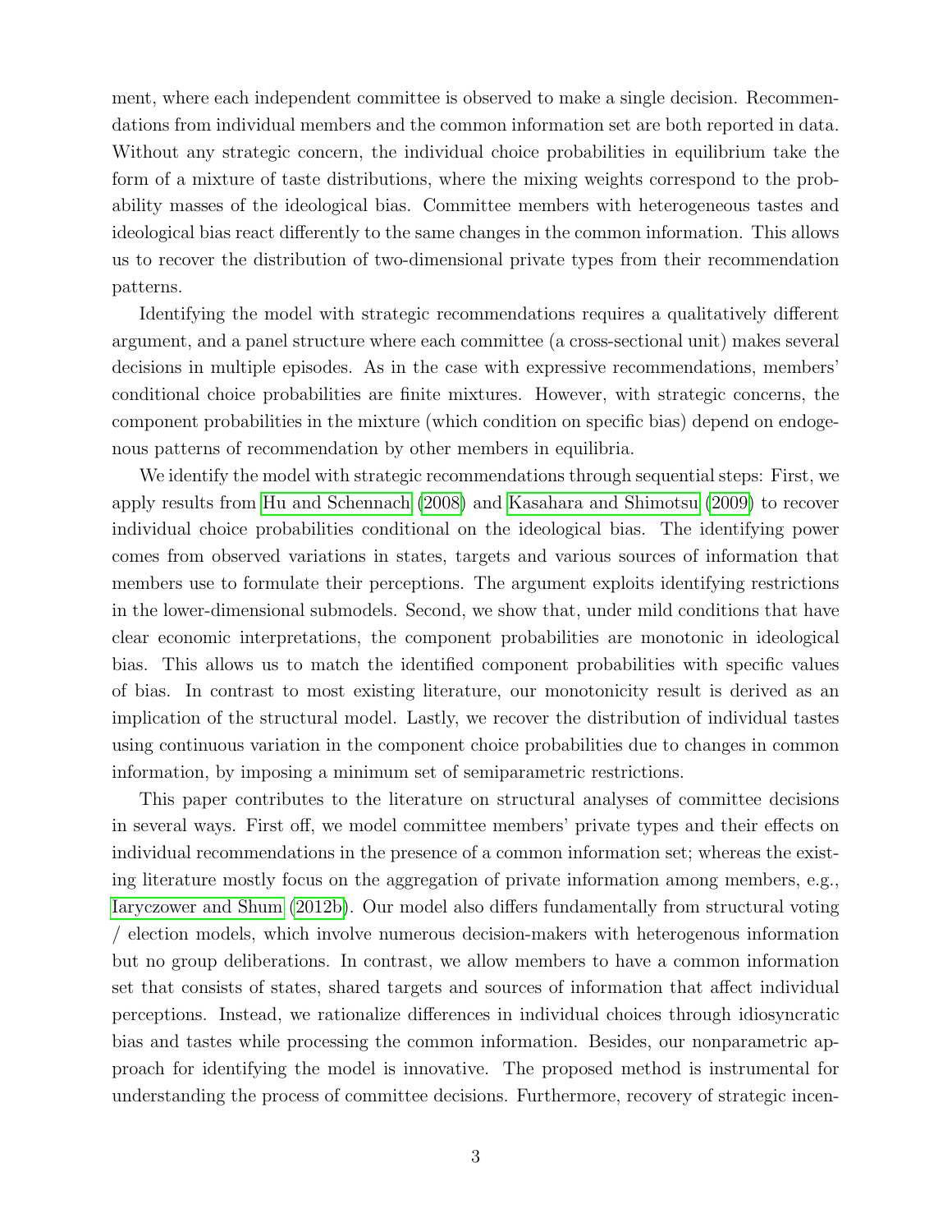ment, where each independent committee is observed to make a single decision. Recommendations from individual members and the common information set are both reported in data. Without any strategic concern, the individual choice probabilities in equilibrium take the form of a mixture of taste distributions, where the mixing weights correspond to the probability masses of the ideological bias. Committee members with heterogeneous tastes and ideological bias react differently to the same changes in the common information. This allows us to recover the distribution of two-dimensional private types from their recommendation patterns.

Identifying the model with strategic recommendations requires a qualitatively different argument, and a panel structure where each committee (a cross-sectional unit) makes several decisions in multiple episodes. As in the case with expressive recommendations, members' conditional choice probabilities are finite mixtures. However, with strategic concerns, the component probabilities in the mixture (which condition on specific bias) depend on endogenous patterns of recommendation by other members in equilibria.

We identify the model with strategic recommendations through sequential steps: First, we apply results from Hu and Schennach (2008) and Kasahara and Shimotsu (2009) to recover individual choice probabilities conditional on the ideological bias. The identifying power comes from observed variations in states, targets and various sources of information that members use to formulate their perceptions. The argument exploits identifying restrictions in the lower-dimensional submodels. Second, we show that, under mild conditions that have clear economic interpretations, the component probabilities are monotonic in ideological bias. This allows us to match the identified component probabilities with specific values of bias. In contrast to most existing literature, our monotonicity result is derived as an implication of the structural model. Lastly, we recover the distribution of individual tastes using continuous variation in the component choice probabilities due to changes in common information, by imposing a minimum set of semiparametric restrictions.

This paper contributes to the literature on structural analyses of committee decisions in several ways. First off, we model committee members' private types and their effects on individual recommendations in the presence of a common information set; whereas the existing literature mostly focus on the aggregation of private information among members, e.g., Iaryczower and Shum (2012b). Our model also differs fundamentally from structural voting / election models, which involve numerous decision-makers with heterogenous information but no group deliberations. In contrast, we allow members to have a common information set that consists of states, shared targets and sources of information that affect individual perceptions. Instead, we rationalize differences in individual choices through idiosyncratic bias and tastes while processing the common information. Besides, our nonparametric approach for identifying the model is innovative. The proposed method is instrumental for understanding the process of committee decisions. Furthermore, recovery of strategic incen-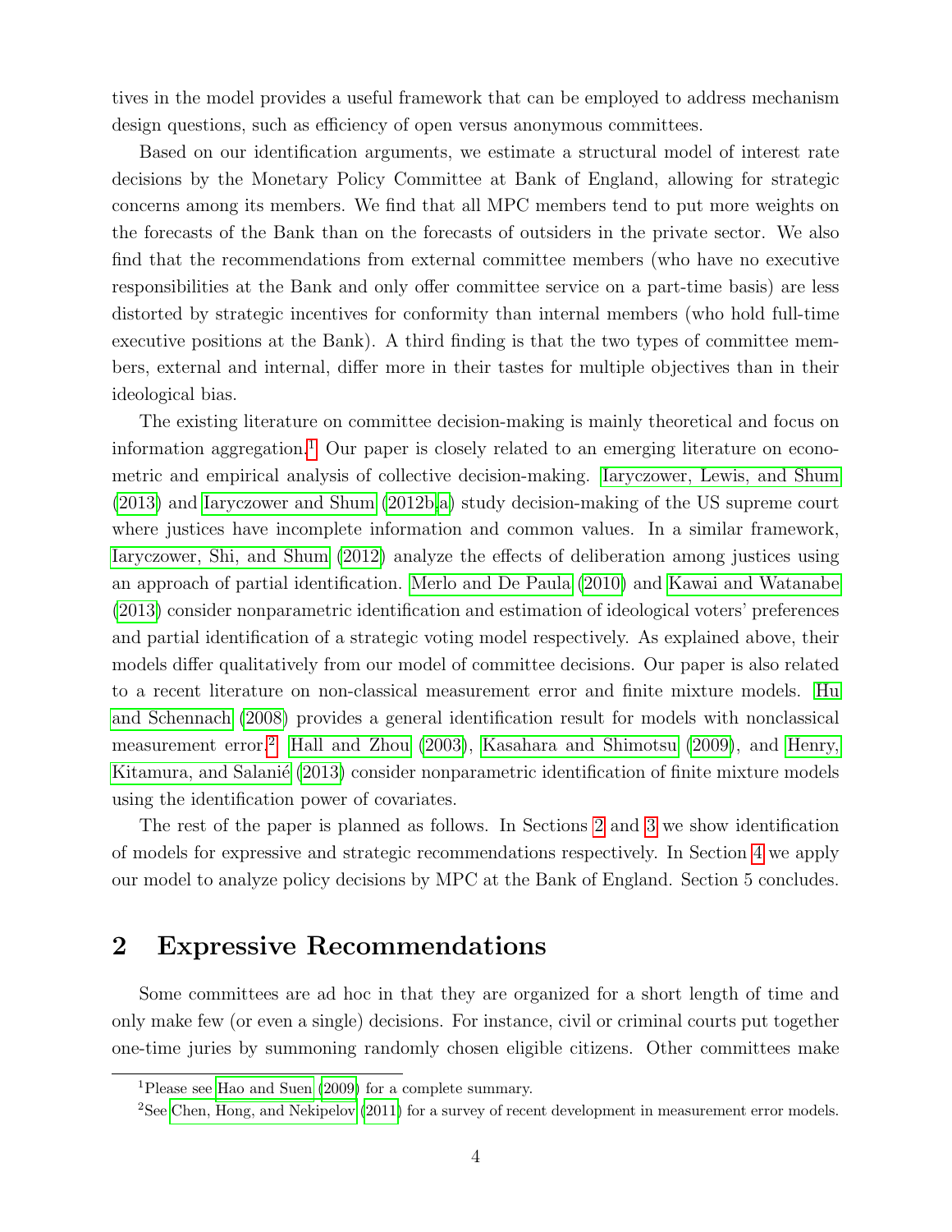tives in the model provides a useful framework that can be employed to address mechanism design questions, such as efficiency of open versus anonymous committees.

Based on our identification arguments, we estimate a structural model of interest rate decisions by the Monetary Policy Committee at Bank of England, allowing for strategic concerns among its members. We find that all MPC members tend to put more weights on the forecasts of the Bank than on the forecasts of outsiders in the private sector. We also find that the recommendations from external committee members (who have no executive responsibilities at the Bank and only offer committee service on a part-time basis) are less distorted by strategic incentives for conformity than internal members (who hold full-time executive positions at the Bank). A third finding is that the two types of committee members, external and internal, differ more in their tastes for multiple objectives than in their ideological bias.

The existing literature on committee decision-making is mainly theoretical and focus on information aggregation.[1] Our paper is closely related to an emerging literature on econometric and empirical analysis of collective decision-making. Iaryczower, Lewis, and Shum (2013) and Iaryczower and Shum (2012b,a) study decision-making of the US supreme court where justices have incomplete information and common values. In a similar framework, Iaryczower, Shi, and Shum (2012) analyze the effects of deliberation among justices using an approach of partial identification. Merlo and De Paula (2010) and Kawai and Watanabe (2013) consider nonparametric identification and estimation of ideological voters' preferences and partial identification of a strategic voting model respectively. As explained above, their models differ qualitatively from our model of committee decisions. Our paper is also related to a recent literature on non-classical measurement error and finite mixture models. Hu and Schennach (2008) provides a general identification result for models with nonclassical measurement error.[2] Hall and Zhou (2003), Kasahara and Shimotsu (2009), and Henry, Kitamura, and Salanié (2013) consider nonparametric identification of finite mixture models using the identification power of covariates.

The rest of the paper is planned as follows. In Sections 2 and 3 we show identification of models for expressive and strategic recommendations respectively. In Section 4 we apply our model to analyze policy decisions by MPC at the Bank of England. Section 5 concludes.

## 2 Expressive Recommendations

Some committees are ad hoc in that they are organized for a short length of time and only make few (or even a single) decisions. For instance, civil or criminal courts put together one-time juries by summoning randomly chosen eligible citizens. Other committees make

[1] Please see Hao and Suen (2009) for a complete summary.

[2] See Chen, Hong, and Nekipelov (2011) for a survey of recent development in measurement error models.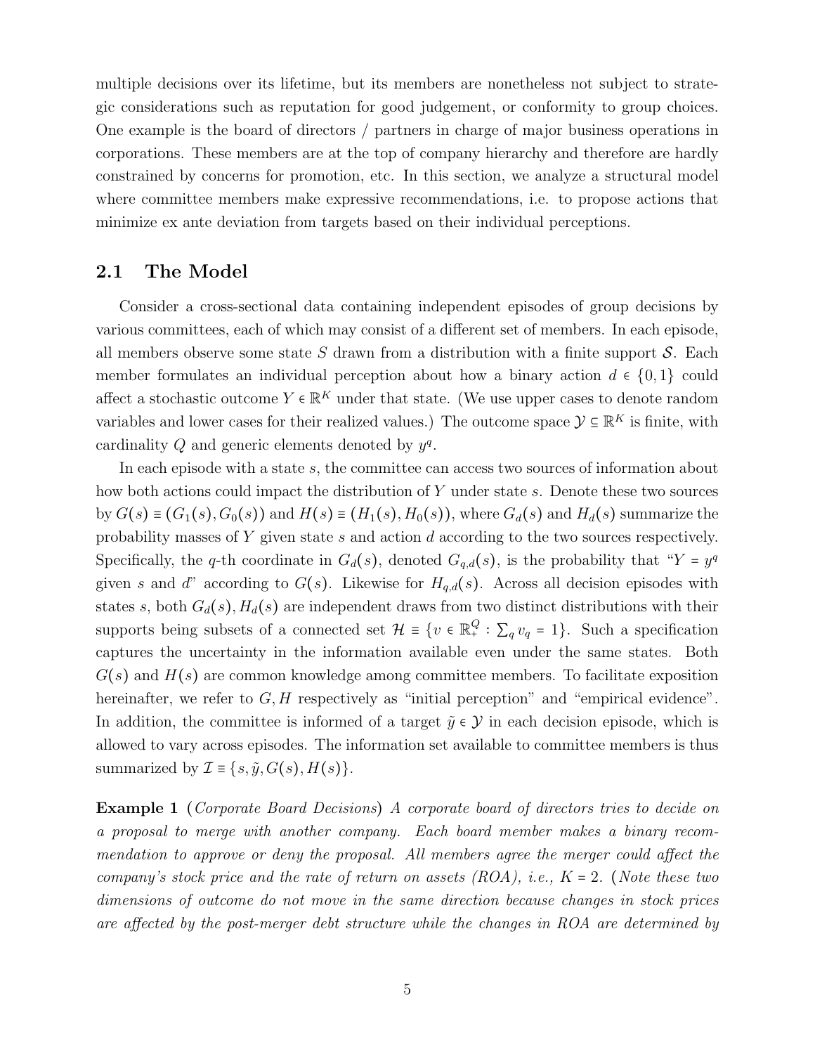multiple decisions over its lifetime, but its members are nonetheless not subject to strategic considerations such as reputation for good judgement, or conformity to group choices. One example is the board of directors / partners in charge of major business operations in corporations. These members are at the top of company hierarchy and therefore are hardly constrained by concerns for promotion, etc. In this section, we analyze a structural model where committee members make expressive recommendations, i.e. to propose actions that minimize ex ante deviation from targets based on their individual perceptions.

## 2.1 The Model

Consider a cross-sectional data containing independent episodes of group decisions by various committees, each of which may consist of a different set of members. In each episode, all members observe some state $S$ drawn from a distribution with a finite support $\mathcal{S}$. Each member formulates an individual perception about how a binary action $d \in \{0, 1\}$ could affect a stochastic outcome $Y \in \mathbb{R}^K$ under that state. (We use upper cases to denote random variables and lower cases for their realized values.) The outcome space $\mathcal{Y} \subseteq \mathbb{R}^K$ is finite, with cardinality $Q$ and generic elements denoted by $y^q$.

In each episode with a state $s$, the committee can access two sources of information about how both actions could impact the distribution of $Y$ under state $s$. Denote these two sources by $G(s) \equiv (G_1(s), G_0(s))$ and $H(s) \equiv (H_1(s), H_0(s))$, where $G_d(s)$ and $H_d(s)$ summarize the probability masses of $Y$ given state $s$ and action $d$ according to the two sources respectively. Specifically, the $q$-th coordinate in $G_d(s)$, denoted $G_{q,d}(s)$, is the probability that "$Y = y^q$ given $s$ and $d$" according to $G(s)$. Likewise for $H_{q,d}(s)$. Across all decision episodes with states $s$, both $G_d(s), H_d(s)$ are independent draws from two distinct distributions with their supports being subsets of a connected set $\mathcal{H} \equiv \{v \in \mathbb{R}^Q_+ : \sum_q v_q = 1\}$. Such a specification captures the uncertainty in the information available even under the same states. Both $G(s)$ and $H(s)$ are common knowledge among committee members. To facilitate exposition hereinafter, we refer to $G, H$ respectively as "initial perception" and "empirical evidence". In addition, the committee is informed of a target $\tilde{y} \in \mathcal{Y}$ in each decision episode, which is allowed to vary across episodes. The information set available to committee members is thus summarized by $\mathcal{I} \equiv \{s, \tilde{y}, G(s), H(s)\}$.

**Example 1** (*Corporate Board Decisions*) *A corporate board of directors tries to decide on a proposal to merge with another company. Each board member makes a binary recommendation to approve or deny the proposal. All members agree the merger could affect the company's stock price and the rate of return on assets (ROA), i.e., $K = 2$.* (*Note these two dimensions of outcome do not move in the same direction because changes in stock prices are affected by the post-merger debt structure while the changes in ROA are determined by*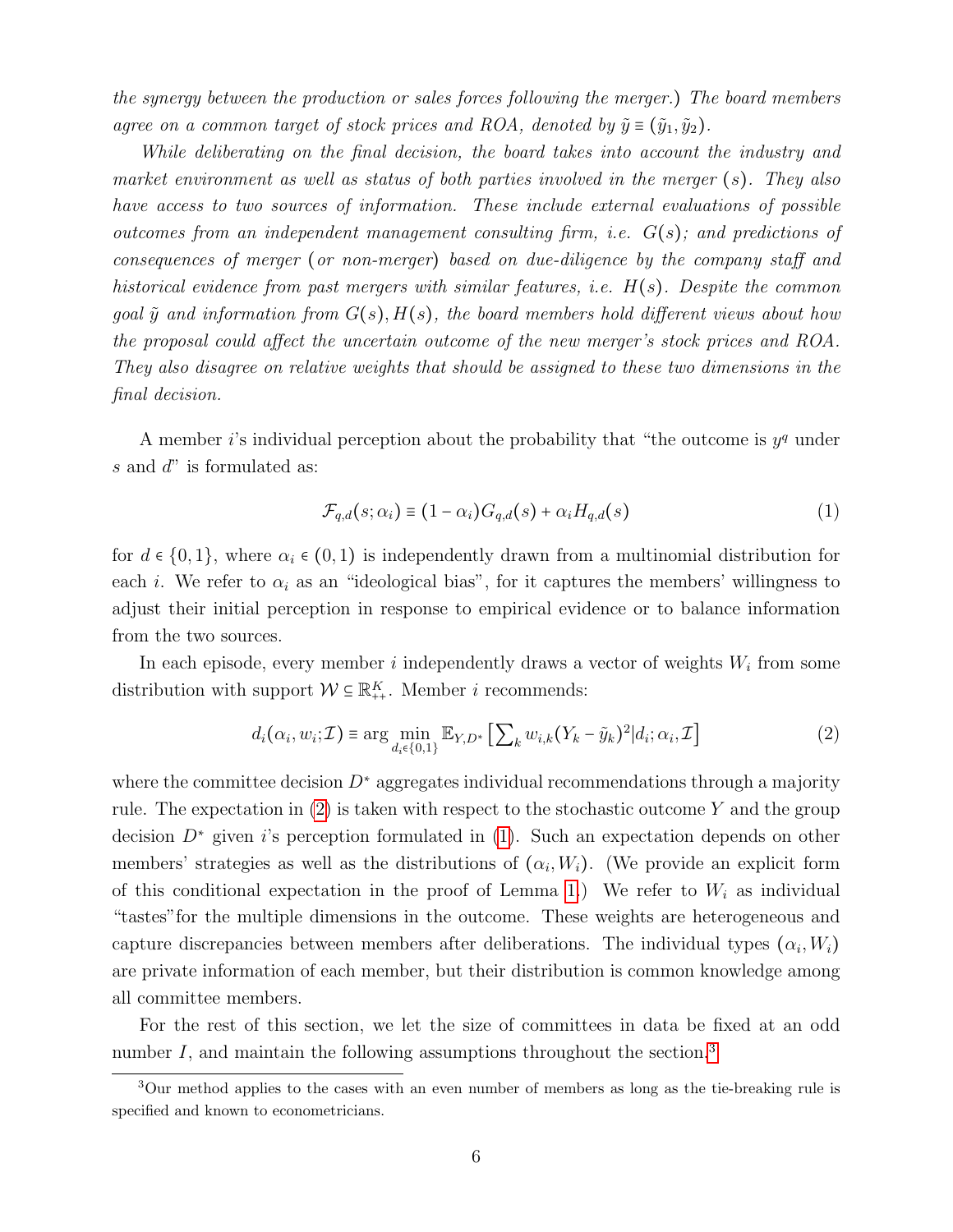*the synergy between the production or sales forces following the merger.) The board members agree on a common target of stock prices and ROA, denoted by $\tilde{y} \equiv (\tilde{y}_1, \tilde{y}_2)$.*

*While deliberating on the final decision, the board takes into account the industry and market environment as well as status of both parties involved in the merger $(s)$. They also have access to two sources of information. These include external evaluations of possible outcomes from an independent management consulting firm, i.e. $G(s)$; and predictions of consequences of merger (or non-merger) based on due-diligence by the company staff and historical evidence from past mergers with similar features, i.e. $H(s)$. Despite the common goal $\tilde{y}$ and information from $G(s), H(s)$, the board members hold different views about how the proposal could affect the uncertain outcome of the new merger's stock prices and ROA. They also disagree on relative weights that should be assigned to these two dimensions in the final decision.*

A member $i$'s individual perception about the probability that "the outcome is $y^q$ under $s$ and $d$" is formulated as:

$$\mathcal{F}_{q,d}(s; \alpha_i) \equiv (1 - \alpha_i) G_{q,d}(s) + \alpha_i H_{q,d}(s) \tag{1}$$

for $d \in \{0, 1\}$, where $\alpha_i \in (0, 1)$ is independently drawn from a multinomial distribution for each $i$. We refer to $\alpha_i$ as an "ideological bias", for it captures the members' willingness to adjust their initial perception in response to empirical evidence or to balance information from the two sources.

In each episode, every member $i$ independently draws a vector of weights $W_i$ from some distribution with support $\mathcal{W} \subseteq \mathbb{R}^K_{++}$. Member $i$ recommends:

$$d_i(\alpha_i, w_i; \mathcal{I}) \equiv \arg\min_{d_i \in \{0,1\}} \mathbb{E}_{Y,D^*}\left[\textstyle\sum_k w_{i,k}(Y_k - \tilde{y}_k)^2 | d_i; \alpha_i, \mathcal{I}\right] \tag{2}$$

where the committee decision $D^*$ aggregates individual recommendations through a majority rule. The expectation in (2) is taken with respect to the stochastic outcome $Y$ and the group decision $D^*$ given $i$'s perception formulated in (1). Such an expectation depends on other members' strategies as well as the distributions of $(\alpha_i, W_i)$. (We provide an explicit form of this conditional expectation in the proof of Lemma 1.) We refer to $W_i$ as individual "tastes"for the multiple dimensions in the outcome. These weights are heterogeneous and capture discrepancies between members after deliberations. The individual types $(\alpha_i, W_i)$ are private information of each member, but their distribution is common knowledge among all committee members.

For the rest of this section, we let the size of committees in data be fixed at an odd number $I$, and maintain the following assumptions throughout the section.[3]

[3]Our method applies to the cases with an even number of members as long as the tie-breaking rule is specified and known to econometricians.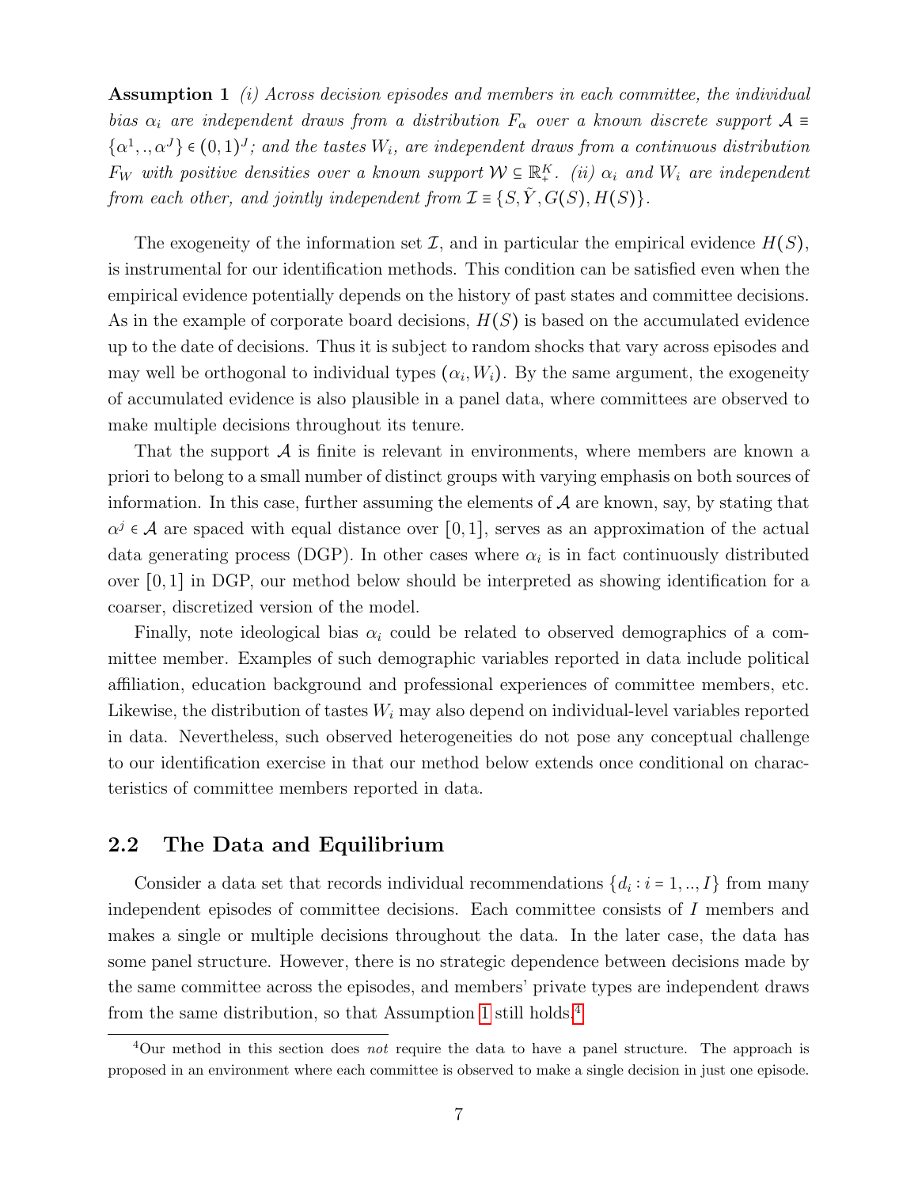**Assumption 1** *(i) Across decision episodes and members in each committee, the individual bias $\alpha_i$ are independent draws from a distribution $F_\alpha$ over a known discrete support $\mathcal{A} \equiv \{\alpha^1, .., \alpha^J\} \in (0,1)^J$; and the tastes $W_i$, are independent draws from a continuous distribution $F_W$ with positive densities over a known support $\mathcal{W} \subseteq \mathbb{R}_+^K$. (ii) $\alpha_i$ and $W_i$ are independent from each other, and jointly independent from $\mathcal{I} \equiv \{S, \tilde{Y}, G(S), H(S)\}$.*

The exogeneity of the information set $\mathcal{I}$, and in particular the empirical evidence $H(S)$, is instrumental for our identification methods. This condition can be satisfied even when the empirical evidence potentially depends on the history of past states and committee decisions. As in the example of corporate board decisions, $H(S)$ is based on the accumulated evidence up to the date of decisions. Thus it is subject to random shocks that vary across episodes and may well be orthogonal to individual types $(\alpha_i, W_i)$. By the same argument, the exogeneity of accumulated evidence is also plausible in a panel data, where committees are observed to make multiple decisions throughout its tenure.

That the support $\mathcal{A}$ is finite is relevant in environments, where members are known a priori to belong to a small number of distinct groups with varying emphasis on both sources of information. In this case, further assuming the elements of $\mathcal{A}$ are known, say, by stating that $\alpha^j \in \mathcal{A}$ are spaced with equal distance over $[0,1]$, serves as an approximation of the actual data generating process (DGP). In other cases where $\alpha_i$ is in fact continuously distributed over $[0,1]$ in DGP, our method below should be interpreted as showing identification for a coarser, discretized version of the model.

Finally, note ideological bias $\alpha_i$ could be related to observed demographics of a committee member. Examples of such demographic variables reported in data include political affiliation, education background and professional experiences of committee members, etc. Likewise, the distribution of tastes $W_i$ may also depend on individual-level variables reported in data. Nevertheless, such observed heterogeneities do not pose any conceptual challenge to our identification exercise in that our method below extends once conditional on characteristics of committee members reported in data.

## 2.2 The Data and Equilibrium

Consider a data set that records individual recommendations $\{d_i : i = 1, .., I\}$ from many independent episodes of committee decisions. Each committee consists of $I$ members and makes a single or multiple decisions throughout the data. In the later case, the data has some panel structure. However, there is no strategic dependence between decisions made by the same committee across the episodes, and members' private types are independent draws from the same distribution, so that Assumption 1 still holds.[4]

[4]Our method in this section does *not* require the data to have a panel structure. The approach is proposed in an environment where each committee is observed to make a single decision in just one episode.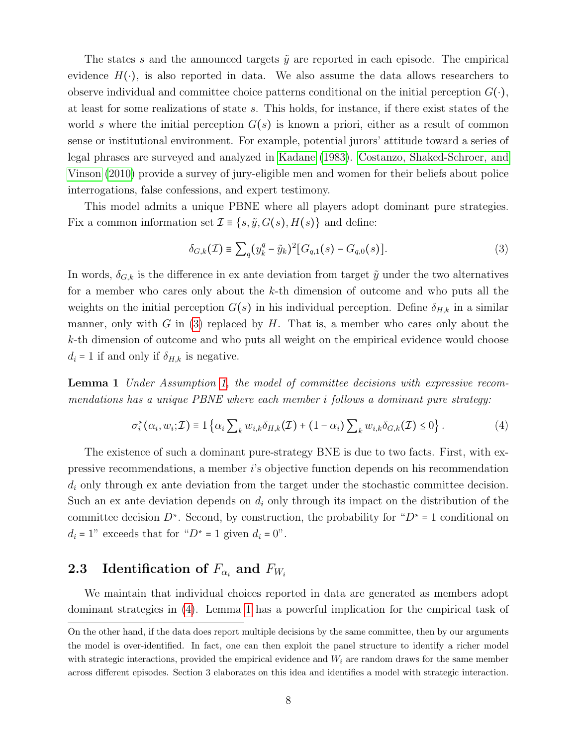The states $s$ and the announced targets $\tilde{y}$ are reported in each episode. The empirical evidence $H(\cdot)$, is also reported in data. We also assume the data allows researchers to observe individual and committee choice patterns conditional on the initial perception $G(\cdot)$, at least for some realizations of state $s$. This holds, for instance, if there exist states of the world $s$ where the initial perception $G(s)$ is known a priori, either as a result of common sense or institutional environment. For example, potential jurors' attitude toward a series of legal phrases are surveyed and analyzed in Kadane (1983). Costanzo, Shaked-Schroer, and Vinson (2010) provide a survey of jury-eligible men and women for their beliefs about police interrogations, false confessions, and expert testimony.

This model admits a unique PBNE where all players adopt dominant pure strategies. Fix a common information set $\mathcal{I} \equiv \{s, \tilde{y}, G(s), H(s)\}$ and define:

$$\delta_{G,k}(\mathcal{I}) \equiv \sum\nolimits_q (y_k^q - \tilde{y}_k)^2 [G_{q,1}(s) - G_{q,0}(s)]. \tag{3}$$

In words, $\delta_{G,k}$ is the difference in ex ante deviation from target $\tilde{y}$ under the two alternatives for a member who cares only about the $k$-th dimension of outcome and who puts all the weights on the initial perception $G(s)$ in his individual perception. Define $\delta_{H,k}$ in a similar manner, only with $G$ in (3) replaced by $H$. That is, a member who cares only about the $k$-th dimension of outcome and who puts all weight on the empirical evidence would choose $d_i = 1$ if and only if $\delta_{H,k}$ is negative.

**Lemma 1** *Under Assumption 1, the model of committee decisions with expressive recommendations has a unique PBNE where each member $i$ follows a dominant pure strategy:*

$$\sigma_i^*(\alpha_i, w_i; \mathcal{I}) \equiv 1\left\{\alpha_i \sum\nolimits_k w_{i,k}\delta_{H,k}(\mathcal{I}) + (1 - \alpha_i)\sum\nolimits_k w_{i,k}\delta_{G,k}(\mathcal{I}) \leq 0\right\}. \tag{4}$$

The existence of such a dominant pure-strategy BNE is due to two facts. First, with expressive recommendations, a member $i$'s objective function depends on his recommendation $d_i$ only through ex ante deviation from the target under the stochastic committee decision. Such an ex ante deviation depends on $d_i$ only through its impact on the distribution of the committee decision $D^*$. Second, by construction, the probability for "$D^* = 1$ conditional on $d_i = 1$" exceeds that for "$D^* = 1$ given $d_i = 0$".

## 2.3 Identification of $F_{\alpha_i}$ and $F_{W_i}$

We maintain that individual choices reported in data are generated as members adopt dominant strategies in (4). Lemma 1 has a powerful implication for the empirical task of

On the other hand, if the data does report multiple decisions by the same committee, then by our arguments the model is over-identified. In fact, one can then exploit the panel structure to identify a richer model with strategic interactions, provided the empirical evidence and $W_i$ are random draws for the same member across different episodes. Section 3 elaborates on this idea and identifies a model with strategic interaction.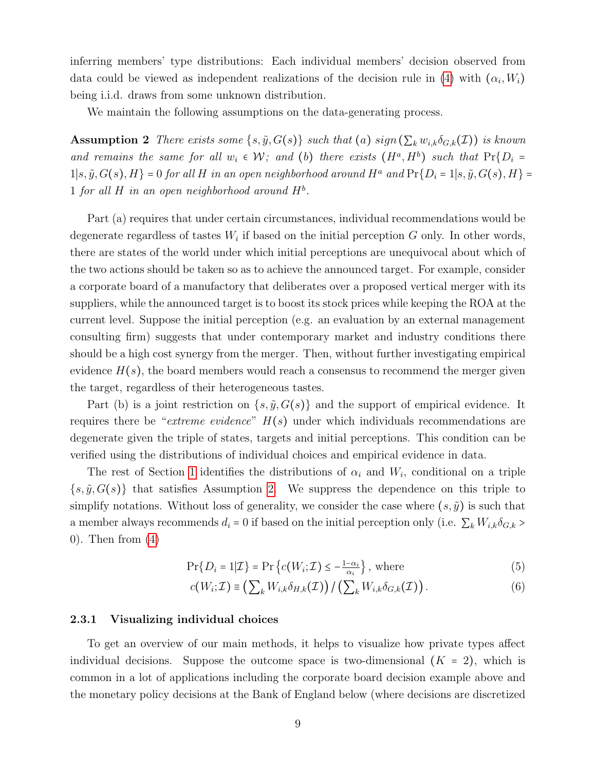inferring members' type distributions: Each individual members' decision observed from data could be viewed as independent realizations of the decision rule in (4) with $(\alpha_i, W_i)$ being i.i.d. draws from some unknown distribution.

We maintain the following assumptions on the data-generating process.

**Assumption 2** *There exists some* $\{s, \tilde{y}, G(s)\}$ *such that* (a) *sign* $(\sum_k w_{i,k}\delta_{G,k}(\mathcal{I}))$ *is known and remains the same for all* $w_i \in \mathcal{W}$; *and* (b) *there exists* $(H^a, H^b)$ *such that* $\Pr\{D_i = 1|s, \tilde{y}, G(s), H\} = 0$ *for all* $H$ *in an open neighborhood around* $H^a$ *and* $\Pr\{D_i = 1|s, \tilde{y}, G(s), H\} = 1$ *for all* $H$ *in an open neighborhood around* $H^b$.

Part (a) requires that under certain circumstances, individual recommendations would be degenerate regardless of tastes $W_i$ if based on the initial perception $G$ only. In other words, there are states of the world under which initial perceptions are unequivocal about which of the two actions should be taken so as to achieve the announced target. For example, consider a corporate board of a manufactory that deliberates over a proposed vertical merger with its suppliers, while the announced target is to boost its stock prices while keeping the ROA at the current level. Suppose the initial perception (e.g. an evaluation by an external management consulting firm) suggests that under contemporary market and industry conditions there should be a high cost synergy from the merger. Then, without further investigating empirical evidence $H(s)$, the board members would reach a consensus to recommend the merger given the target, regardless of their heterogeneous tastes.

Part (b) is a joint restriction on $\{s, \tilde{y}, G(s)\}$ and the support of empirical evidence. It requires there be "*extreme evidence*" $H(s)$ under which individuals recommendations are degenerate given the triple of states, targets and initial perceptions. This condition can be verified using the distributions of individual choices and empirical evidence in data.

The rest of Section 1 identifies the distributions of $\alpha_i$ and $W_i$, conditional on a triple $\{s, \tilde{y}, G(s)\}$ that satisfies Assumption 2. We suppress the dependence on this triple to simplify notations. Without loss of generality, we consider the case where $(s, \tilde{y})$ is such that a member always recommends $d_i = 0$ if based on the initial perception only (i.e. $\sum_k W_{i,k}\delta_{G,k} > 0$). Then from (4)

$$\Pr\{D_i = 1|\mathcal{I}\} = \Pr\left\{c(W_i;\mathcal{I}) \leq -\tfrac{1-\alpha_i}{\alpha_i}\right\}, \text{ where} \tag{5}$$

$$c(W_i;\mathcal{I}) \equiv \left(\sum_k W_{i,k}\delta_{H,k}(\mathcal{I})\right) / \left(\sum_k W_{i,k}\delta_{G,k}(\mathcal{I})\right). \tag{6}$$

### 2.3.1 Visualizing individual choices

To get an overview of our main methods, it helps to visualize how private types affect individual decisions. Suppose the outcome space is two-dimensional ($K = 2$), which is common in a lot of applications including the corporate board decision example above and the monetary policy decisions at the Bank of England below (where decisions are discretized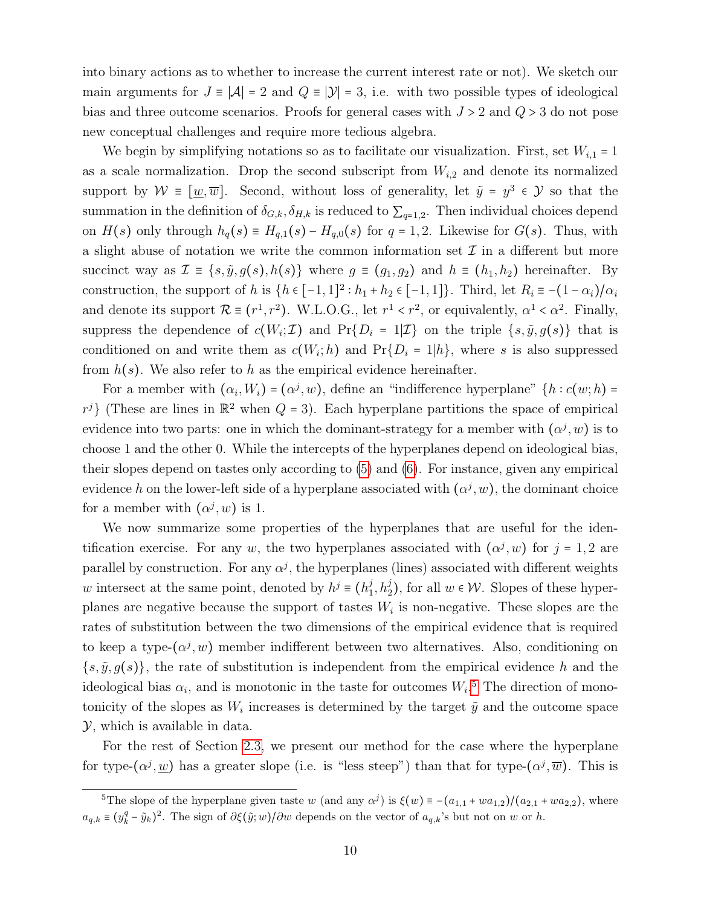into binary actions as to whether to increase the current interest rate or not). We sketch our main arguments for $J \equiv |\mathcal{A}| = 2$ and $Q \equiv |\mathcal{Y}| = 3$, i.e. with two possible types of ideological bias and three outcome scenarios. Proofs for general cases with $J > 2$ and $Q > 3$ do not pose new conceptual challenges and require more tedious algebra.

We begin by simplifying notations so as to facilitate our visualization. First, set $W_{i,1} = 1$ as a scale normalization. Drop the second subscript from $W_{i,2}$ and denote its normalized support by $\mathcal{W} \equiv [\underline{w}, \overline{w}]$. Second, without loss of generality, let $\tilde{y} = y^3 \in \mathcal{Y}$ so that the summation in the definition of $\delta_{G,k}, \delta_{H,k}$ is reduced to $\sum_{q=1,2}$. Then individual choices depend on $H(s)$ only through $h_q(s) \equiv H_{q,1}(s) - H_{q,0}(s)$ for $q = 1, 2$. Likewise for $G(s)$. Thus, with a slight abuse of notation we write the common information set $\mathcal{I}$ in a different but more succinct way as $\mathcal{I} \equiv \{s, \tilde{y}, g(s), h(s)\}$ where $g \equiv (g_1, g_2)$ and $h \equiv (h_1, h_2)$ hereinafter. By construction, the support of $h$ is $\{h \in [-1, 1]^2 : h_1 + h_2 \in [-1, 1]\}$. Third, let $R_i \equiv -(1 - \alpha_i)/\alpha_i$ and denote its support $\mathcal{R} \equiv (r^1, r^2)$. W.L.O.G., let $r^1 < r^2$, or equivalently, $\alpha^1 < \alpha^2$. Finally, suppress the dependence of $c(W_i; \mathcal{I})$ and $\Pr\{D_i = 1|\mathcal{I}\}$ on the triple $\{s, \tilde{y}, g(s)\}$ that is conditioned on and write them as $c(W_i; h)$ and $\Pr\{D_i = 1|h\}$, where $s$ is also suppressed from $h(s)$. We also refer to $h$ as the empirical evidence hereinafter.

For a member with $(\alpha_i, W_i) = (\alpha^j, w)$, define an "indifference hyperplane" $\{h : c(w; h) = r^j\}$ (These are lines in $\mathbb{R}^2$ when $Q = 3$). Each hyperplane partitions the space of empirical evidence into two parts: one in which the dominant-strategy for a member with $(\alpha^j, w)$ is to choose 1 and the other 0. While the intercepts of the hyperplanes depend on ideological bias, their slopes depend on tastes only according to (5) and (6). For instance, given any empirical evidence $h$ on the lower-left side of a hyperplane associated with $(\alpha^j, w)$, the dominant choice for a member with $(\alpha^j, w)$ is 1.

We now summarize some properties of the hyperplanes that are useful for the identification exercise. For any $w$, the two hyperplanes associated with $(\alpha^j, w)$ for $j = 1, 2$ are parallel by construction. For any $\alpha^j$, the hyperplanes (lines) associated with different weights $w$ intersect at the same point, denoted by $h^j \equiv (h^j_1, h^j_2)$, for all $w \in \mathcal{W}$. Slopes of these hyperplanes are negative because the support of tastes $W_i$ is non-negative. These slopes are the rates of substitution between the two dimensions of the empirical evidence that is required to keep a type-$(\alpha^j, w)$ member indifferent between two alternatives. Also, conditioning on $\{s, \tilde{y}, g(s)\}$, the rate of substitution is independent from the empirical evidence $h$ and the ideological bias $\alpha_i$, and is monotonic in the taste for outcomes $W_i$.[5] The direction of monotonicity of the slopes as $W_i$ increases is determined by the target $\tilde{y}$ and the outcome space $\mathcal{Y}$, which is available in data.

For the rest of Section 2.3, we present our method for the case where the hyperplane for type-$(\alpha^j, \underline{w})$ has a greater slope (i.e. is "less steep") than that for type-$(\alpha^j, \overline{w})$. This is

[5] The slope of the hyperplane given taste $w$ (and any $\alpha^j$) is $\xi(w) \equiv -(a_{1,1} + wa_{1,2})/(a_{2,1} + wa_{2,2})$, where $a_{q,k} \equiv (y^q_k - \tilde{y}_k)^2$. The sign of $\partial\xi(\tilde{y}; w)/\partial w$ depends on the vector of $a_{q,k}$'s but not on $w$ or $h$.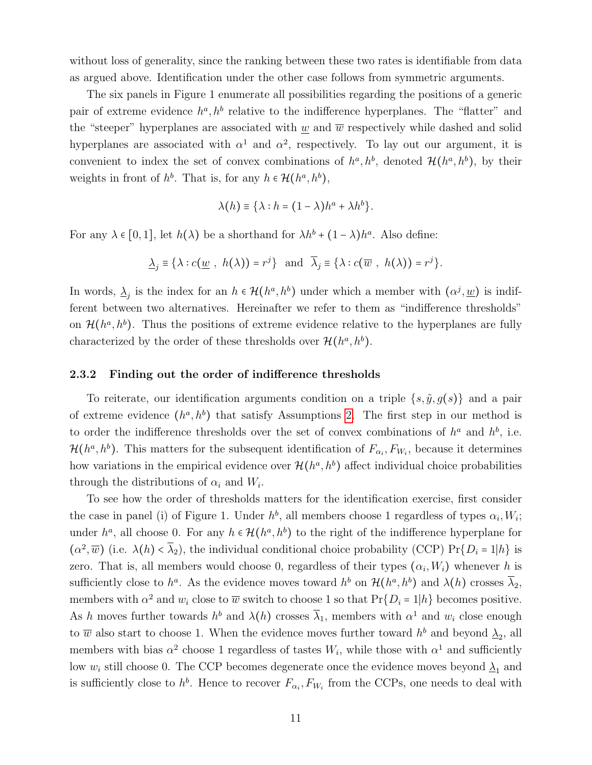without loss of generality, since the ranking between these two rates is identifiable from data as argued above. Identification under the other case follows from symmetric arguments.

The six panels in Figure 1 enumerate all possibilities regarding the positions of a generic pair of extreme evidence $h^a, h^b$ relative to the indifference hyperplanes. The "flatter" and the "steeper" hyperplanes are associated with $\underline{w}$ and $\overline{w}$ respectively while dashed and solid hyperplanes are associated with $\alpha^1$ and $\alpha^2$, respectively. To lay out our argument, it is convenient to index the set of convex combinations of $h^a, h^b$, denoted $\mathcal{H}(h^a, h^b)$, by their weights in front of $h^b$. That is, for any $h \in \mathcal{H}(h^a, h^b)$,

$$\lambda(h) \equiv \{\lambda : h = (1-\lambda)h^a + \lambda h^b\}.$$

For any $\lambda \in [0,1]$, let $h(\lambda)$ be a shorthand for $\lambda h^b + (1-\lambda)h^a$. Also define:

$$\underline{\lambda}_j \equiv \{\lambda : c(\underline{w}\ ,\ h(\lambda)) = r^j\} \ \text{ and } \ \overline{\lambda}_j \equiv \{\lambda : c(\overline{w}\ ,\ h(\lambda)) = r^j\}.$$

In words, $\underline{\lambda}_j$ is the index for an $h \in \mathcal{H}(h^a, h^b)$ under which a member with $(\alpha^j, \underline{w})$ is indifferent between two alternatives. Hereinafter we refer to them as "indifference thresholds" on $\mathcal{H}(h^a, h^b)$. Thus the positions of extreme evidence relative to the hyperplanes are fully characterized by the order of these thresholds over $\mathcal{H}(h^a, h^b)$.

### 2.3.2 Finding out the order of indifference thresholds

To reiterate, our identification arguments condition on a triple $\{s, \tilde{y}, g(s)\}$ and a pair of extreme evidence $(h^a, h^b)$ that satisfy Assumptions 2. The first step in our method is to order the indifference thresholds over the set of convex combinations of $h^a$ and $h^b$, i.e. $\mathcal{H}(h^a, h^b)$. This matters for the subsequent identification of $F_{\alpha_i}, F_{W_i}$, because it determines how variations in the empirical evidence over $\mathcal{H}(h^a, h^b)$ affect individual choice probabilities through the distributions of $\alpha_i$ and $W_i$.

To see how the order of thresholds matters for the identification exercise, first consider the case in panel (i) of Figure 1. Under $h^b$, all members choose 1 regardless of types $\alpha_i, W_i$; under $h^a$, all choose 0. For any $h \in \mathcal{H}(h^a, h^b)$ to the right of the indifference hyperplane for $(\alpha^2, \overline{w})$ (i.e. $\lambda(h) < \overline{\lambda}_2$), the individual conditional choice probability (CCP) $\Pr\{D_i = 1|h\}$ is zero. That is, all members would choose 0, regardless of their types $(\alpha_i, W_i)$ whenever $h$ is sufficiently close to $h^a$. As the evidence moves toward $h^b$ on $\mathcal{H}(h^a, h^b)$ and $\lambda(h)$ crosses $\overline{\lambda}_2$, members with $\alpha^2$ and $w_i$ close to $\overline{w}$ switch to choose 1 so that $\Pr\{D_i = 1|h\}$ becomes positive. As $h$ moves further towards $h^b$ and $\lambda(h)$ crosses $\overline{\lambda}_1$, members with $\alpha^1$ and $w_i$ close enough to $\overline{w}$ also start to choose 1. When the evidence moves further toward $h^b$ and beyond $\underline{\lambda}_2$, all members with bias $\alpha^2$ choose 1 regardless of tastes $W_i$, while those with $\alpha^1$ and sufficiently low $w_i$ still choose 0. The CCP becomes degenerate once the evidence moves beyond $\underline{\lambda}_1$ and is sufficiently close to $h^b$. Hence to recover $F_{\alpha_i}, F_{W_i}$ from the CCPs, one needs to deal with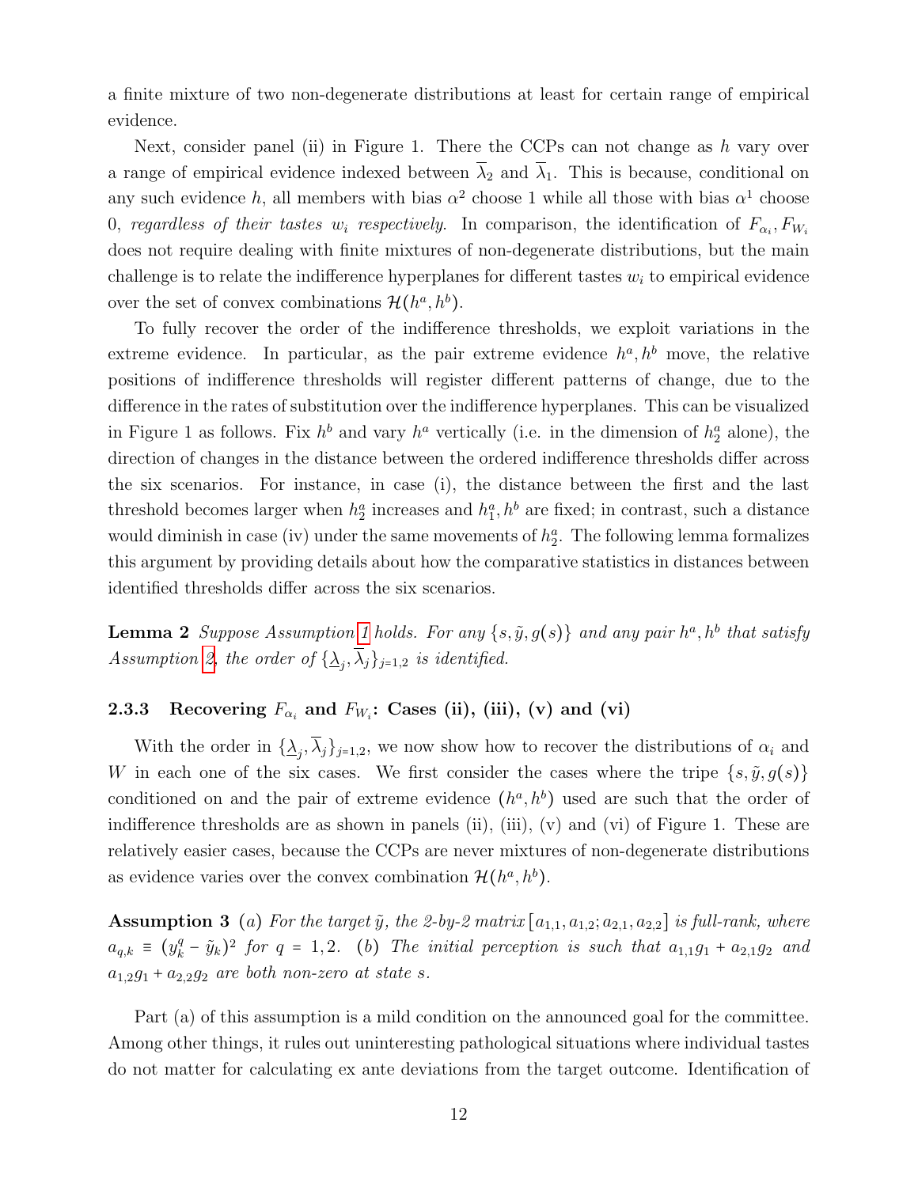a finite mixture of two non-degenerate distributions at least for certain range of empirical evidence.

Next, consider panel (ii) in Figure 1. There the CCPs can not change as $h$ vary over a range of empirical evidence indexed between $\overline{\lambda}_2$ and $\overline{\lambda}_1$. This is because, conditional on any such evidence $h$, all members with bias $\alpha^2$ choose 1 while all those with bias $\alpha^1$ choose 0, *regardless of their tastes $w_i$ respectively*. In comparison, the identification of $F_{\alpha_i}, F_{W_i}$ does not require dealing with finite mixtures of non-degenerate distributions, but the main challenge is to relate the indifference hyperplanes for different tastes $w_i$ to empirical evidence over the set of convex combinations $\mathcal{H}(h^a, h^b)$.

To fully recover the order of the indifference thresholds, we exploit variations in the extreme evidence. In particular, as the pair extreme evidence $h^a, h^b$ move, the relative positions of indifference thresholds will register different patterns of change, due to the difference in the rates of substitution over the indifference hyperplanes. This can be visualized in Figure 1 as follows. Fix $h^b$ and vary $h^a$ vertically (i.e. in the dimension of $h_2^a$ alone), the direction of changes in the distance between the ordered indifference thresholds differ across the six scenarios. For instance, in case (i), the distance between the first and the last threshold becomes larger when $h_2^a$ increases and $h_1^a, h^b$ are fixed; in contrast, such a distance would diminish in case (iv) under the same movements of $h_2^a$. The following lemma formalizes this argument by providing details about how the comparative statistics in distances between identified thresholds differ across the six scenarios.

**Lemma 2** *Suppose Assumption 1 holds. For any $\{s, \tilde{y}, g(s)\}$ and any pair $h^a, h^b$ that satisfy Assumption 2, the order of $\{\underline{\lambda}_j, \overline{\lambda}_j\}_{j=1,2}$ is identified.*

### 2.3.3 Recovering $F_{\alpha_i}$ and $F_{W_i}$: Cases (ii), (iii), (v) and (vi)

With the order in $\{\underline{\lambda}_j, \overline{\lambda}_j\}_{j=1,2}$, we now show how to recover the distributions of $\alpha_i$ and $W$ in each one of the six cases. We first consider the cases where the tripe $\{s, \tilde{y}, g(s)\}$ conditioned on and the pair of extreme evidence $(h^a, h^b)$ used are such that the order of indifference thresholds are as shown in panels (ii), (iii), (v) and (vi) of Figure 1. These are relatively easier cases, because the CCPs are never mixtures of non-degenerate distributions as evidence varies over the convex combination $\mathcal{H}(h^a, h^b)$.

**Assumption 3** *(a) For the target $\tilde{y}$, the 2-by-2 matrix $[a_{1,1}, a_{1,2}; a_{2,1}, a_{2,2}]$ is full-rank, where $a_{q,k} \equiv (y_k^q - \tilde{y}_k)^2$ for $q = 1, 2$. (b) The initial perception is such that $a_{1,1}g_1 + a_{2,1}g_2$ and $a_{1,2}g_1 + a_{2,2}g_2$ are both non-zero at state $s$.*

Part (a) of this assumption is a mild condition on the announced goal for the committee. Among other things, it rules out uninteresting pathological situations where individual tastes do not matter for calculating ex ante deviations from the target outcome. Identification of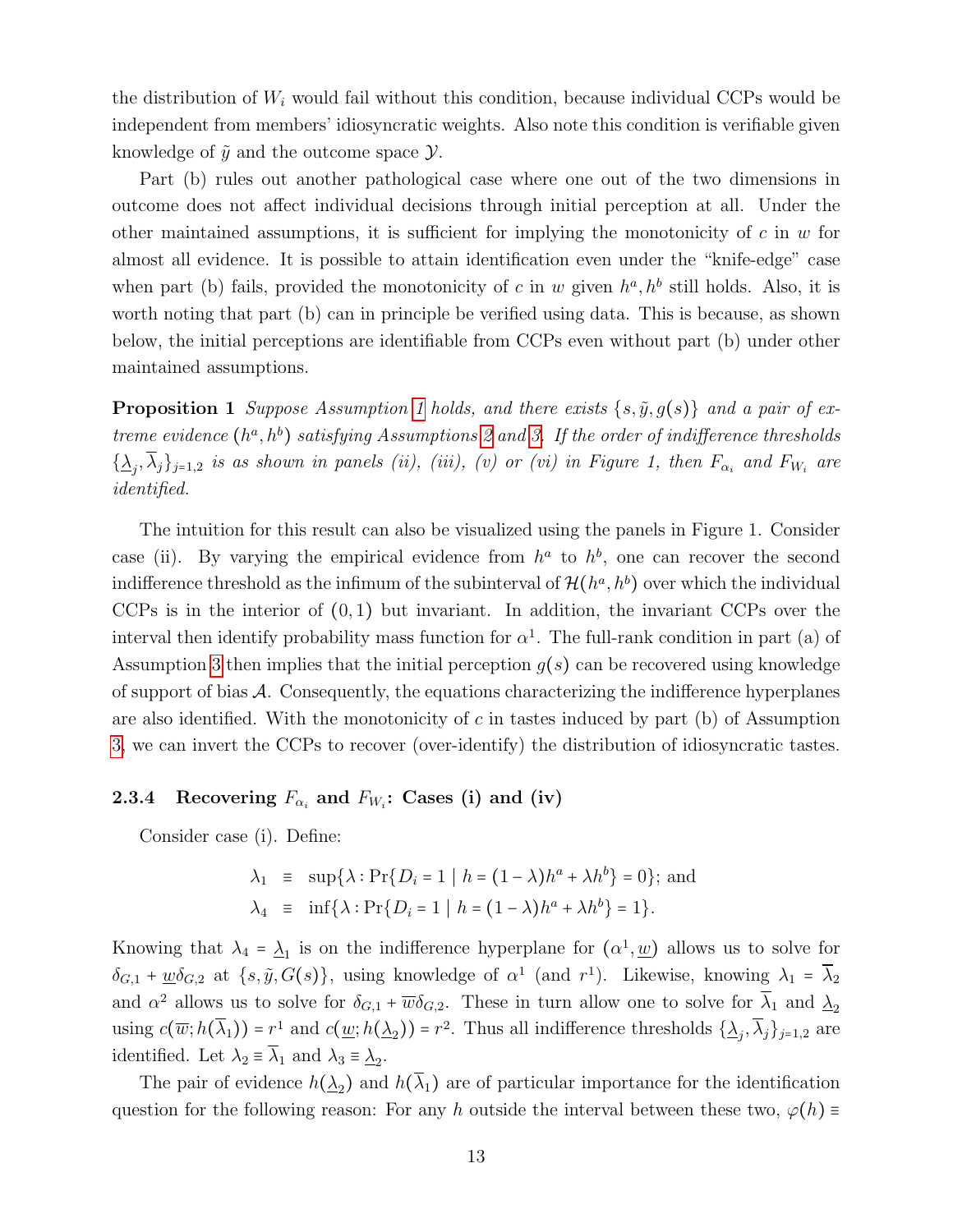the distribution of $W_i$ would fail without this condition, because individual CCPs would be independent from members' idiosyncratic weights. Also note this condition is verifiable given knowledge of $\tilde{y}$ and the outcome space $\mathcal{Y}$.

Part (b) rules out another pathological case where one out of the two dimensions in outcome does not affect individual decisions through initial perception at all. Under the other maintained assumptions, it is sufficient for implying the monotonicity of $c$ in $w$ for almost all evidence. It is possible to attain identification even under the "knife-edge" case when part (b) fails, provided the monotonicity of $c$ in $w$ given $h^a, h^b$ still holds. Also, it is worth noting that part (b) can in principle be verified using data. This is because, as shown below, the initial perceptions are identifiable from CCPs even without part (b) under other maintained assumptions.

**Proposition 1** *Suppose Assumption 1 holds, and there exists $\{s, \tilde{y}, g(s)\}$ and a pair of extreme evidence $(h^a, h^b)$ satisfying Assumptions 2 and 3. If the order of indifference thresholds $\{\underline{\lambda}_j, \overline{\lambda}_j\}_{j=1,2}$ is as shown in panels (ii), (iii), (v) or (vi) in Figure 1, then $F_{\alpha_i}$ and $F_{W_i}$ are identified.*

The intuition for this result can also be visualized using the panels in Figure 1. Consider case (ii). By varying the empirical evidence from $h^a$ to $h^b$, one can recover the second indifference threshold as the infimum of the subinterval of $\mathcal{H}(h^a, h^b)$ over which the individual CCPs is in the interior of $(0,1)$ but invariant. In addition, the invariant CCPs over the interval then identify probability mass function for $\alpha^1$. The full-rank condition in part (a) of Assumption 3 then implies that the initial perception $g(s)$ can be recovered using knowledge of support of bias $\mathcal{A}$. Consequently, the equations characterizing the indifference hyperplanes are also identified. With the monotonicity of $c$ in tastes induced by part (b) of Assumption 3, we can invert the CCPs to recover (over-identify) the distribution of idiosyncratic tastes.

### 2.3.4 Recovering $F_{\alpha_i}$ and $F_{W_i}$: Cases (i) and (iv)

Consider case (i). Define:

$$\begin{aligned}
\lambda_1 &\equiv \sup\{\lambda : \Pr\{D_i = 1 \mid h = (1-\lambda)h^a + \lambda h^b\} = 0\}; \text{ and} \\
\lambda_4 &\equiv \inf\{\lambda : \Pr\{D_i = 1 \mid h = (1-\lambda)h^a + \lambda h^b\} = 1\}.
\end{aligned}$$

Knowing that $\lambda_4 = \underline{\lambda}_1$ is on the indifference hyperplane for $(\alpha^1, \underline{w})$ allows us to solve for $\delta_{G,1} + \underline{w}\delta_{G,2}$ at $\{s, \tilde{y}, G(s)\}$, using knowledge of $\alpha^1$ (and $r^1$). Likewise, knowing $\lambda_1 = \overline{\lambda}_2$ and $\alpha^2$ allows us to solve for $\delta_{G,1} + \overline{w}\delta_{G,2}$. These in turn allow one to solve for $\overline{\lambda}_1$ and $\underline{\lambda}_2$ using $c(\overline{w}; h(\overline{\lambda}_1)) = r^1$ and $c(\underline{w}; h(\underline{\lambda}_2)) = r^2$. Thus all indifference thresholds $\{\underline{\lambda}_j, \overline{\lambda}_j\}_{j=1,2}$ are identified. Let $\lambda_2 \equiv \overline{\lambda}_1$ and $\lambda_3 \equiv \underline{\lambda}_2$.

The pair of evidence $h(\underline{\lambda}_2)$ and $h(\overline{\lambda}_1)$ are of particular importance for the identification question for the following reason: For any $h$ outside the interval between these two, $\varphi(h) \equiv$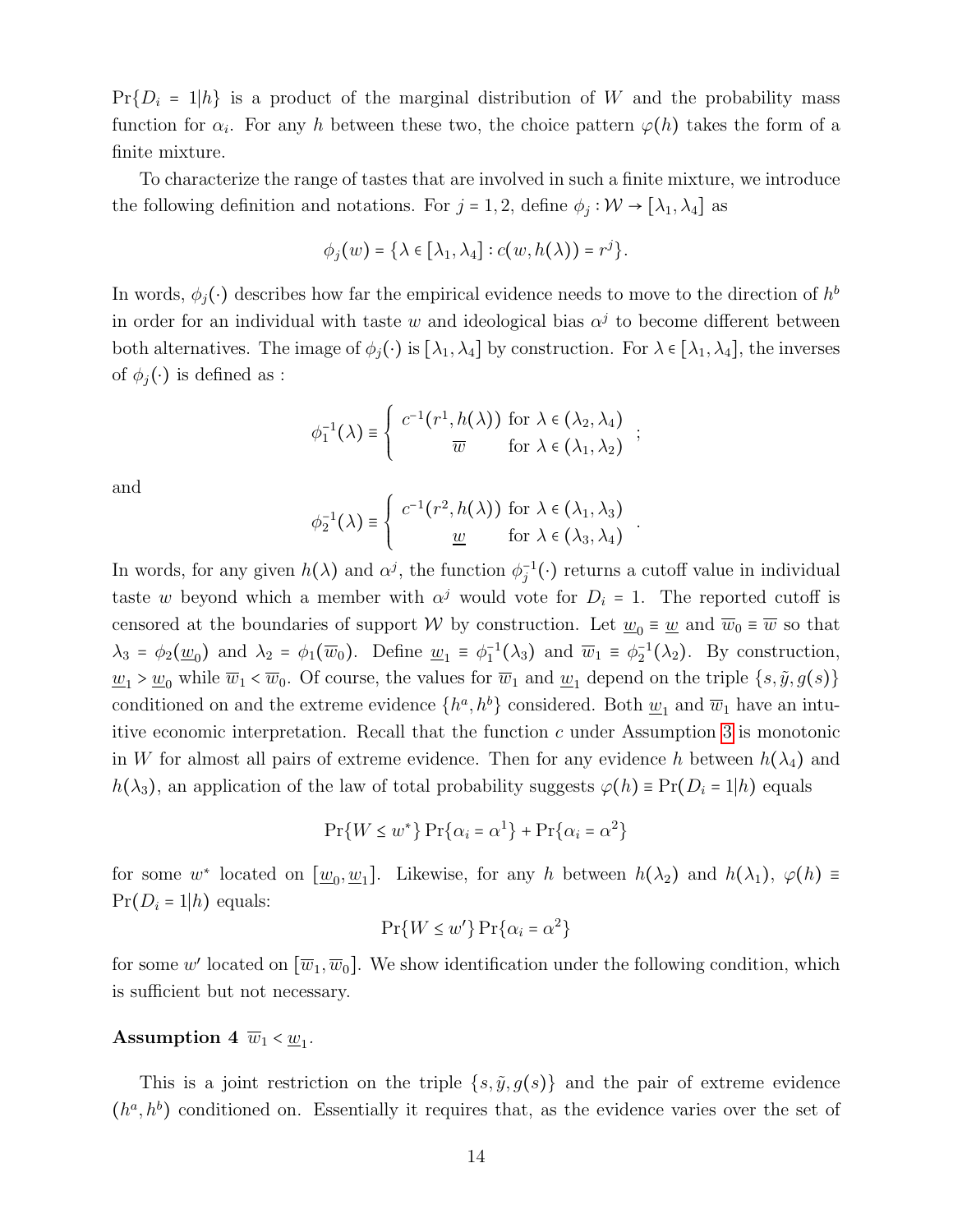$\Pr\{D_i = 1|h\}$ is a product of the marginal distribution of $W$ and the probability mass function for $\alpha_i$. For any $h$ between these two, the choice pattern $\varphi(h)$ takes the form of a finite mixture.

To characterize the range of tastes that are involved in such a finite mixture, we introduce the following definition and notations. For $j = 1, 2$, define $\phi_j : \mathcal{W} \to [\lambda_1, \lambda_4]$ as

$$\phi_j(w) = \{\lambda \in [\lambda_1, \lambda_4] : c(w, h(\lambda)) = r^j\}.$$

In words, $\phi_j(\cdot)$ describes how far the empirical evidence needs to move to the direction of $h^b$ in order for an individual with taste $w$ and ideological bias $\alpha^j$ to become different between both alternatives. The image of $\phi_j(\cdot)$ is $[\lambda_1, \lambda_4]$ by construction. For $\lambda \in [\lambda_1, \lambda_4]$, the inverses of $\phi_j(\cdot)$ is defined as :

$$\phi_1^{-1}(\lambda) \equiv \begin{cases} c^{-1}(r^1, h(\lambda)) & \text{for } \lambda \in (\lambda_2, \lambda_4) \\ \overline{w} & \text{for } \lambda \in (\lambda_1, \lambda_2) \end{cases};$$

and

$$\phi_2^{-1}(\lambda) \equiv \begin{cases} c^{-1}(r^2, h(\lambda)) & \text{for } \lambda \in (\lambda_1, \lambda_3) \\ \underline{w} & \text{for } \lambda \in (\lambda_3, \lambda_4) \end{cases}.$$

In words, for any given $h(\lambda)$ and $\alpha^j$, the function $\phi_j^{-1}(\cdot)$ returns a cutoff value in individual taste $w$ beyond which a member with $\alpha^j$ would vote for $D_i = 1$. The reported cutoff is censored at the boundaries of support $\mathcal{W}$ by construction. Let $\underline{w}_0 \equiv \underline{w}$ and $\overline{w}_0 \equiv \overline{w}$ so that $\lambda_3 = \phi_2(\underline{w}_0)$ and $\lambda_2 = \phi_1(\overline{w}_0)$. Define $\underline{w}_1 \equiv \phi_1^{-1}(\lambda_3)$ and $\overline{w}_1 \equiv \phi_2^{-1}(\lambda_2)$. By construction, $\underline{w}_1 > \underline{w}_0$ while $\overline{w}_1 < \overline{w}_0$. Of course, the values for $\overline{w}_1$ and $\underline{w}_1$ depend on the triple $\{s, \tilde{y}, g(s)\}$ conditioned on and the extreme evidence $\{h^a, h^b\}$ considered. Both $\underline{w}_1$ and $\overline{w}_1$ have an intuitive economic interpretation. Recall that the function $c$ under Assumption 3 is monotonic in $W$ for almost all pairs of extreme evidence. Then for any evidence $h$ between $h(\lambda_4)$ and $h(\lambda_3)$, an application of the law of total probability suggests $\varphi(h) \equiv \Pr(D_i = 1|h)$ equals

$$\Pr\{W \le w^*\} \Pr\{\alpha_i = \alpha^1\} + \Pr\{\alpha_i = \alpha^2\}$$

for some $w^*$ located on $[\underline{w}_0, \underline{w}_1]$. Likewise, for any $h$ between $h(\lambda_2)$ and $h(\lambda_1)$, $\varphi(h) \equiv \Pr(D_i = 1|h)$ equals:

$$\Pr\{W \le w'\} \Pr\{\alpha_i = \alpha^2\}$$

for some $w'$ located on $[\overline{w}_1, \overline{w}_0]$. We show identification under the following condition, which is sufficient but not necessary.

**Assumption 4** $\overline{w}_1 < \underline{w}_1$.

This is a joint restriction on the triple $\{s, \tilde{y}, g(s)\}$ and the pair of extreme evidence $(h^a, h^b)$ conditioned on. Essentially it requires that, as the evidence varies over the set of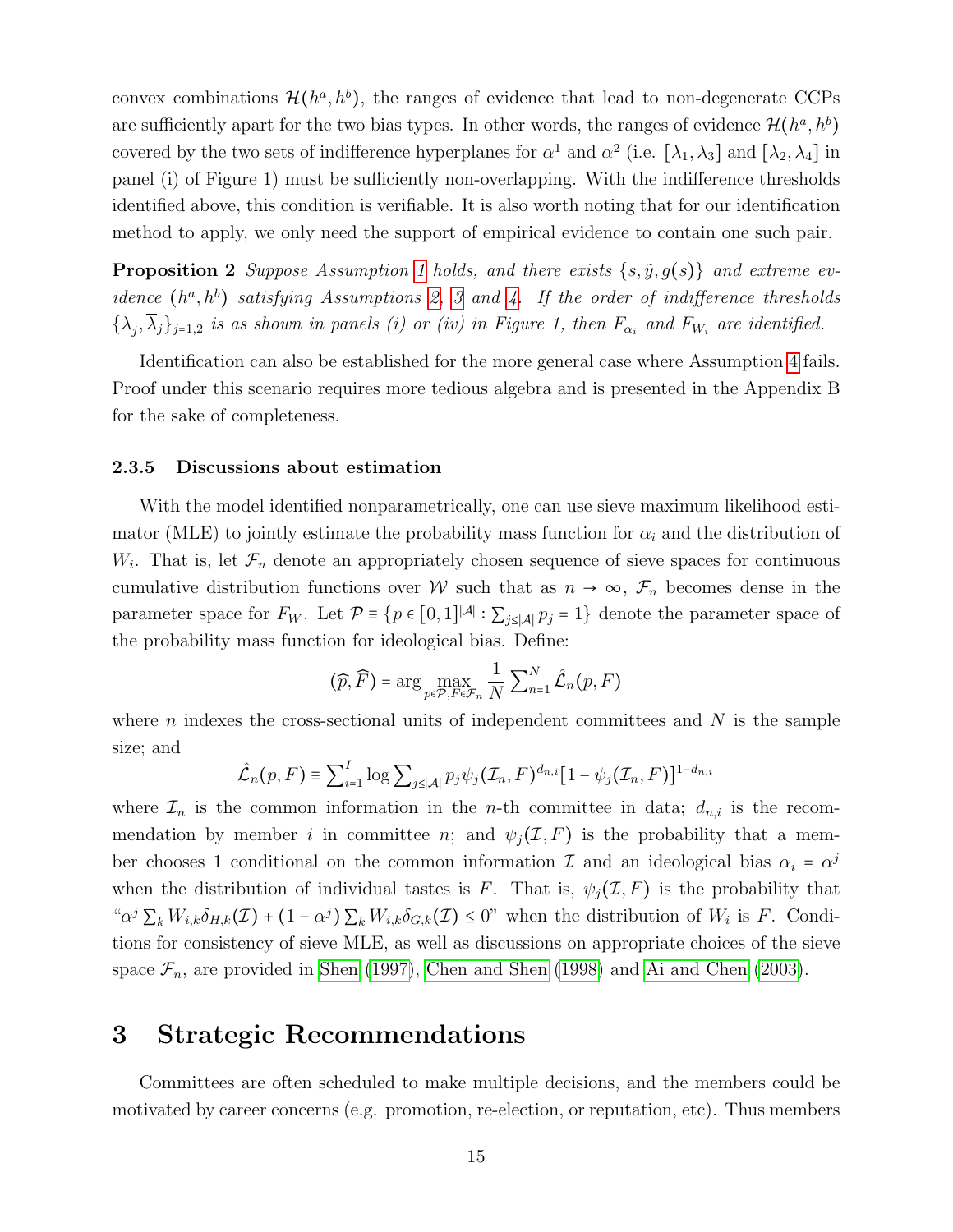convex combinations $\mathcal{H}(h^a, h^b)$, the ranges of evidence that lead to non-degenerate CCPs are sufficiently apart for the two bias types. In other words, the ranges of evidence $\mathcal{H}(h^a, h^b)$ covered by the two sets of indifference hyperplanes for $\alpha^1$ and $\alpha^2$ (i.e. $[\lambda_1, \lambda_3]$ and $[\lambda_2, \lambda_4]$ in panel (i) of Figure 1) must be sufficiently non-overlapping. With the indifference thresholds identified above, this condition is verifiable. It is also worth noting that for our identification method to apply, we only need the support of empirical evidence to contain one such pair.

**Proposition 2** *Suppose Assumption 1 holds, and there exists $\{s, \tilde{y}, g(s)\}$ and extreme evidence $(h^a, h^b)$ satisfying Assumptions 2, 3 and 4. If the order of indifference thresholds $\{\underline{\lambda}_j, \overline{\lambda}_j\}_{j=1,2}$ is as shown in panels (i) or (iv) in Figure 1, then $F_{\alpha_i}$ and $F_{W_i}$ are identified.*

Identification can also be established for the more general case where Assumption 4 fails. Proof under this scenario requires more tedious algebra and is presented in the Appendix B for the sake of completeness.

### 2.3.5 Discussions about estimation

With the model identified nonparametrically, one can use sieve maximum likelihood estimator (MLE) to jointly estimate the probability mass function for $\alpha_i$ and the distribution of $W_i$. That is, let $\mathcal{F}_n$ denote an appropriately chosen sequence of sieve spaces for continuous cumulative distribution functions over $\mathcal{W}$ such that as $n \to \infty$, $\mathcal{F}_n$ becomes dense in the parameter space for $F_W$. Let $\mathcal{P} \equiv \{p \in [0,1]^{|\mathcal{A}|} : \sum_{j \leq |\mathcal{A}|} p_j = 1\}$ denote the parameter space of the probability mass function for ideological bias. Define:

$$(\widehat{p}, \widehat{F}) = \arg \max_{p \in \mathcal{P}, F \in \mathcal{F}_n} \frac{1}{N} \sum\nolimits_{n=1}^{N} \hat{\mathcal{L}}_n(p, F)$$

where $n$ indexes the cross-sectional units of independent committees and $N$ is the sample size; and

$$\hat{\mathcal{L}}_n(p, F) \equiv \sum\nolimits_{i=1}^{I} \log \sum\nolimits_{j \leq |\mathcal{A}|} p_j \psi_j(\mathcal{I}_n, F)^{d_{n,i}} [1 - \psi_j(\mathcal{I}_n, F)]^{1-d_{n,i}}$$

where $\mathcal{I}_n$ is the common information in the $n$-th committee in data; $d_{n,i}$ is the recommendation by member $i$ in committee $n$; and $\psi_j(\mathcal{I}, F)$ is the probability that a member chooses 1 conditional on the common information $\mathcal{I}$ and an ideological bias $\alpha_i = \alpha^j$ when the distribution of individual tastes is $F$. That is, $\psi_j(\mathcal{I}, F)$ is the probability that "$\alpha^j \sum_k W_{i,k} \delta_{H,k}(\mathcal{I}) + (1 - \alpha^j) \sum_k W_{i,k} \delta_{G,k}(\mathcal{I}) \leq 0$" when the distribution of $W_i$ is $F$. Conditions for consistency of sieve MLE, as well as discussions on appropriate choices of the sieve space $\mathcal{F}_n$, are provided in Shen (1997), Chen and Shen (1998) and Ai and Chen (2003).

# 3 Strategic Recommendations

Committees are often scheduled to make multiple decisions, and the members could be motivated by career concerns (e.g. promotion, re-election, or reputation, etc). Thus members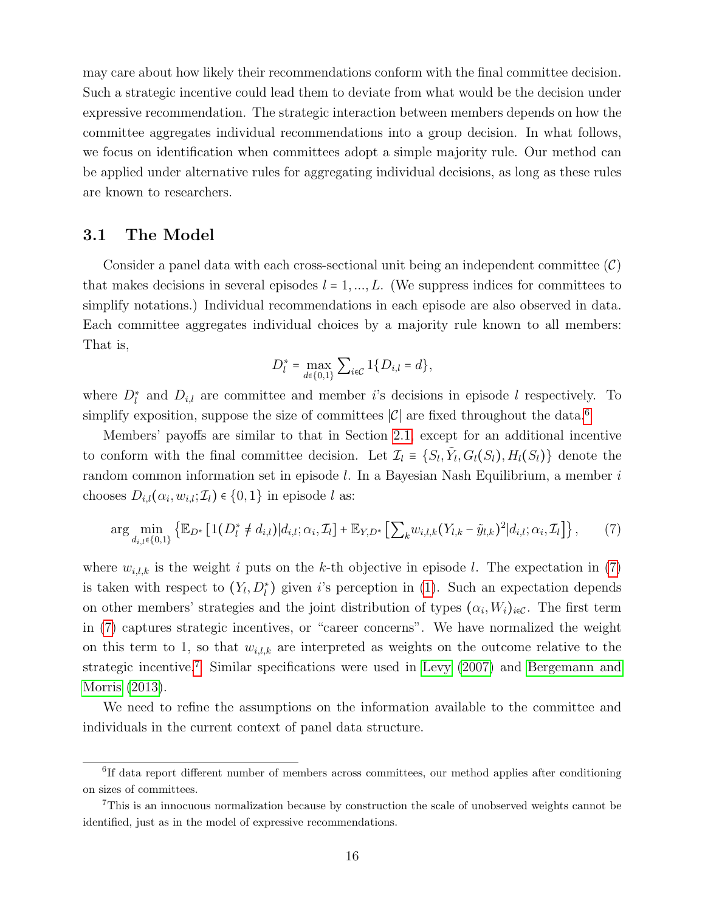may care about how likely their recommendations conform with the final committee decision. Such a strategic incentive could lead them to deviate from what would be the decision under expressive recommendation. The strategic interaction between members depends on how the committee aggregates individual recommendations into a group decision. In what follows, we focus on identification when committees adopt a simple majority rule. Our method can be applied under alternative rules for aggregating individual decisions, as long as these rules are known to researchers.

## 3.1 The Model

Consider a panel data with each cross-sectional unit being an independent committee ($\mathcal{C}$) that makes decisions in several episodes $l = 1, ..., L$. (We suppress indices for committees to simplify notations.) Individual recommendations in each episode are also observed in data. Each committee aggregates individual choices by a majority rule known to all members: That is,

$$D_l^* = \max_{d \in \{0,1\}} \sum_{i \in \mathcal{C}} 1\{D_{i,l} = d\},$$

where $D_l^*$ and $D_{i,l}$ are committee and member $i$'s decisions in episode $l$ respectively. To simplify exposition, suppose the size of committees $|\mathcal{C}|$ are fixed throughout the data.[6]

Members' payoffs are similar to that in Section 2.1, except for an additional incentive to conform with the final committee decision. Let $\mathcal{I}_l \equiv \{S_l, \tilde{Y}_l, G_l(S_l), H_l(S_l)\}$ denote the random common information set in episode $l$. In a Bayesian Nash Equilibrium, a member $i$ chooses $D_{i,l}(\alpha_i, w_{i,l}; \mathcal{I}_l) \in \{0,1\}$ in episode $l$ as:

$$\arg\min_{d_{i,l} \in \{0,1\}} \left\{ \mathbb{E}_{D^*}\left[1(D_l^* \neq d_{i,l}) | d_{i,l}; \alpha_i, \mathcal{I}_l\right] + \mathbb{E}_{Y,D^*}\left[\sum_k w_{i,l,k}(Y_{l,k} - \tilde{y}_{l,k})^2 | d_{i,l}; \alpha_i, \mathcal{I}_l\right]\right\}, \tag{7}$$

where $w_{i,l,k}$ is the weight $i$ puts on the $k$-th objective in episode $l$. The expectation in (7) is taken with respect to $(Y_l, D_l^*)$ given $i$'s perception in (1). Such an expectation depends on other members' strategies and the joint distribution of types $(\alpha_i, W_i)_{i \in \mathcal{C}}$. The first term in (7) captures strategic incentives, or "career concerns". We have normalized the weight on this term to 1, so that $w_{i,l,k}$ are interpreted as weights on the outcome relative to the strategic incentive.[7] Similar specifications were used in Levy (2007) and Bergemann and Morris (2013).

We need to refine the assumptions on the information available to the committee and individuals in the current context of panel data structure.

---

[6] If data report different number of members across committees, our method applies after conditioning on sizes of committees.

[7] This is an innocuous normalization because by construction the scale of unobserved weights cannot be identified, just as in the model of expressive recommendations.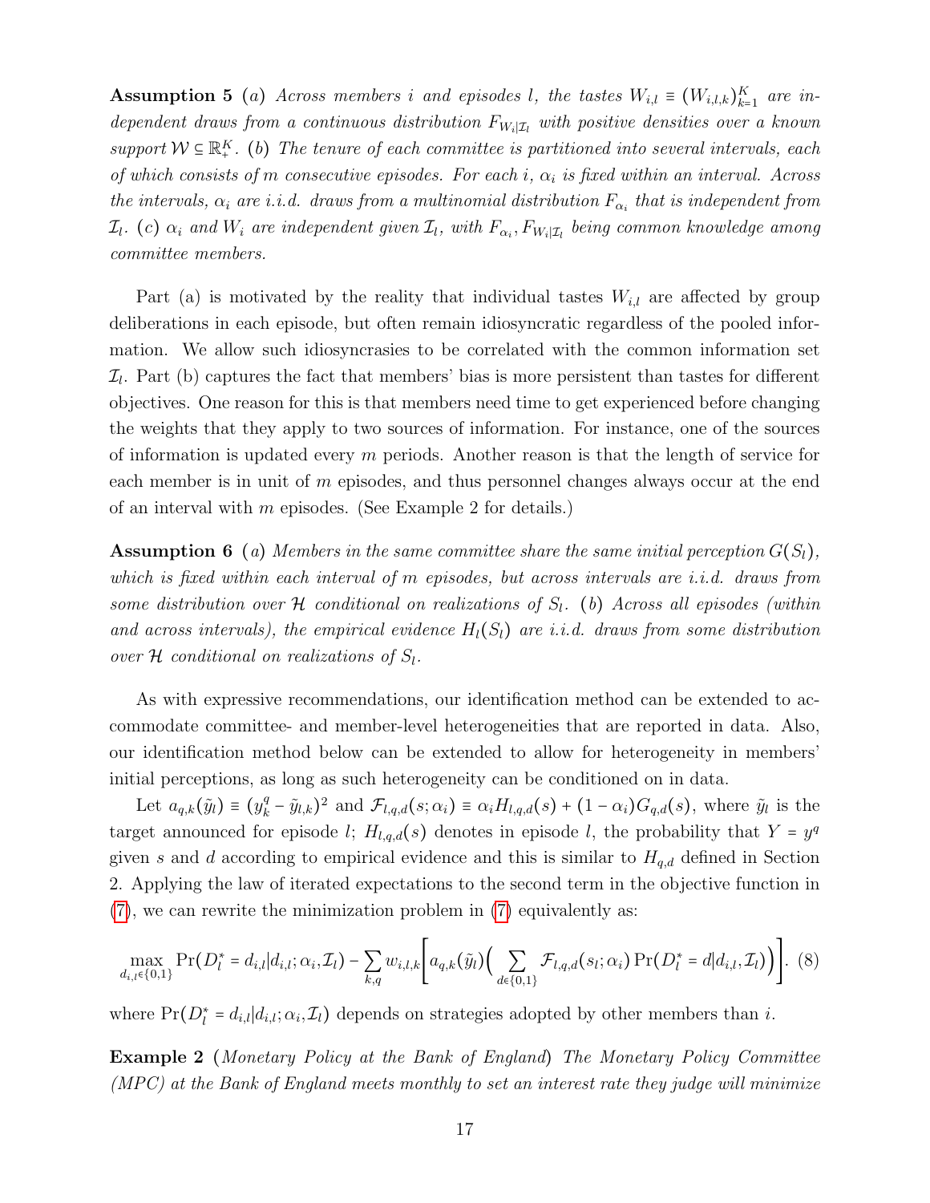**Assumption 5** (*a*) *Across members $i$ and episodes $l$, the tastes $W_{i,l} \equiv (W_{i,l,k})_{k=1}^K$ are independent draws from a continuous distribution $F_{W_i|\mathcal{I}_l}$ with positive densities over a known support $\mathcal{W} \subseteq \mathbb{R}_+^K$.* (*b*) *The tenure of each committee is partitioned into several intervals, each of which consists of $m$ consecutive episodes. For each $i$, $\alpha_i$ is fixed within an interval. Across the intervals, $\alpha_i$ are i.i.d. draws from a multinomial distribution $F_{\alpha_i}$ that is independent from $\mathcal{I}_l$.* (*c*) *$\alpha_i$ and $W_i$ are independent given $\mathcal{I}_l$, with $F_{\alpha_i}, F_{W_i|\mathcal{I}_l}$ being common knowledge among committee members.*

Part (a) is motivated by the reality that individual tastes $W_{i,l}$ are affected by group deliberations in each episode, but often remain idiosyncratic regardless of the pooled information. We allow such idiosyncrasies to be correlated with the common information set $\mathcal{I}_l$. Part (b) captures the fact that members' bias is more persistent than tastes for different objectives. One reason for this is that members need time to get experienced before changing the weights that they apply to two sources of information. For instance, one of the sources of information is updated every $m$ periods. Another reason is that the length of service for each member is in unit of $m$ episodes, and thus personnel changes always occur at the end of an interval with $m$ episodes. (See Example 2 for details.)

**Assumption 6** (*a*) *Members in the same committee share the same initial perception $G(S_l)$, which is fixed within each interval of $m$ episodes, but across intervals are i.i.d. draws from some distribution over $\mathcal{H}$ conditional on realizations of $S_l$.* (*b*) *Across all episodes (within and across intervals), the empirical evidence $H_l(S_l)$ are i.i.d. draws from some distribution over $\mathcal{H}$ conditional on realizations of $S_l$.*

As with expressive recommendations, our identification method can be extended to accommodate committee- and member-level heterogeneities that are reported in data. Also, our identification method below can be extended to allow for heterogeneity in members' initial perceptions, as long as such heterogeneity can be conditioned on in data.

Let $a_{q,k}(\tilde{y}_l) \equiv (y_k^q - \tilde{y}_{l,k})^2$ and $\mathcal{F}_{l,q,d}(s;\alpha_i) \equiv \alpha_i H_{l,q,d}(s) + (1-\alpha_i)G_{q,d}(s)$, where $\tilde{y}_l$ is the target announced for episode $l$; $H_{l,q,d}(s)$ denotes in episode $l$, the probability that $Y = y^q$ given $s$ and $d$ according to empirical evidence and this is similar to $H_{q,d}$ defined in Section 2. Applying the law of iterated expectations to the second term in the objective function in (7), we can rewrite the minimization problem in (7) equivalently as:

$$\max_{d_{i,l}\in\{0,1\}} \Pr(D_l^* = d_{i,l}|d_{i,l};\alpha_i,\mathcal{I}_l) - \sum_{k,q} w_{i,l,k}\left[a_{q,k}(\tilde{y}_l)\Big(\sum_{d\in\{0,1\}} \mathcal{F}_{l,q,d}(s_l;\alpha_i)\Pr(D_l^* = d|d_{i,l},\mathcal{I}_l)\Big)\right]. \quad (8)$$

where $\Pr(D_l^* = d_{i,l}|d_{i,l};\alpha_i,\mathcal{I}_l)$ depends on strategies adopted by other members than $i$.

**Example 2** (*Monetary Policy at the Bank of England*) *The Monetary Policy Committee (MPC) at the Bank of England meets monthly to set an interest rate they judge will minimize*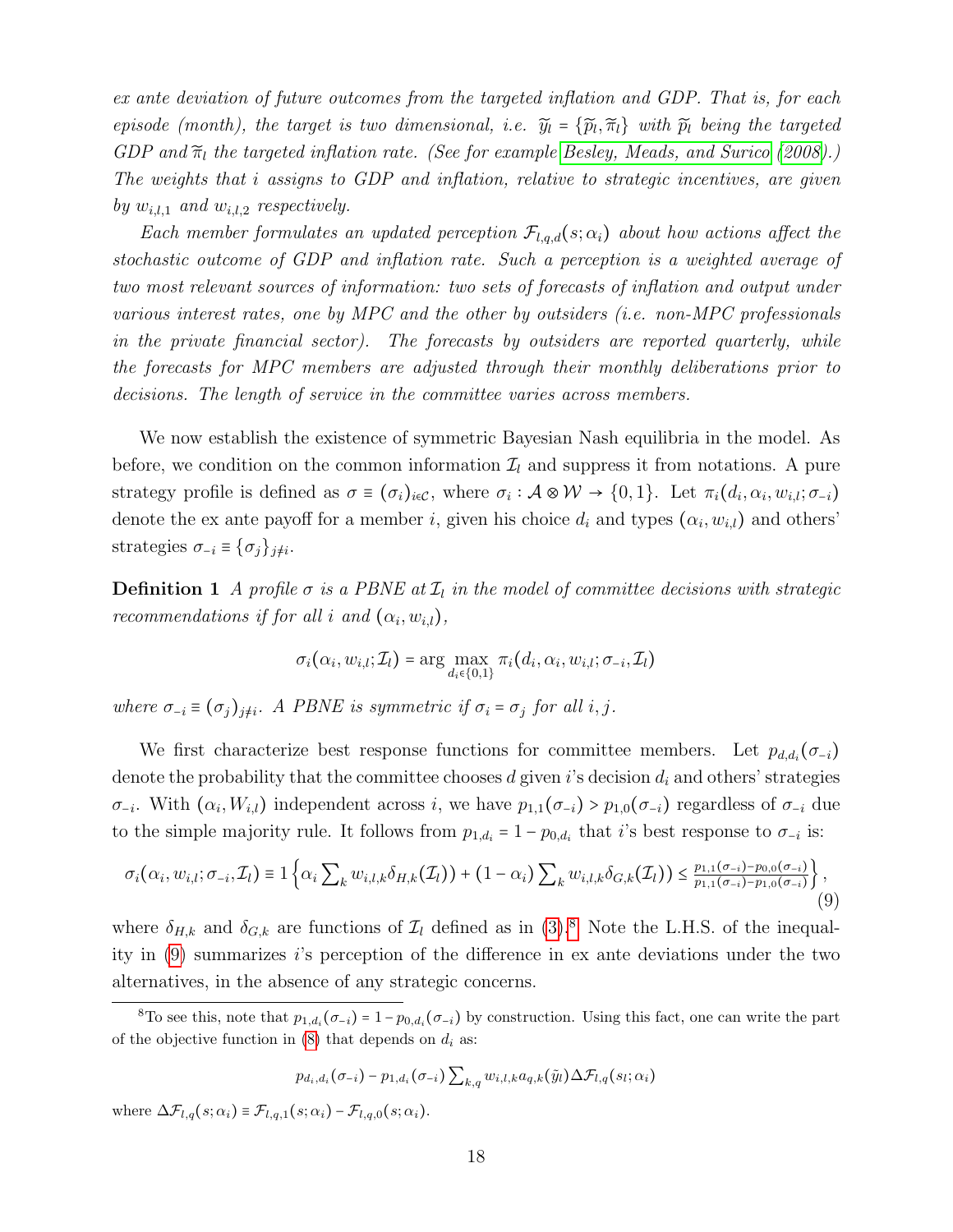*ex ante deviation of future outcomes from the targeted inflation and GDP. That is, for each episode (month), the target is two dimensional, i.e.* $\tilde{y}_l = \{\tilde{p}_l, \tilde{\pi}_l\}$ *with* $\tilde{p}_l$ *being the targeted GDP and* $\tilde{\pi}_l$ *the targeted inflation rate. (See for example Besley, Meads, and Surico (2008).) The weights that* $i$ *assigns to GDP and inflation, relative to strategic incentives, are given by* $w_{i,l,1}$ *and* $w_{i,l,2}$ *respectively.*

*Each member formulates an updated perception* $\mathcal{F}_{l,q,d}(s;\alpha_i)$ *about how actions affect the stochastic outcome of GDP and inflation rate. Such a perception is a weighted average of two most relevant sources of information: two sets of forecasts of inflation and output under various interest rates, one by MPC and the other by outsiders (i.e. non-MPC professionals in the private financial sector). The forecasts by outsiders are reported quarterly, while the forecasts for MPC members are adjusted through their monthly deliberations prior to decisions. The length of service in the committee varies across members.*

We now establish the existence of symmetric Bayesian Nash equilibria in the model. As before, we condition on the common information $\mathcal{I}_l$ and suppress it from notations. A pure strategy profile is defined as $\sigma \equiv (\sigma_i)_{i\in\mathcal{C}}$, where $\sigma_i : \mathcal{A}\otimes\mathcal{W} \to \{0,1\}$. Let $\pi_i(d_i,\alpha_i,w_{i,l};\sigma_{-i})$ denote the ex ante payoff for a member $i$, given his choice $d_i$ and types $(\alpha_i, w_{i,l})$ and others' strategies $\sigma_{-i} \equiv \{\sigma_j\}_{j\neq i}$.

**Definition 1** *A profile* $\sigma$ *is a PBNE at* $\mathcal{I}_l$ *in the model of committee decisions with strategic recommendations if for all* $i$ *and* $(\alpha_i, w_{i,l})$,

$$\sigma_i(\alpha_i, w_{i,l};\mathcal{I}_l) = \arg\max_{d_i\in\{0,1\}} \pi_i(d_i,\alpha_i,w_{i,l};\sigma_{-i},\mathcal{I}_l)$$

*where* $\sigma_{-i} \equiv (\sigma_j)_{j\neq i}$. *A PBNE is symmetric if* $\sigma_i = \sigma_j$ *for all* $i,j$.

We first characterize best response functions for committee members. Let $p_{d,d_i}(\sigma_{-i})$ denote the probability that the committee chooses $d$ given $i$'s decision $d_i$ and others' strategies $\sigma_{-i}$. With $(\alpha_i, W_{i,l})$ independent across $i$, we have $p_{1,1}(\sigma_{-i}) > p_{1,0}(\sigma_{-i})$ regardless of $\sigma_{-i}$ due to the simple majority rule. It follows from $p_{1,d_i} = 1 - p_{0,d_i}$ that $i$'s best response to $\sigma_{-i}$ is:

$$\sigma_i(\alpha_i, w_{i,l};\sigma_{-i},\mathcal{I}_l) \equiv 1\left\{\alpha_i \sum\nolimits_k w_{i,l,k}\delta_{H,k}(\mathcal{I}_l)) + (1-\alpha_i)\sum\nolimits_k w_{i,l,k}\delta_{G,k}(\mathcal{I}_l)) \leq \tfrac{p_{1,1}(\sigma_{-i})-p_{0,0}(\sigma_{-i})}{p_{1,1}(\sigma_{-i})-p_{1,0}(\sigma_{-i})}\right\}, \tag{9}$$

where $\delta_{H,k}$ and $\delta_{G,k}$ are functions of $\mathcal{I}_l$ defined as in (3).[8] Note the L.H.S. of the inequality in (9) summarizes $i$'s perception of the difference in ex ante deviations under the two alternatives, in the absence of any strategic concerns.

[8] To see this, note that $p_{1,d_i}(\sigma_{-i}) = 1 - p_{0,d_i}(\sigma_{-i})$ by construction. Using this fact, one can write the part of the objective function in (8) that depends on $d_i$ as:

$$p_{d_i,d_i}(\sigma_{-i}) - p_{1,d_i}(\sigma_{-i})\sum\nolimits_{k,q} w_{i,l,k}a_{q,k}(\tilde{y}_l)\Delta\mathcal{F}_{l,q}(s_l;\alpha_i)$$

where $\Delta\mathcal{F}_{l,q}(s;\alpha_i) \equiv \mathcal{F}_{l,q,1}(s;\alpha_i) - \mathcal{F}_{l,q,0}(s;\alpha_i)$.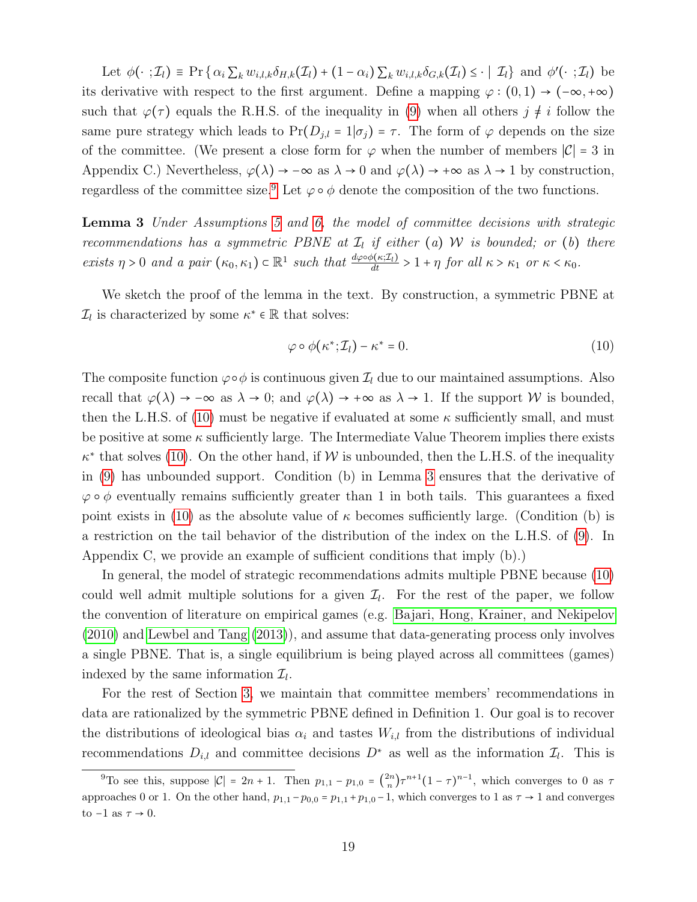Let $\phi(\cdot\, ;\mathcal{I}_l) \equiv \Pr\{\alpha_i \sum_k w_{i,l,k}\delta_{H,k}(\mathcal{I}_l) + (1-\alpha_i)\sum_k w_{i,l,k}\delta_{G,k}(\mathcal{I}_l) \leq \cdot \mid \mathcal{I}_l\}$ and $\phi'(\cdot\, ;\mathcal{I}_l)$ be its derivative with respect to the first argument. Define a mapping $\varphi : (0,1) \to (-\infty, +\infty)$ such that $\varphi(\tau)$ equals the R.H.S. of the inequality in (9) when all others $j \neq i$ follow the same pure strategy which leads to $\Pr(D_{j,l} = 1|\sigma_j) = \tau$. The form of $\varphi$ depends on the size of the committee. (We present a close form for $\varphi$ when the number of members $|\mathcal{C}| = 3$ in Appendix C.) Nevertheless, $\varphi(\lambda) \to -\infty$ as $\lambda \to 0$ and $\varphi(\lambda) \to +\infty$ as $\lambda \to 1$ by construction, regardless of the committee size.[9] Let $\varphi \circ \phi$ denote the composition of the two functions.

**Lemma 3** *Under Assumptions 5 and 6, the model of committee decisions with strategic recommendations has a symmetric PBNE at $\mathcal{I}_l$ if either (a) $\mathcal{W}$ is bounded; or (b) there exists $\eta > 0$ and a pair $(\kappa_0, \kappa_1) \subset \mathbb{R}^1$ such that $\frac{d\varphi\circ\phi(\kappa;\mathcal{I}_l)}{dt} > 1 + \eta$ for all $\kappa > \kappa_1$ or $\kappa < \kappa_0$.*

We sketch the proof of the lemma in the text. By construction, a symmetric PBNE at $\mathcal{I}_l$ is characterized by some $\kappa^* \in \mathbb{R}$ that solves:

$$\varphi \circ \phi(\kappa^*;\mathcal{I}_l) - \kappa^* = 0. \tag{10}$$

The composite function $\varphi\circ\phi$ is continuous given $\mathcal{I}_l$ due to our maintained assumptions. Also recall that $\varphi(\lambda) \to -\infty$ as $\lambda \to 0$; and $\varphi(\lambda) \to +\infty$ as $\lambda \to 1$. If the support $\mathcal{W}$ is bounded, then the L.H.S. of (10) must be negative if evaluated at some $\kappa$ sufficiently small, and must be positive at some $\kappa$ sufficiently large. The Intermediate Value Theorem implies there exists $\kappa^*$ that solves (10). On the other hand, if $\mathcal{W}$ is unbounded, then the L.H.S. of the inequality in (9) has unbounded support. Condition (b) in Lemma 3 ensures that the derivative of $\varphi \circ \phi$ eventually remains sufficiently greater than 1 in both tails. This guarantees a fixed point exists in (10) as the absolute value of $\kappa$ becomes sufficiently large. (Condition (b) is a restriction on the tail behavior of the distribution of the index on the L.H.S. of (9). In Appendix C, we provide an example of sufficient conditions that imply (b).)

In general, the model of strategic recommendations admits multiple PBNE because (10) could well admit multiple solutions for a given $\mathcal{I}_l$. For the rest of the paper, we follow the convention of literature on empirical games (e.g. Bajari, Hong, Krainer, and Nekipelov (2010) and Lewbel and Tang (2013)), and assume that data-generating process only involves a single PBNE. That is, a single equilibrium is being played across all committees (games) indexed by the same information $\mathcal{I}_l$.

For the rest of Section 3, we maintain that committee members' recommendations in data are rationalized by the symmetric PBNE defined in Definition 1. Our goal is to recover the distributions of ideological bias $\alpha_i$ and tastes $W_{i,l}$ from the distributions of individual recommendations $D_{i,l}$ and committee decisions $D^*$ as well as the information $\mathcal{I}_l$. This is

[9] To see this, suppose $|\mathcal{C}| = 2n+1$. Then $p_{1,1} - p_{1,0} = \binom{2n}{n}\tau^{n+1}(1-\tau)^{n-1}$, which converges to 0 as $\tau$ approaches 0 or 1. On the other hand, $p_{1,1} - p_{0,0} = p_{1,1} + p_{1,0} - 1$, which converges to 1 as $\tau \to 1$ and converges to $-1$ as $\tau \to 0$.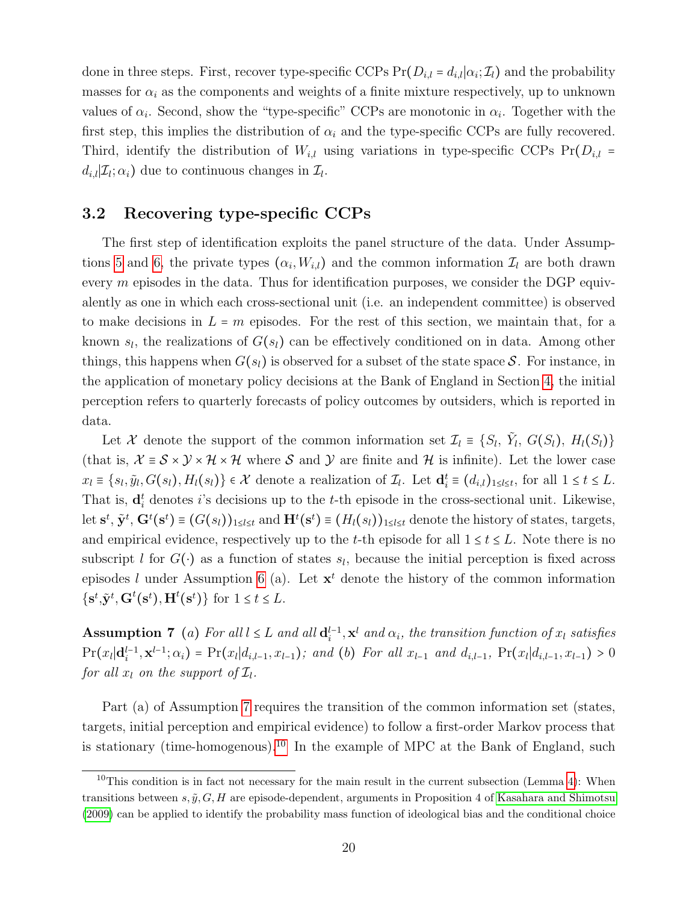done in three steps. First, recover type-specific CCPs $\Pr(D_{i,l} = d_{i,l}|\alpha_i; \mathcal{I}_l)$ and the probability masses for $\alpha_i$ as the components and weights of a finite mixture respectively, up to unknown values of $\alpha_i$. Second, show the "type-specific" CCPs are monotonic in $\alpha_i$. Together with the first step, this implies the distribution of $\alpha_i$ and the type-specific CCPs are fully recovered. Third, identify the distribution of $W_{i,l}$ using variations in type-specific CCPs $\Pr(D_{i,l} = d_{i,l}|\mathcal{I}_l; \alpha_i)$ due to continuous changes in $\mathcal{I}_l$.

## 3.2 Recovering type-specific CCPs

The first step of identification exploits the panel structure of the data. Under Assumptions 5 and 6, the private types $(\alpha_i, W_{i,l})$ and the common information $\mathcal{I}_l$ are both drawn every $m$ episodes in the data. Thus for identification purposes, we consider the DGP equivalently as one in which each cross-sectional unit (i.e. an independent committee) is observed to make decisions in $L = m$ episodes. For the rest of this section, we maintain that, for a known $s_l$, the realizations of $G(s_l)$ can be effectively conditioned on in data. Among other things, this happens when $G(s_l)$ is observed for a subset of the state space $\mathcal{S}$. For instance, in the application of monetary policy decisions at the Bank of England in Section 4, the initial perception refers to quarterly forecasts of policy outcomes by outsiders, which is reported in data.

Let $\mathcal{X}$ denote the support of the common information set $\mathcal{I}_l \equiv \{S_l,\, \tilde{Y}_l,\, G(S_l),\, H_l(S_l)\}$ (that is, $\mathcal{X} \equiv \mathcal{S} \times \mathcal{Y} \times \mathcal{H} \times \mathcal{H}$ where $\mathcal{S}$ and $\mathcal{Y}$ are finite and $\mathcal{H}$ is infinite). Let the lower case $x_l \equiv \{s_l, \tilde{y}_l, G(s_l), H_l(s_l)\} \in \mathcal{X}$ denote a realization of $\mathcal{I}_l$. Let $\mathbf{d}_i^t \equiv (d_{i,l})_{1 \le l \le t}$, for all $1 \le t \le L$. That is, $\mathbf{d}_i^t$ denotes $i$'s decisions up to the $t$-th episode in the cross-sectional unit. Likewise, let $\mathbf{s}^t$, $\tilde{\mathbf{y}}^t$, $\mathbf{G}^t(\mathbf{s}^t) \equiv (G(s_l))_{1 \le l \le t}$ and $\mathbf{H}^t(\mathbf{s}^t) \equiv (H_l(s_l))_{1 \le l \le t}$ denote the history of states, targets, and empirical evidence, respectively up to the $t$-th episode for all $1 \le t \le L$. Note there is no subscript $l$ for $G(\cdot)$ as a function of states $s_l$, because the initial perception is fixed across episodes $l$ under Assumption 6 (a). Let $\mathbf{x}^t$ denote the history of the common information $\{\mathbf{s}^t, \tilde{\mathbf{y}}^t, \mathbf{G}^t(\mathbf{s}^t), \mathbf{H}^t(\mathbf{s}^t)\}$ for $1 \le t \le L$.

**Assumption 7** *(a) For all $l \le L$ and all $\mathbf{d}_i^{l-1}, \mathbf{x}^l$ and $\alpha_i$, the transition function of $x_l$ satisfies $\Pr(x_l|\mathbf{d}_i^{l-1}, \mathbf{x}^{l-1}; \alpha_i) = \Pr(x_l|d_{i,l-1}, x_{l-1})$; and (b) For all $x_{l-1}$ and $d_{i,l-1}$, $\Pr(x_l|d_{i,l-1}, x_{l-1}) > 0$ for all $x_l$ on the support of $\mathcal{I}_l$.*

Part (a) of Assumption 7 requires the transition of the common information set (states, targets, initial perception and empirical evidence) to follow a first-order Markov process that is stationary (time-homogenous).[10] In the example of MPC at the Bank of England, such

[10] This condition is in fact not necessary for the main result in the current subsection (Lemma 4): When transitions between $s, \tilde{y}, G, H$ are episode-dependent, arguments in Proposition 4 of Kasahara and Shimotsu (2009) can be applied to identify the probability mass function of ideological bias and the conditional choice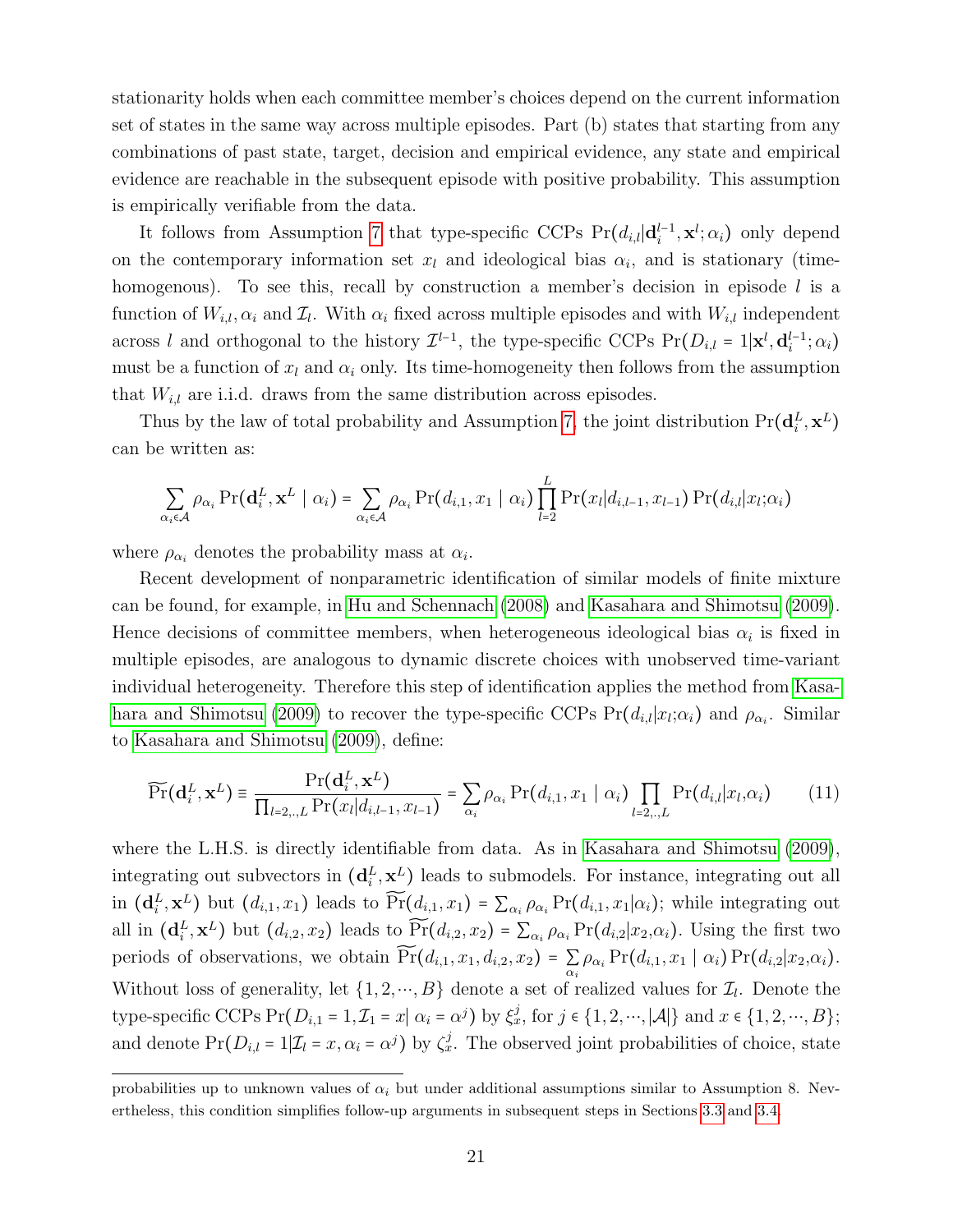stationarity holds when each committee member's choices depend on the current information set of states in the same way across multiple episodes. Part (b) states that starting from any combinations of past state, target, decision and empirical evidence, any state and empirical evidence are reachable in the subsequent episode with positive probability. This assumption is empirically verifiable from the data.

It follows from Assumption 7 that type-specific CCPs $\Pr(d_{i,l}|\mathbf{d}_i^{l-1}, \mathbf{x}^l; \alpha_i)$ only depend on the contemporary information set $x_l$ and ideological bias $\alpha_i$, and is stationary (time-homogenous). To see this, recall by construction a member's decision in episode $l$ is a function of $W_{i,l}, \alpha_i$ and $\mathcal{I}_l$. With $\alpha_i$ fixed across multiple episodes and with $W_{i,l}$ independent across $l$ and orthogonal to the history $\mathcal{I}^{l-1}$, the type-specific CCPs $\Pr(D_{i,l} = 1|\mathbf{x}^l, \mathbf{d}_i^{l-1}; \alpha_i)$ must be a function of $x_l$ and $\alpha_i$ only. Its time-homogeneity then follows from the assumption that $W_{i,l}$ are i.i.d. draws from the same distribution across episodes.

Thus by the law of total probability and Assumption 7, the joint distribution $\Pr(\mathbf{d}_i^L, \mathbf{x}^L)$ can be written as:

$$\sum_{\alpha_i \in \mathcal{A}} \rho_{\alpha_i} \Pr(\mathbf{d}_i^L, \mathbf{x}^L \mid \alpha_i) = \sum_{\alpha_i \in \mathcal{A}} \rho_{\alpha_i} \Pr(d_{i,1}, x_1 \mid \alpha_i) \prod_{l=2}^{L} \Pr(x_l|d_{i,l-1}, x_{l-1}) \Pr(d_{i,l}|x_l;\alpha_i)$$

where $\rho_{\alpha_i}$ denotes the probability mass at $\alpha_i$.

Recent development of nonparametric identification of similar models of finite mixture can be found, for example, in Hu and Schennach (2008) and Kasahara and Shimotsu (2009). Hence decisions of committee members, when heterogeneous ideological bias $\alpha_i$ is fixed in multiple episodes, are analogous to dynamic discrete choices with unobserved time-variant individual heterogeneity. Therefore this step of identification applies the method from Kasahara and Shimotsu (2009) to recover the type-specific CCPs $\Pr(d_{i,l}|x_l;\alpha_i)$ and $\rho_{\alpha_i}$. Similar to Kasahara and Shimotsu (2009), define:

$$\widetilde{\Pr}(\mathbf{d}_i^L, \mathbf{x}^L) \equiv \frac{\Pr(\mathbf{d}_i^L, \mathbf{x}^L)}{\prod_{l=2,..,L} \Pr(x_l|d_{i,l-1}, x_{l-1})} = \sum_{\alpha_i} \rho_{\alpha_i} \Pr(d_{i,1}, x_1 \mid \alpha_i) \prod_{l=2,..,L} \Pr(d_{i,l}|x_l,\alpha_i) \tag{11}$$

where the L.H.S. is directly identifiable from data. As in Kasahara and Shimotsu (2009), integrating out subvectors in $(\mathbf{d}_i^L, \mathbf{x}^L)$ leads to submodels. For instance, integrating out all in $(\mathbf{d}_i^L, \mathbf{x}^L)$ but $(d_{i,1}, x_1)$ leads to $\widetilde{\Pr}(d_{i,1}, x_1) = \sum_{\alpha_i} \rho_{\alpha_i} \Pr(d_{i,1}, x_1|\alpha_i)$; while integrating out all in $(\mathbf{d}_i^L, \mathbf{x}^L)$ but $(d_{i,2}, x_2)$ leads to $\widetilde{\Pr}(d_{i,2}, x_2) = \sum_{\alpha_i} \rho_{\alpha_i} \Pr(d_{i,2}|x_2,\alpha_i)$. Using the first two periods of observations, we obtain $\widetilde{\Pr}(d_{i,1}, x_1, d_{i,2}, x_2) = \sum_{\alpha_i} \rho_{\alpha_i} \Pr(d_{i,1}, x_1 \mid \alpha_i) \Pr(d_{i,2}|x_2,\alpha_i)$. Without loss of generality, let $\{1, 2, \cdots, B\}$ denote a set of realized values for $\mathcal{I}_l$. Denote the type-specific CCPs $\Pr(D_{i,1} = 1, \mathcal{I}_1 = x| \alpha_i = \alpha^j)$ by $\xi_x^j$, for $j \in \{1, 2, \cdots, |\mathcal{A}|\}$ and $x \in \{1, 2, \cdots, B\}$; and denote $\Pr(D_{i,l} = 1|\mathcal{I}_l = x, \alpha_i = \alpha^j)$ by $\zeta_x^j$. The observed joint probabilities of choice, state

---

probabilities up to unknown values of $\alpha_i$ but under additional assumptions similar to Assumption 8. Nevertheless, this condition simplifies follow-up arguments in subsequent steps in Sections 3.3 and 3.4.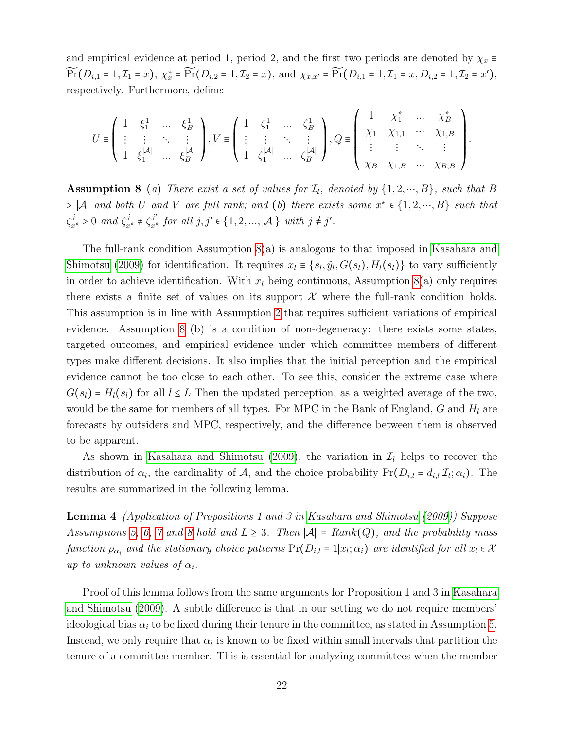and empirical evidence at period 1, period 2, and the first two periods are denoted by $\chi_x \equiv \widetilde{\Pr}(D_{i,1} = 1, \mathcal{I}_1 = x)$, $\chi^*_x = \widetilde{\Pr}(D_{i,2} = 1, \mathcal{I}_2 = x)$, and $\chi_{x,x'} = \widetilde{\Pr}(D_{i,1} = 1, \mathcal{I}_1 = x, D_{i,2} = 1, \mathcal{I}_2 = x')$, respectively. Furthermore, define:

$$U \equiv \begin{pmatrix} 1 & \xi_1^1 & \dots & \xi_B^1 \\ \vdots & \vdots & \ddots & \vdots \\ 1 & \xi_1^{|\mathcal{A}|} & \dots & \xi_B^{|\mathcal{A}|} \end{pmatrix}, V \equiv \begin{pmatrix} 1 & \zeta_1^1 & \dots & \zeta_B^1 \\ \vdots & \vdots & \ddots & \vdots \\ 1 & \zeta_1^{|\mathcal{A}|} & \dots & \zeta_B^{|\mathcal{A}|} \end{pmatrix}, Q \equiv \begin{pmatrix} 1 & \chi_1^* & \cdots & \chi_B^* \\ \chi_1 & \chi_{1,1} & \cdots & \chi_{1,B} \\ \vdots & \vdots & \ddots & \vdots \\ \chi_B & \chi_{1,B} & \cdots & \chi_{B,B} \end{pmatrix}.$$

**Assumption 8** (*a*) *There exist a set of values for $\mathcal{I}_l$, denoted by $\{1, 2, \cdots, B\}$, such that $B > |\mathcal{A}|$ and both $U$ and $V$ are full rank; and* (*b*) *there exists some $x^* \in \{1, 2, \cdots, B\}$ such that $\zeta^j_{x^*} > 0$ and $\zeta^j_{x^*} \neq \zeta^{j'}_{x^*}$ for all $j, j' \in \{1, 2, ..., |\mathcal{A}|\}$ with $j \neq j'$.*

The full-rank condition Assumption 8(a) is analogous to that imposed in Kasahara and Shimotsu (2009) for identification. It requires $x_l \equiv \{s_l, \tilde{y}_l, G(s_l), H_l(s_l)\}$ to vary sufficiently in order to achieve identification. With $x_l$ being continuous, Assumption 8(a) only requires there exists a finite set of values on its support $\mathcal{X}$ where the full-rank condition holds. This assumption is in line with Assumption 2 that requires sufficient variations of empirical evidence. Assumption 8 (b) is a condition of non-degeneracy: there exists some states, targeted outcomes, and empirical evidence under which committee members of different types make different decisions. It also implies that the initial perception and the empirical evidence cannot be too close to each other. To see this, consider the extreme case where $G(s_l) = H_l(s_l)$ for all $l \leq L$ Then the updated perception, as a weighted average of the two, would be the same for members of all types. For MPC in the Bank of England, $G$ and $H_l$ are forecasts by outsiders and MPC, respectively, and the difference between them is observed to be apparent.

As shown in Kasahara and Shimotsu (2009), the variation in $\mathcal{I}_l$ helps to recover the distribution of $\alpha_i$, the cardinality of $\mathcal{A}$, and the choice probability $\Pr(D_{i,l} = d_{i,l}|\mathcal{I}_l; \alpha_i)$. The results are summarized in the following lemma.

**Lemma 4** *(Application of Propositions 1 and 3 in Kasahara and Shimotsu (2009)) Suppose Assumptions 5, 6, 7 and 8 hold and $L \geq 3$. Then $|\mathcal{A}| = Rank(Q)$, and the probability mass function $\rho_{\alpha_i}$ and the stationary choice patterns $\Pr(D_{i,l} = 1|x_l; \alpha_i)$ are identified for all $x_l \in \mathcal{X}$ up to unknown values of $\alpha_i$.*

Proof of this lemma follows from the same arguments for Proposition 1 and 3 in Kasahara and Shimotsu (2009). A subtle difference is that in our setting we do not require members' ideological bias $\alpha_i$ to be fixed during their tenure in the committee, as stated in Assumption 5. Instead, we only require that $\alpha_i$ is known to be fixed within small intervals that partition the tenure of a committee member. This is essential for analyzing committees when the member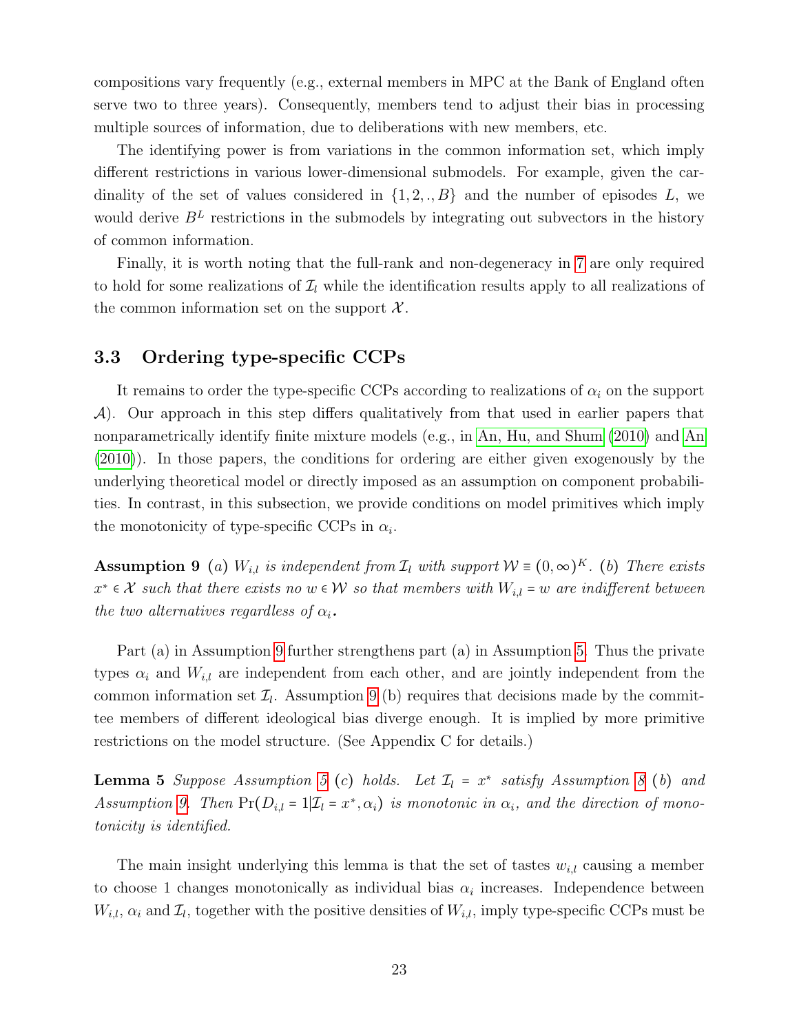compositions vary frequently (e.g., external members in MPC at the Bank of England often serve two to three years). Consequently, members tend to adjust their bias in processing multiple sources of information, due to deliberations with new members, etc.

The identifying power is from variations in the common information set, which imply different restrictions in various lower-dimensional submodels. For example, given the cardinality of the set of values considered in $\{1, 2, .., B\}$ and the number of episodes $L$, we would derive $B^L$ restrictions in the submodels by integrating out subvectors in the history of common information.

Finally, it is worth noting that the full-rank and non-degeneracy in 7 are only required to hold for some realizations of $\mathcal{I}_l$ while the identification results apply to all realizations of the common information set on the support $\mathcal{X}$.

### 3.3 Ordering type-specific CCPs

It remains to order the type-specific CCPs according to realizations of $\alpha_i$ on the support $\mathcal{A}$). Our approach in this step differs qualitatively from that used in earlier papers that nonparametrically identify finite mixture models (e.g., in An, Hu, and Shum (2010) and An (2010)). In those papers, the conditions for ordering are either given exogenously by the underlying theoretical model or directly imposed as an assumption on component probabilities. In contrast, in this subsection, we provide conditions on model primitives which imply the monotonicity of type-specific CCPs in $\alpha_i$.

**Assumption 9** *(a) $W_{i,l}$ is independent from $\mathcal{I}_l$ with support $\mathcal{W} \equiv (0, \infty)^K$. (b) There exists $x^* \in \mathcal{X}$ such that there exists no $w \in \mathcal{W}$ so that members with $W_{i,l} = w$ are indifferent between the two alternatives regardless of $\alpha_i$.*

Part (a) in Assumption 9 further strengthens part (a) in Assumption 5. Thus the private types $\alpha_i$ and $W_{i,l}$ are independent from each other, and are jointly independent from the common information set $\mathcal{I}_l$. Assumption 9 (b) requires that decisions made by the committee members of different ideological bias diverge enough. It is implied by more primitive restrictions on the model structure. (See Appendix C for details.)

**Lemma 5** *Suppose Assumption 5 (c) holds. Let $\mathcal{I}_l = x^*$ satisfy Assumption 8 (b) and Assumption 9. Then $\Pr(D_{i,l} = 1 | \mathcal{I}_l = x^*, \alpha_i)$ is monotonic in $\alpha_i$, and the direction of monotonicity is identified.*

The main insight underlying this lemma is that the set of tastes $w_{i,l}$ causing a member to choose 1 changes monotonically as individual bias $\alpha_i$ increases. Independence between $W_{i,l}$, $\alpha_i$ and $\mathcal{I}_l$, together with the positive densities of $W_{i,l}$, imply type-specific CCPs must be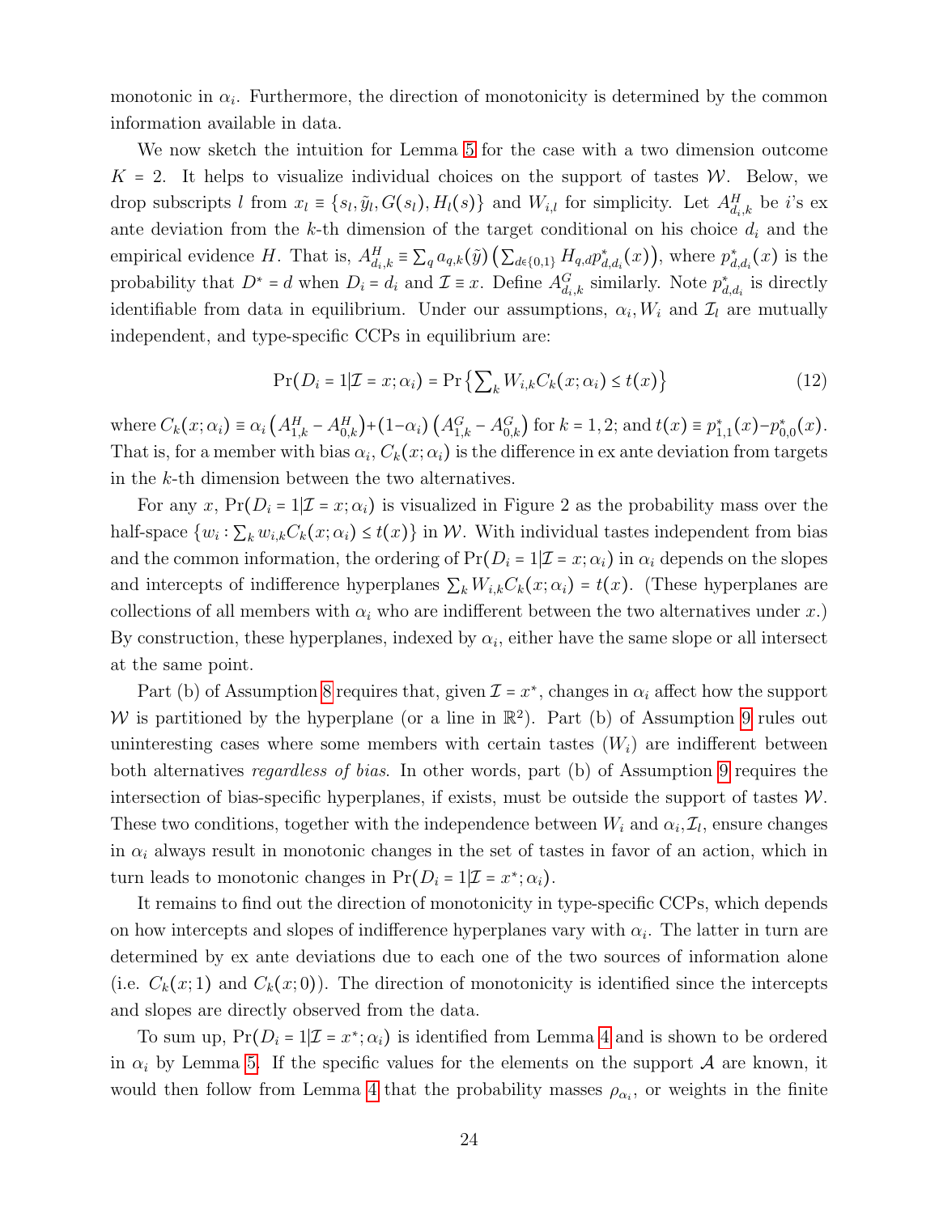monotonic in $\alpha_i$. Furthermore, the direction of monotonicity is determined by the common information available in data.

We now sketch the intuition for Lemma 5 for the case with a two dimension outcome $K = 2$. It helps to visualize individual choices on the support of tastes $\mathcal{W}$. Below, we drop subscripts $l$ from $x_l \equiv \{s_l, \tilde{y}_l, G(s_l), H_l(s)\}$ and $W_{i,l}$ for simplicity. Let $A^H_{d_i,k}$ be $i$'s ex ante deviation from the $k$-th dimension of the target conditional on his choice $d_i$ and the empirical evidence $H$. That is, $A^H_{d_i,k} \equiv \sum_q a_{q,k}(\tilde{y}) \left( \sum_{d \in \{0,1\}} H_{q,d} p^*_{d,d_i}(x) \right)$, where $p^*_{d,d_i}(x)$ is the probability that $D^* = d$ when $D_i = d_i$ and $\mathcal{I} \equiv x$. Define $A^G_{d_i,k}$ similarly. Note $p^*_{d,d_i}$ is directly identifiable from data in equilibrium. Under our assumptions, $\alpha_i, W_i$ and $\mathcal{I}_l$ are mutually independent, and type-specific CCPs in equilibrium are:

$$\Pr(D_i = 1 | \mathcal{I} = x; \alpha_i) = \Pr\left\{ \textstyle\sum_k W_{i,k} C_k(x; \alpha_i) \leq t(x) \right\} \tag{12}$$

where $C_k(x; \alpha_i) \equiv \alpha_i \left( A^H_{1,k} - A^H_{0,k} \right) + (1 - \alpha_i) \left( A^G_{1,k} - A^G_{0,k} \right)$ for $k = 1, 2$; and $t(x) \equiv p^*_{1,1}(x) - p^*_{0,0}(x)$. That is, for a member with bias $\alpha_i$, $C_k(x; \alpha_i)$ is the difference in ex ante deviation from targets in the $k$-th dimension between the two alternatives.

For any $x$, $\Pr(D_i = 1 | \mathcal{I} = x; \alpha_i)$ is visualized in Figure 2 as the probability mass over the half-space $\{w_i : \sum_k w_{i,k} C_k(x; \alpha_i) \leq t(x)\}$ in $\mathcal{W}$. With individual tastes independent from bias and the common information, the ordering of $\Pr(D_i = 1 | \mathcal{I} = x; \alpha_i)$ in $\alpha_i$ depends on the slopes and intercepts of indifference hyperplanes $\sum_k W_{i,k} C_k(x; \alpha_i) = t(x)$. (These hyperplanes are collections of all members with $\alpha_i$ who are indifferent between the two alternatives under $x$.) By construction, these hyperplanes, indexed by $\alpha_i$, either have the same slope or all intersect at the same point.

Part (b) of Assumption 8 requires that, given $\mathcal{I} = x^*$, changes in $\alpha_i$ affect how the support $\mathcal{W}$ is partitioned by the hyperplane (or a line in $\mathbb{R}^2$). Part (b) of Assumption 9 rules out uninteresting cases where some members with certain tastes ($W_i$) are indifferent between both alternatives *regardless of bias*. In other words, part (b) of Assumption 9 requires the intersection of bias-specific hyperplanes, if exists, must be outside the support of tastes $\mathcal{W}$. These two conditions, together with the independence between $W_i$ and $\alpha_i, \mathcal{I}_l$, ensure changes in $\alpha_i$ always result in monotonic changes in the set of tastes in favor of an action, which in turn leads to monotonic changes in $\Pr(D_i = 1 | \mathcal{I} = x^*; \alpha_i)$.

It remains to find out the direction of monotonicity in type-specific CCPs, which depends on how intercepts and slopes of indifference hyperplanes vary with $\alpha_i$. The latter in turn are determined by ex ante deviations due to each one of the two sources of information alone (i.e. $C_k(x; 1)$ and $C_k(x; 0)$). The direction of monotonicity is identified since the intercepts and slopes are directly observed from the data.

To sum up, $\Pr(D_i = 1 | \mathcal{I} = x^*; \alpha_i)$ is identified from Lemma 4 and is shown to be ordered in $\alpha_i$ by Lemma 5. If the specific values for the elements on the support $\mathcal{A}$ are known, it would then follow from Lemma 4 that the probability masses $\rho_{\alpha_i}$, or weights in the finite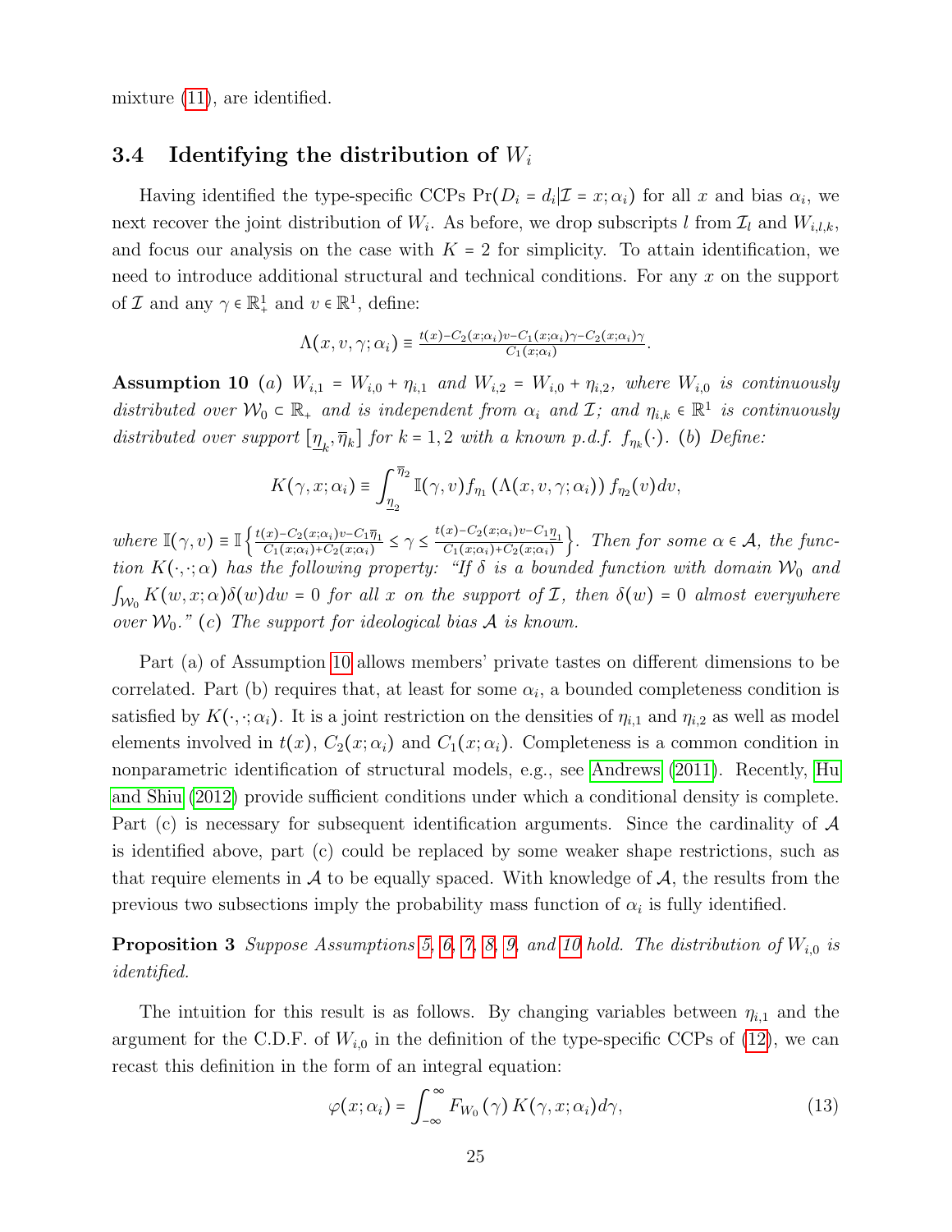mixture (11), are identified.

### 3.4 Identifying the distribution of $W_i$

Having identified the type-specific CCPs $\Pr(D_i = d_i | \mathcal{I} = x; \alpha_i)$ for all $x$ and bias $\alpha_i$, we next recover the joint distribution of $W_i$. As before, we drop subscripts $l$ from $\mathcal{I}_l$ and $W_{i,l,k}$, and focus our analysis on the case with $K = 2$ for simplicity. To attain identification, we need to introduce additional structural and technical conditions. For any $x$ on the support of $\mathcal{I}$ and any $\gamma \in \mathbb{R}^1_+$ and $v \in \mathbb{R}^1$, define:

$$\Lambda(x, v, \gamma; \alpha_i) \equiv \tfrac{t(x) - C_2(x;\alpha_i)v - C_1(x;\alpha_i)\gamma - C_2(x;\alpha_i)\gamma}{C_1(x;\alpha_i)}.$$

**Assumption 10** *(a) $W_{i,1} = W_{i,0} + \eta_{i,1}$ and $W_{i,2} = W_{i,0} + \eta_{i,2}$, where $W_{i,0}$ is continuously distributed over $\mathcal{W}_0 \subset \mathbb{R}_+$ and is independent from $\alpha_i$ and $\mathcal{I}$; and $\eta_{i,k} \in \mathbb{R}^1$ is continuously distributed over support $[\underline{\eta}_k, \overline{\eta}_k]$ for $k = 1, 2$ with a known p.d.f. $f_{\eta_k}(\cdot)$. (b) Define:*

$$K(\gamma, x; \alpha_i) \equiv \int_{\underline{\eta}_2}^{\overline{\eta}_2} \mathbb{I}(\gamma, v) f_{\eta_1}\left(\Lambda(x, v, \gamma; \alpha_i)\right) f_{\eta_2}(v) dv,$$

*where $\mathbb{I}(\gamma, v) \equiv \mathbb{I}\left\{\frac{t(x) - C_2(x;\alpha_i)v - C_1\overline{\eta}_1}{C_1(x;\alpha_i) + C_2(x;\alpha_i)} \le \gamma \le \frac{t(x) - C_2(x;\alpha_i)v - C_1\underline{\eta}_1}{C_1(x;\alpha_i) + C_2(x;\alpha_i)}\right\}$. Then for some $\alpha \in \mathcal{A}$, the function $K(\cdot, \cdot; \alpha)$ has the following property: "If $\delta$ is a bounded function with domain $\mathcal{W}_0$ and $\int_{\mathcal{W}_0} K(w, x; \alpha)\delta(w)dw = 0$ for all $x$ on the support of $\mathcal{I}$, then $\delta(w) = 0$ almost everywhere over $\mathcal{W}_0$." (c) The support for ideological bias $\mathcal{A}$ is known.*

Part (a) of Assumption 10 allows members' private tastes on different dimensions to be correlated. Part (b) requires that, at least for some $\alpha_i$, a bounded completeness condition is satisfied by $K(\cdot, \cdot; \alpha_i)$. It is a joint restriction on the densities of $\eta_{i,1}$ and $\eta_{i,2}$ as well as model elements involved in $t(x)$, $C_2(x;\alpha_i)$ and $C_1(x;\alpha_i)$. Completeness is a common condition in nonparametric identification of structural models, e.g., see Andrews (2011). Recently, Hu and Shiu (2012) provide sufficient conditions under which a conditional density is complete. Part (c) is necessary for subsequent identification arguments. Since the cardinality of $\mathcal{A}$ is identified above, part (c) could be replaced by some weaker shape restrictions, such as that require elements in $\mathcal{A}$ to be equally spaced. With knowledge of $\mathcal{A}$, the results from the previous two subsections imply the probability mass function of $\alpha_i$ is fully identified.

**Proposition 3** *Suppose Assumptions 5, 6, 7, 8, 9, and 10 hold. The distribution of $W_{i,0}$ is identified.*

The intuition for this result is as follows. By changing variables between $\eta_{i,1}$ and the argument for the C.D.F. of $W_{i,0}$ in the definition of the type-specific CCPs of (12), we can recast this definition in the form of an integral equation:

$$\varphi(x; \alpha_i) = \int_{-\infty}^{\infty} F_{W_0}(\gamma) K(\gamma, x; \alpha_i) d\gamma, \tag{13}$$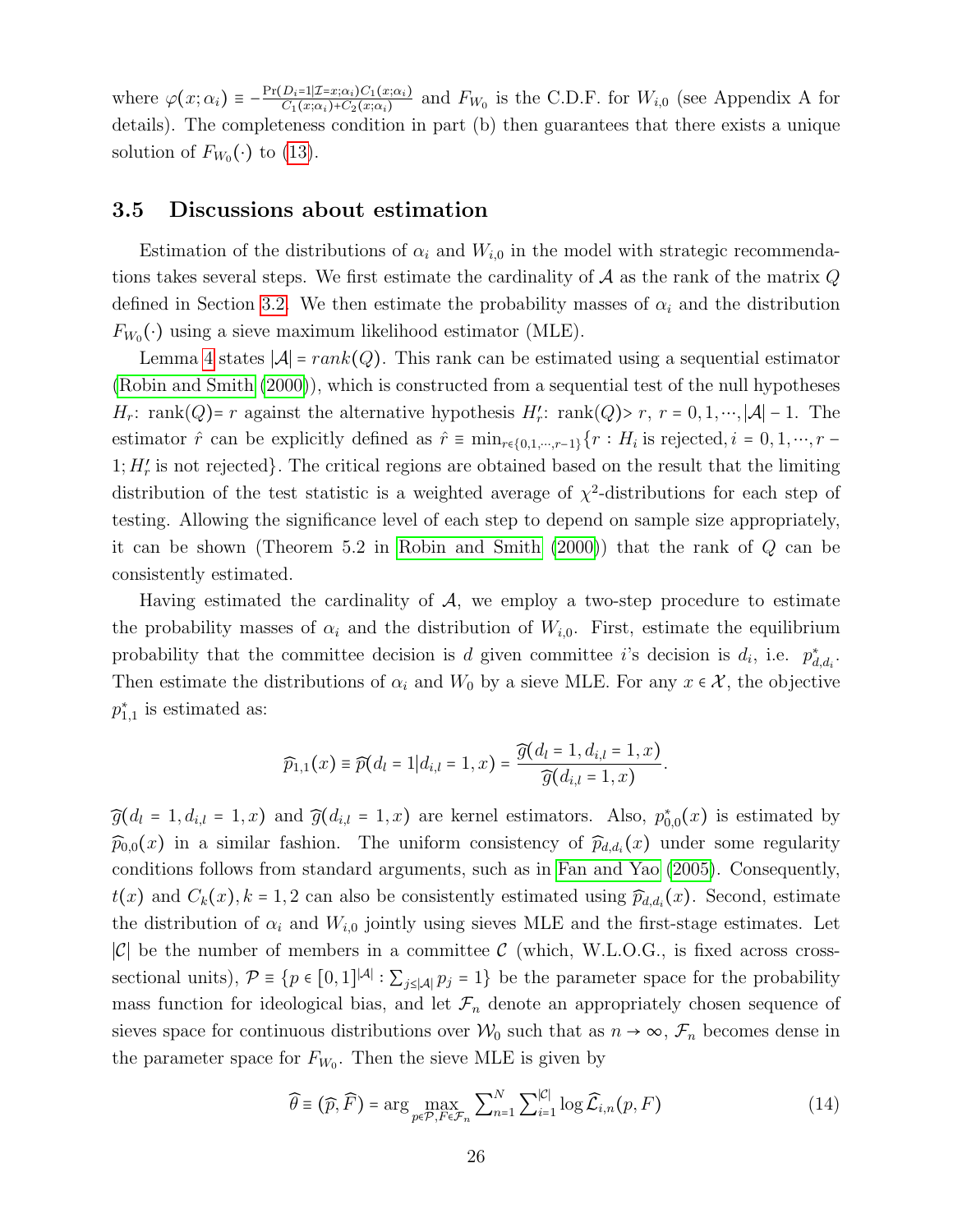where $\varphi(x;\alpha_i) \equiv -\frac{\Pr(D_i=1|\mathcal{I}=x;\alpha_i)C_1(x;\alpha_i)}{C_1(x;\alpha_i)+C_2(x;\alpha_i)}$ and $F_{W_0}$ is the C.D.F. for $W_{i,0}$ (see Appendix A for details). The completeness condition in part (b) then guarantees that there exists a unique solution of $F_{W_0}(\cdot)$ to (13).

### 3.5 Discussions about estimation

Estimation of the distributions of $\alpha_i$ and $W_{i,0}$ in the model with strategic recommendations takes several steps. We first estimate the cardinality of $\mathcal{A}$ as the rank of the matrix $Q$ defined in Section 3.2. We then estimate the probability masses of $\alpha_i$ and the distribution $F_{W_0}(\cdot)$ using a sieve maximum likelihood estimator (MLE).

Lemma 4 states $|\mathcal{A}| = rank(Q)$. This rank can be estimated using a sequential estimator (Robin and Smith (2000)), which is constructed from a sequential test of the null hypotheses $H_r$: rank$(Q)$= $r$ against the alternative hypothesis $H_r'$: rank$(Q)$> $r$, $r = 0,1,\cdots,|\mathcal{A}|-1$. The estimator $\hat{r}$ can be explicitly defined as $\hat{r} \equiv \min_{r\in\{0,1,\cdots,r-1\}}\{r : H_i \text{ is rejected}, i = 0,1,\cdots,r-1; H_r' \text{ is not rejected}\}$. The critical regions are obtained based on the result that the limiting distribution of the test statistic is a weighted average of $\chi^2$-distributions for each step of testing. Allowing the significance level of each step to depend on sample size appropriately, it can be shown (Theorem 5.2 in Robin and Smith (2000)) that the rank of $Q$ can be consistently estimated.

Having estimated the cardinality of $\mathcal{A}$, we employ a two-step procedure to estimate the probability masses of $\alpha_i$ and the distribution of $W_{i,0}$. First, estimate the equilibrium probability that the committee decision is $d$ given committee $i$'s decision is $d_i$, i.e. $p^*_{d,d_i}$. Then estimate the distributions of $\alpha_i$ and $W_0$ by a sieve MLE. For any $x \in \mathcal{X}$, the objective $p^*_{1,1}$ is estimated as:

$$\widehat{p}_{1,1}(x) \equiv \widehat{p}(d_l = 1|d_{i,l} = 1, x) = \frac{\widehat{g}(d_l = 1, d_{i,l} = 1, x)}{\widehat{g}(d_{i,l} = 1, x)}.$$

$\widehat{g}(d_l = 1, d_{i,l} = 1, x)$ and $\widehat{g}(d_{i,l} = 1, x)$ are kernel estimators. Also, $p^*_{0,0}(x)$ is estimated by $\widehat{p}_{0,0}(x)$ in a similar fashion. The uniform consistency of $\widehat{p}_{d,d_i}(x)$ under some regularity conditions follows from standard arguments, such as in Fan and Yao (2005). Consequently, $t(x)$ and $C_k(x), k = 1,2$ can also be consistently estimated using $\widehat{p}_{d,d_i}(x)$. Second, estimate the distribution of $\alpha_i$ and $W_{i,0}$ jointly using sieves MLE and the first-stage estimates. Let $|\mathcal{C}|$ be the number of members in a committee $\mathcal{C}$ (which, W.L.O.G., is fixed across cross-sectional units), $\mathcal{P} \equiv \{p \in [0,1]^{|\mathcal{A}|} : \sum_{j\le|\mathcal{A}|} p_j = 1\}$ be the parameter space for the probability mass function for ideological bias, and let $\mathcal{F}_n$ denote an appropriately chosen sequence of sieves space for continuous distributions over $\mathcal{W}_0$ such that as $n \to \infty$, $\mathcal{F}_n$ becomes dense in the parameter space for $F_{W_0}$. Then the sieve MLE is given by

$$\widehat{\theta} \equiv (\widehat{p}, \widehat{F}) = \arg\max_{p\in\mathcal{P}, F\in\mathcal{F}_n} \sum_{n=1}^{N} \sum_{i=1}^{|\mathcal{C}|} \log \widehat{\mathcal{L}}_{i,n}(p, F) \tag{14}$$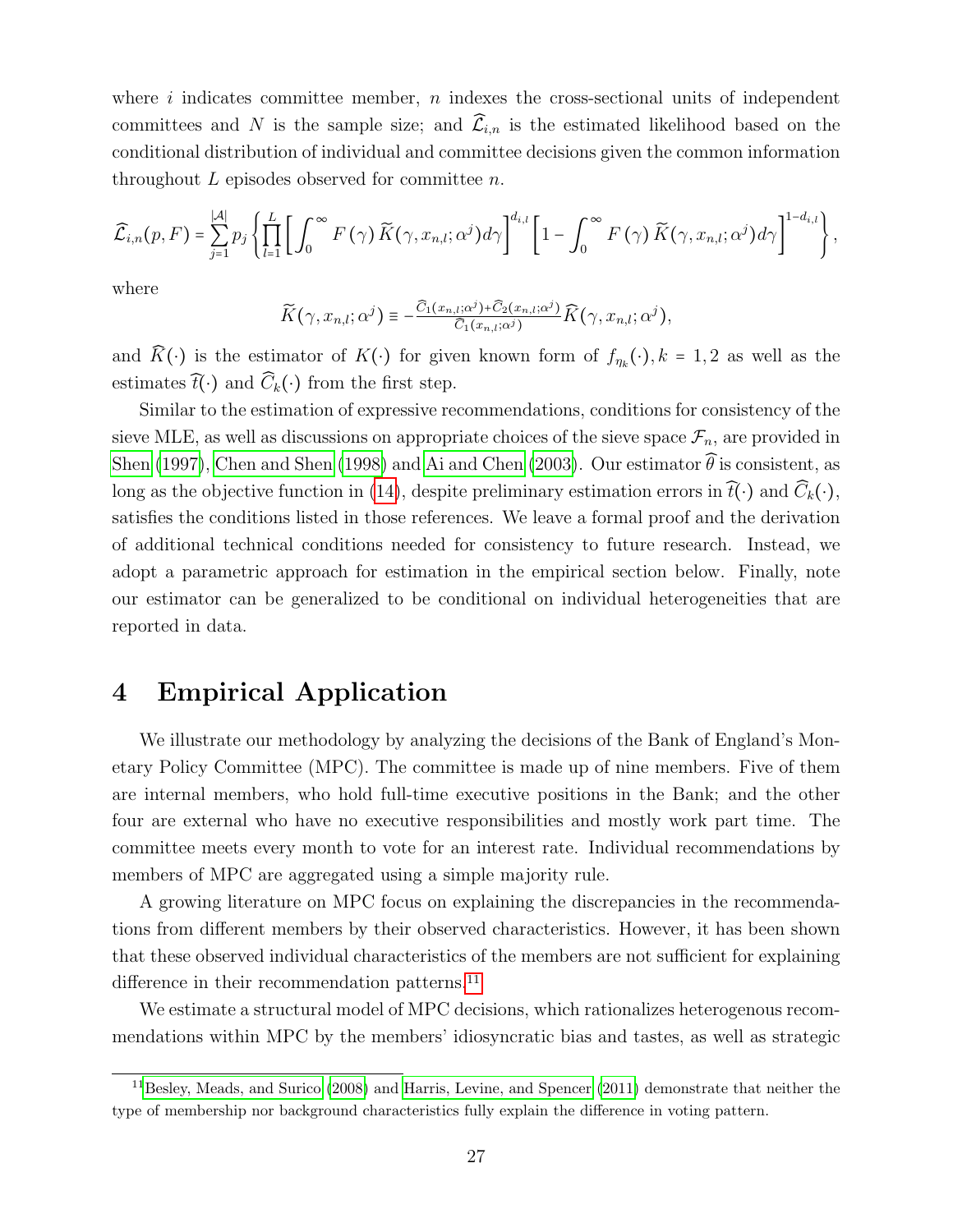where $i$ indicates committee member, $n$ indexes the cross-sectional units of independent committees and $N$ is the sample size; and $\widehat{\mathcal{L}}_{i,n}$ is the estimated likelihood based on the conditional distribution of individual and committee decisions given the common information throughout $L$ episodes observed for committee $n$.

$$\widehat{\mathcal{L}}_{i,n}(p,F) = \sum_{j=1}^{|\mathcal{A}|} p_j \left\{ \prod_{l=1}^{L} \left[ \int_0^\infty F(\gamma)\, \widetilde{K}(\gamma, x_{n,l}; \alpha^j) d\gamma \right]^{d_{i,l}} \left[ 1 - \int_0^\infty F(\gamma)\, \widetilde{K}(\gamma, x_{n,l}; \alpha^j) d\gamma \right]^{1-d_{i,l}} \right\},$$

where

$$\widetilde{K}(\gamma, x_{n,l}; \alpha^j) \equiv -\tfrac{\widehat{C}_1(x_{n,l};\alpha^j) + \widehat{C}_2(x_{n,l};\alpha^j)}{\widehat{C}_1(x_{n,l};\alpha^j)} \widehat{K}(\gamma, x_{n,l}; \alpha^j),$$

and $\widehat{K}(\cdot)$ is the estimator of $K(\cdot)$ for given known form of $f_{\eta_k}(\cdot), k = 1,2$ as well as the estimates $\widehat{t}(\cdot)$ and $\widehat{C}_k(\cdot)$ from the first step.

Similar to the estimation of expressive recommendations, conditions for consistency of the sieve MLE, as well as discussions on appropriate choices of the sieve space $\mathcal{F}_n$, are provided in Shen (1997), Chen and Shen (1998) and Ai and Chen (2003). Our estimator $\widehat{\theta}$ is consistent, as long as the objective function in (14), despite preliminary estimation errors in $\widehat{t}(\cdot)$ and $\widehat{C}_k(\cdot)$, satisfies the conditions listed in those references. We leave a formal proof and the derivation of additional technical conditions needed for consistency to future research. Instead, we adopt a parametric approach for estimation in the empirical section below. Finally, note our estimator can be generalized to be conditional on individual heterogeneities that are reported in data.

# 4 Empirical Application

We illustrate our methodology by analyzing the decisions of the Bank of England's Monetary Policy Committee (MPC). The committee is made up of nine members. Five of them are internal members, who hold full-time executive positions in the Bank; and the other four are external who have no executive responsibilities and mostly work part time. The committee meets every month to vote for an interest rate. Individual recommendations by members of MPC are aggregated using a simple majority rule.

A growing literature on MPC focus on explaining the discrepancies in the recommendations from different members by their observed characteristics. However, it has been shown that these observed individual characteristics of the members are not sufficient for explaining difference in their recommendation patterns.[11]

We estimate a structural model of MPC decisions, which rationalizes heterogenous recommendations within MPC by the members' idiosyncratic bias and tastes, as well as strategic

[11] Besley, Meads, and Surico (2008) and Harris, Levine, and Spencer (2011) demonstrate that neither the type of membership nor background characteristics fully explain the difference in voting pattern.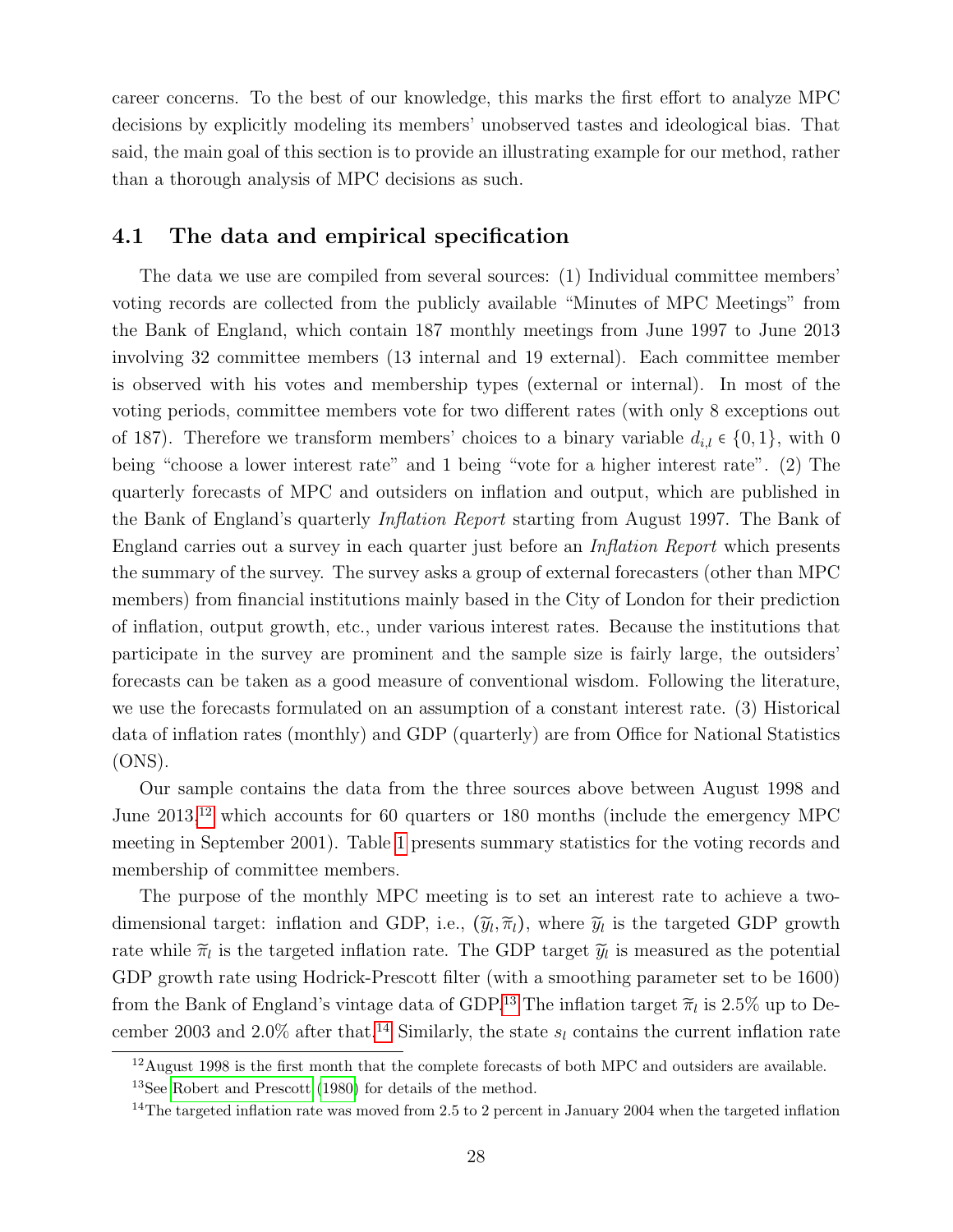career concerns. To the best of our knowledge, this marks the first effort to analyze MPC decisions by explicitly modeling its members' unobserved tastes and ideological bias. That said, the main goal of this section is to provide an illustrating example for our method, rather than a thorough analysis of MPC decisions as such.

## 4.1 The data and empirical specification

The data we use are compiled from several sources: (1) Individual committee members' voting records are collected from the publicly available "Minutes of MPC Meetings" from the Bank of England, which contain 187 monthly meetings from June 1997 to June 2013 involving 32 committee members (13 internal and 19 external). Each committee member is observed with his votes and membership types (external or internal). In most of the voting periods, committee members vote for two different rates (with only 8 exceptions out of 187). Therefore we transform members' choices to a binary variable $d_{i,l} \in \{0, 1\}$, with 0 being "choose a lower interest rate" and 1 being "vote for a higher interest rate". (2) The quarterly forecasts of MPC and outsiders on inflation and output, which are published in the Bank of England's quarterly *Inflation Report* starting from August 1997. The Bank of England carries out a survey in each quarter just before an *Inflation Report* which presents the summary of the survey. The survey asks a group of external forecasters (other than MPC members) from financial institutions mainly based in the City of London for their prediction of inflation, output growth, etc., under various interest rates. Because the institutions that participate in the survey are prominent and the sample size is fairly large, the outsiders' forecasts can be taken as a good measure of conventional wisdom. Following the literature, we use the forecasts formulated on an assumption of a constant interest rate. (3) Historical data of inflation rates (monthly) and GDP (quarterly) are from Office for National Statistics (ONS).

Our sample contains the data from the three sources above between August 1998 and June 2013,[12] which accounts for 60 quarters or 180 months (include the emergency MPC meeting in September 2001). Table 1 presents summary statistics for the voting records and membership of committee members.

The purpose of the monthly MPC meeting is to set an interest rate to achieve a two-dimensional target: inflation and GDP, i.e., $(\widetilde{y}_l, \widetilde{\pi}_l)$, where $\widetilde{y}_l$ is the targeted GDP growth rate while $\widetilde{\pi}_l$ is the targeted inflation rate. The GDP target $\widetilde{y}_l$ is measured as the potential GDP growth rate using Hodrick-Prescott filter (with a smoothing parameter set to be 1600) from the Bank of England's vintage data of GDP.[13] The inflation target $\widetilde{\pi}_l$ is 2.5% up to December 2003 and 2.0% after that.[14] Similarly, the state $s_l$ contains the current inflation rate

[12] August 1998 is the first month that the complete forecasts of both MPC and outsiders are available.

[13] See Robert and Prescott (1980) for details of the method.

[14] The targeted inflation rate was moved from 2.5 to 2 percent in January 2004 when the targeted inflation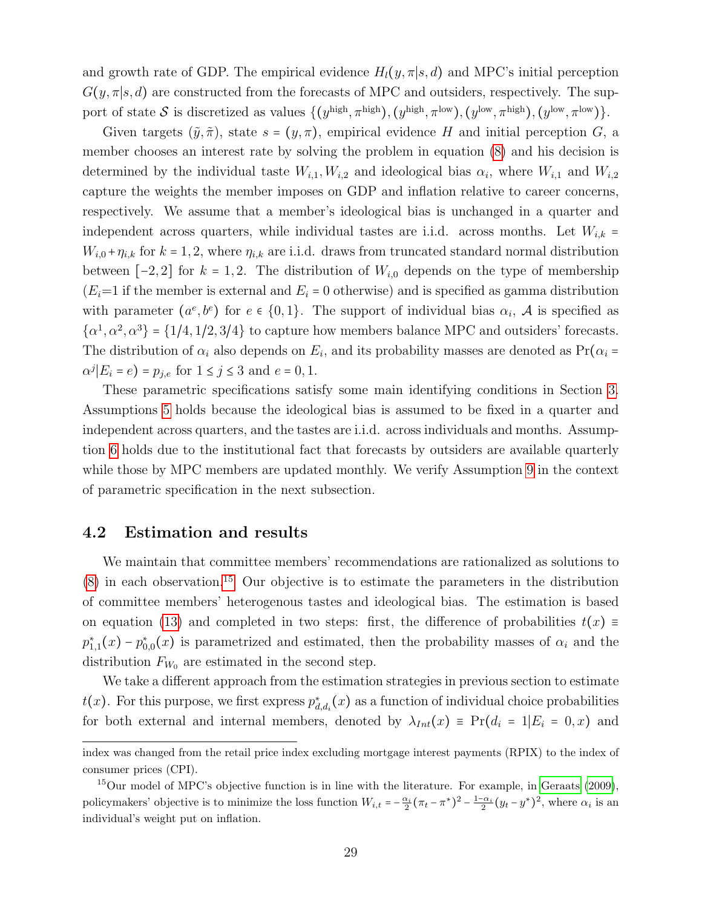and growth rate of GDP. The empirical evidence $H_l(y,\pi|s,d)$ and MPC's initial perception $G(y,\pi|s,d)$ are constructed from the forecasts of MPC and outsiders, respectively. The support of state $\mathcal{S}$ is discretized as values $\{(y^{\text{high}},\pi^{\text{high}}),(y^{\text{high}},\pi^{\text{low}}),(y^{\text{low}},\pi^{\text{high}}),(y^{\text{low}},\pi^{\text{low}})\}$.

Given targets $(\tilde{y},\tilde{\pi})$, state $s=(y,\pi)$, empirical evidence $H$ and initial perception $G$, a member chooses an interest rate by solving the problem in equation (8) and his decision is determined by the individual taste $W_{i,1},W_{i,2}$ and ideological bias $\alpha_i$, where $W_{i,1}$ and $W_{i,2}$ capture the weights the member imposes on GDP and inflation relative to career concerns, respectively. We assume that a member's ideological bias is unchanged in a quarter and independent across quarters, while individual tastes are i.i.d. across months. Let $W_{i,k}=W_{i,0}+\eta_{i,k}$ for $k=1,2$, where $\eta_{i,k}$ are i.i.d. draws from truncated standard normal distribution between $[-2,2]$ for $k=1,2$. The distribution of $W_{i,0}$ depends on the type of membership ($E_i$=1 if the member is external and $E_i=0$ otherwise) and is specified as gamma distribution with parameter $(a^e,b^e)$ for $e\in\{0,1\}$. The support of individual bias $\alpha_i$, $\mathcal{A}$ is specified as $\{\alpha^1,\alpha^2,\alpha^3\}=\{1/4,1/2,3/4\}$ to capture how members balance MPC and outsiders' forecasts. The distribution of $\alpha_i$ also depends on $E_i$, and its probability masses are denoted as $\Pr(\alpha_i=\alpha^j|E_i=e)=p_{j,e}$ for $1\le j\le 3$ and $e=0,1$.

These parametric specifications satisfy some main identifying conditions in Section 3. Assumptions 5 holds because the ideological bias is assumed to be fixed in a quarter and independent across quarters, and the tastes are i.i.d. across individuals and months. Assumption 6 holds due to the institutional fact that forecasts by outsiders are available quarterly while those by MPC members are updated monthly. We verify Assumption 9 in the context of parametric specification in the next subsection.

## 4.2 Estimation and results

We maintain that committee members' recommendations are rationalized as solutions to (8) in each observation.[15] Our objective is to estimate the parameters in the distribution of committee members' heterogenous tastes and ideological bias. The estimation is based on equation (13) and completed in two steps: first, the difference of probabilities $t(x)\equiv p^*_{1,1}(x)-p^*_{0,0}(x)$ is parametrized and estimated, then the probability masses of $\alpha_i$ and the distribution $F_{W_0}$ are estimated in the second step.

We take a different approach from the estimation strategies in previous section to estimate $t(x)$. For this purpose, we first express $p^*_{d,d_i}(x)$ as a function of individual choice probabilities for both external and internal members, denoted by $\lambda_{Int}(x)\equiv\Pr(d_i=1|E_i=0,x)$ and

---

index was changed from the retail price index excluding mortgage interest payments (RPIX) to the index of consumer prices (CPI).

[15] Our model of MPC's objective function is in line with the literature. For example, in Geraats (2009), policymakers' objective is to minimize the loss function $W_{i,t}=-\frac{\alpha_i}{2}(\pi_t-\pi^*)^2-\frac{1-\alpha_i}{2}(y_t-y^*)^2$, where $\alpha_i$ is an individual's weight put on inflation.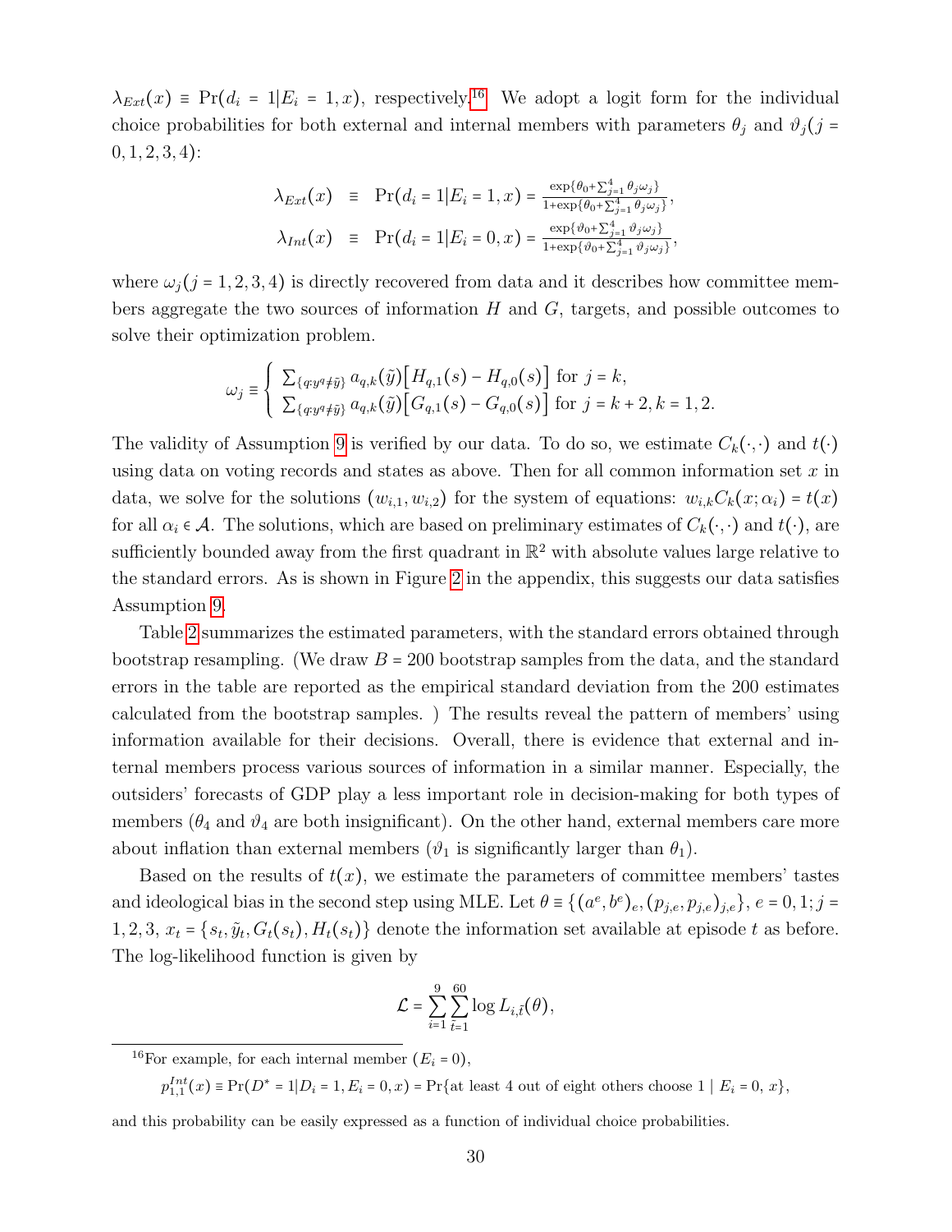$\lambda_{Ext}(x) \equiv \Pr(d_i = 1|E_i = 1, x)$, respectively.[16] We adopt a logit form for the individual choice probabilities for both external and internal members with parameters $\theta_j$ and $\vartheta_j (j = 0, 1, 2, 3, 4)$:

$$\lambda_{Ext}(x) \equiv \Pr(d_i = 1|E_i = 1, x) = \frac{\exp\{\theta_0 + \sum_{j=1}^{4} \theta_j \omega_j\}}{1 + \exp\{\theta_0 + \sum_{j=1}^{4} \theta_j \omega_j\}},$$

$$\lambda_{Int}(x) \equiv \Pr(d_i = 1|E_i = 0, x) = \frac{\exp\{\vartheta_0 + \sum_{j=1}^{4} \vartheta_j \omega_j\}}{1 + \exp\{\vartheta_0 + \sum_{j=1}^{4} \vartheta_j \omega_j\}},$$

where $\omega_j (j = 1, 2, 3, 4)$ is directly recovered from data and it describes how committee members aggregate the two sources of information $H$ and $G$, targets, and possible outcomes to solve their optimization problem.

$$\omega_j \equiv \begin{cases} \sum_{\{q: y^q \neq \tilde{y}\}} a_{q,k}(\tilde{y}) \left[ H_{q,1}(s) - H_{q,0}(s) \right] & \text{for } j = k, \\ \sum_{\{q: y^q \neq \tilde{y}\}} a_{q,k}(\tilde{y}) \left[ G_{q,1}(s) - G_{q,0}(s) \right] & \text{for } j = k + 2, k = 1, 2. \end{cases}$$

The validity of Assumption 9 is verified by our data. To do so, we estimate $C_k(\cdot, \cdot)$ and $t(\cdot)$ using data on voting records and states as above. Then for all common information set $x$ in data, we solve for the solutions $(w_{i,1}, w_{i,2})$ for the system of equations: $w_{i,k} C_k(x; \alpha_i) = t(x)$ for all $\alpha_i \in \mathcal{A}$. The solutions, which are based on preliminary estimates of $C_k(\cdot, \cdot)$ and $t(\cdot)$, are sufficiently bounded away from the first quadrant in $\mathbb{R}^2$ with absolute values large relative to the standard errors. As is shown in Figure 2 in the appendix, this suggests our data satisfies Assumption 9.

Table 2 summarizes the estimated parameters, with the standard errors obtained through bootstrap resampling. (We draw $B = 200$ bootstrap samples from the data, and the standard errors in the table are reported as the empirical standard deviation from the 200 estimates calculated from the bootstrap samples. ) The results reveal the pattern of members' using information available for their decisions. Overall, there is evidence that external and internal members process various sources of information in a similar manner. Especially, the outsiders' forecasts of GDP play a less important role in decision-making for both types of members ($\theta_4$ and $\vartheta_4$ are both insignificant). On the other hand, external members care more about inflation than external members ($\vartheta_1$ is significantly larger than $\theta_1$).

Based on the results of $t(x)$, we estimate the parameters of committee members' tastes and ideological bias in the second step using MLE. Let $\theta \equiv \{(a^e, b^e)_e, (p_{j,e}, p_{j,e})_{j,e}\}$, $e = 0, 1; j = 1, 2, 3$, $x_t = \{s_t, \tilde{y}_t, G_t(s_t), H_t(s_t)\}$ denote the information set available at episode $t$ as before. The log-likelihood function is given by

$$\mathcal{L} = \sum_{i=1}^{9} \sum_{\tilde{t}=1}^{60} \log L_{i,\tilde{t}}(\theta),$$

[16] For example, for each internal member ($E_i = 0$),

$$p_{1,1}^{Int}(x) \equiv \Pr(D^* = 1|D_i = 1, E_i = 0, x) = \Pr\{\text{at least 4 out of eight others choose } 1 \mid E_i = 0,\ x\},$$

and this probability can be easily expressed as a function of individual choice probabilities.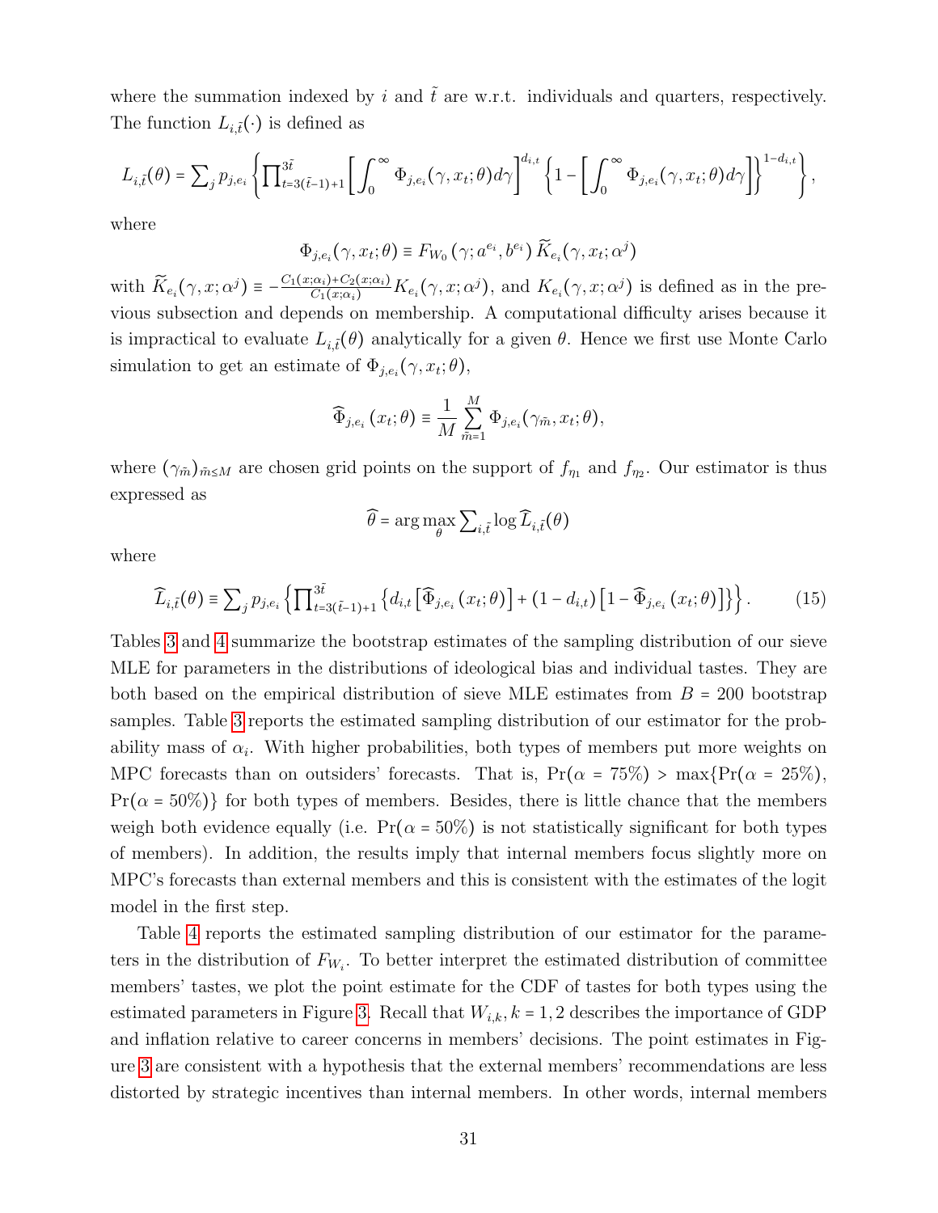where the summation indexed by $i$ and $\tilde{t}$ are w.r.t. individuals and quarters, respectively. The function $L_{i,\tilde{t}}(\cdot)$ is defined as

$$L_{i,\tilde{t}}(\theta) = \sum_j p_{j,e_i} \left\{ \prod_{t=3(\tilde{t}-1)+1}^{3\tilde{t}} \left[ \int_0^\infty \Phi_{j,e_i}(\gamma, x_t; \theta) d\gamma \right]^{d_{i,t}} \left\{ 1 - \left[ \int_0^\infty \Phi_{j,e_i}(\gamma, x_t; \theta) d\gamma \right] \right\}^{1-d_{i,t}} \right\},$$

where

$$\Phi_{j,e_i}(\gamma, x_t; \theta) \equiv F_{W_0}\left(\gamma; a^{e_i}, b^{e_i}\right) \widetilde{K}_{e_i}(\gamma, x_t; \alpha^j)$$

with $\widetilde{K}_{e_i}(\gamma, x; \alpha^j) \equiv -\frac{C_1(x;\alpha_i)+C_2(x;\alpha_i)}{C_1(x;\alpha_i)} K_{e_i}(\gamma, x; \alpha^j)$, and $K_{e_i}(\gamma, x; \alpha^j)$ is defined as in the previous subsection and depends on membership. A computational difficulty arises because it is impractical to evaluate $L_{i,\tilde{t}}(\theta)$ analytically for a given $\theta$. Hence we first use Monte Carlo simulation to get an estimate of $\Phi_{j,e_i}(\gamma, x_t; \theta)$,

$$\widehat{\Phi}_{j,e_i}(x_t; \theta) \equiv \frac{1}{M} \sum_{\tilde{m}=1}^{M} \Phi_{j,e_i}(\gamma_{\tilde{m}}, x_t; \theta),$$

where $(\gamma_{\tilde{m}})_{\tilde{m} \leq M}$ are chosen grid points on the support of $f_{\eta_1}$ and $f_{\eta_2}$. Our estimator is thus expressed as

$$\widehat{\theta} = \arg\max_{\theta} \sum_{i,\tilde{t}} \log \widehat{L}_{i,\tilde{t}}(\theta)$$

where

$$\widehat{L}_{i,\tilde{t}}(\theta) \equiv \sum_j p_{j,e_i} \left\{ \prod_{t=3(\tilde{t}-1)+1}^{3\tilde{t}} \left\{ d_{i,t} \left[ \widehat{\Phi}_{j,e_i}(x_t; \theta) \right] + (1 - d_{i,t}) \left[ 1 - \widehat{\Phi}_{j,e_i}(x_t; \theta) \right] \right\} \right\}. \qquad (15)$$

Tables 3 and 4 summarize the bootstrap estimates of the sampling distribution of our sieve MLE for parameters in the distributions of ideological bias and individual tastes. They are both based on the empirical distribution of sieve MLE estimates from $B = 200$ bootstrap samples. Table 3 reports the estimated sampling distribution of our estimator for the probability mass of $\alpha_i$. With higher probabilities, both types of members put more weights on MPC forecasts than on outsiders' forecasts. That is, $\Pr(\alpha = 75\%) > \max\{\Pr(\alpha = 25\%), \Pr(\alpha = 50\%)\}$ for both types of members. Besides, there is little chance that the members weigh both evidence equally (i.e. $\Pr(\alpha = 50\%)$ is not statistically significant for both types of members). In addition, the results imply that internal members focus slightly more on MPC's forecasts than external members and this is consistent with the estimates of the logit model in the first step.

Table 4 reports the estimated sampling distribution of our estimator for the parameters in the distribution of $F_{W_i}$. To better interpret the estimated distribution of committee members' tastes, we plot the point estimate for the CDF of tastes for both types using the estimated parameters in Figure 3. Recall that $W_{i,k}, k = 1, 2$ describes the importance of GDP and inflation relative to career concerns in members' decisions. The point estimates in Figure 3 are consistent with a hypothesis that the external members' recommendations are less distorted by strategic incentives than internal members. In other words, internal members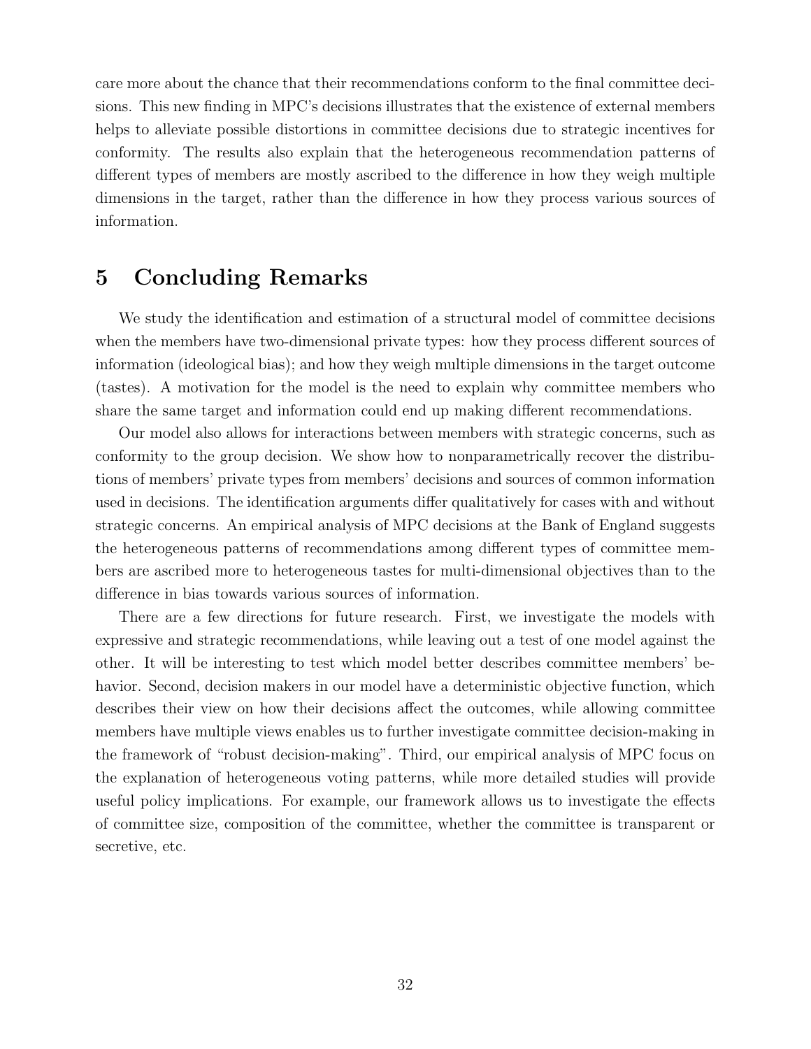care more about the chance that their recommendations conform to the final committee decisions. This new finding in MPC's decisions illustrates that the existence of external members helps to alleviate possible distortions in committee decisions due to strategic incentives for conformity. The results also explain that the heterogeneous recommendation patterns of different types of members are mostly ascribed to the difference in how they weigh multiple dimensions in the target, rather than the difference in how they process various sources of information.

# 5 Concluding Remarks

We study the identification and estimation of a structural model of committee decisions when the members have two-dimensional private types: how they process different sources of information (ideological bias); and how they weigh multiple dimensions in the target outcome (tastes). A motivation for the model is the need to explain why committee members who share the same target and information could end up making different recommendations.

Our model also allows for interactions between members with strategic concerns, such as conformity to the group decision. We show how to nonparametrically recover the distributions of members' private types from members' decisions and sources of common information used in decisions. The identification arguments differ qualitatively for cases with and without strategic concerns. An empirical analysis of MPC decisions at the Bank of England suggests the heterogeneous patterns of recommendations among different types of committee members are ascribed more to heterogeneous tastes for multi-dimensional objectives than to the difference in bias towards various sources of information.

There are a few directions for future research. First, we investigate the models with expressive and strategic recommendations, while leaving out a test of one model against the other. It will be interesting to test which model better describes committee members' behavior. Second, decision makers in our model have a deterministic objective function, which describes their view on how their decisions affect the outcomes, while allowing committee members have multiple views enables us to further investigate committee decision-making in the framework of "robust decision-making". Third, our empirical analysis of MPC focus on the explanation of heterogeneous voting patterns, while more detailed studies will provide useful policy implications. For example, our framework allows us to investigate the effects of committee size, composition of the committee, whether the committee is transparent or secretive, etc.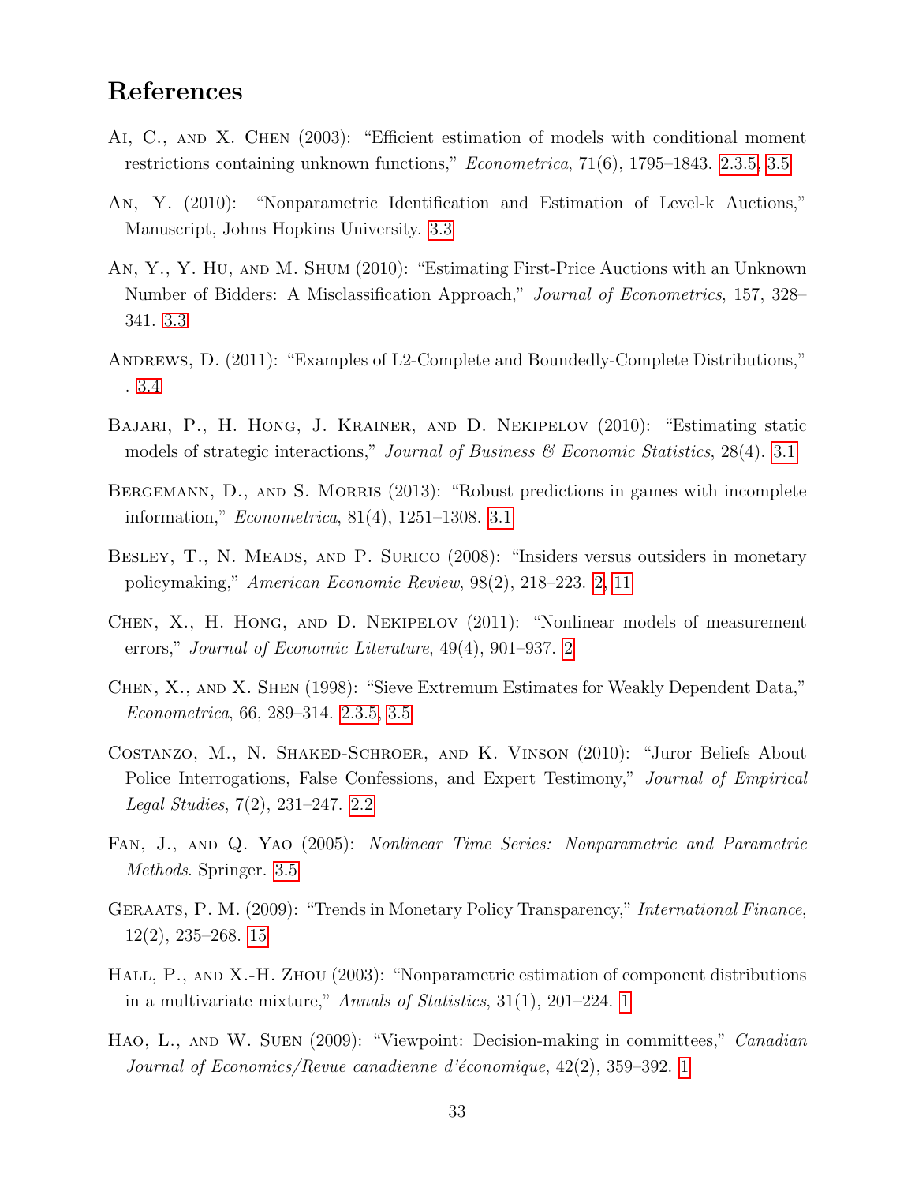# References

Ai, C., and X. Chen (2003): "Efficient estimation of models with conditional moment restrictions containing unknown functions," *Econometrica*, 71(6), 1795–1843. 2.3.5, 3.5

An, Y. (2010): "Nonparametric Identification and Estimation of Level-k Auctions," Manuscript, Johns Hopkins University. 3.3

An, Y., Y. Hu, and M. Shum (2010): "Estimating First-Price Auctions with an Unknown Number of Bidders: A Misclassification Approach," *Journal of Econometrics*, 157, 328–341. 3.3

Andrews, D. (2011): "Examples of L2-Complete and Boundedly-Complete Distributions," . 3.4

Bajari, P., H. Hong, J. Krainer, and D. Nekipelov (2010): "Estimating static models of strategic interactions," *Journal of Business & Economic Statistics*, 28(4). 3.1

Bergemann, D., and S. Morris (2013): "Robust predictions in games with incomplete information," *Econometrica*, 81(4), 1251–1308. 3.1

Besley, T., N. Meads, and P. Surico (2008): "Insiders versus outsiders in monetary policymaking," *American Economic Review*, 98(2), 218–223. 2, 11

Chen, X., H. Hong, and D. Nekipelov (2011): "Nonlinear models of measurement errors," *Journal of Economic Literature*, 49(4), 901–937. 2

Chen, X., and X. Shen (1998): "Sieve Extremum Estimates for Weakly Dependent Data," *Econometrica*, 66, 289–314. 2.3.5, 3.5

Costanzo, M., N. Shaked-Schroer, and K. Vinson (2010): "Juror Beliefs About Police Interrogations, False Confessions, and Expert Testimony," *Journal of Empirical Legal Studies*, 7(2), 231–247. 2.2

Fan, J., and Q. Yao (2005): *Nonlinear Time Series: Nonparametric and Parametric Methods*. Springer. 3.5

Geraats, P. M. (2009): "Trends in Monetary Policy Transparency," *International Finance*, 12(2), 235–268. 15

Hall, P., and X.-H. Zhou (2003): "Nonparametric estimation of component distributions in a multivariate mixture," *Annals of Statistics*, 31(1), 201–224. 1

Hao, L., and W. Suen (2009): "Viewpoint: Decision-making in committees," *Canadian Journal of Economics/Revue canadienne d'économique*, 42(2), 359–392. 1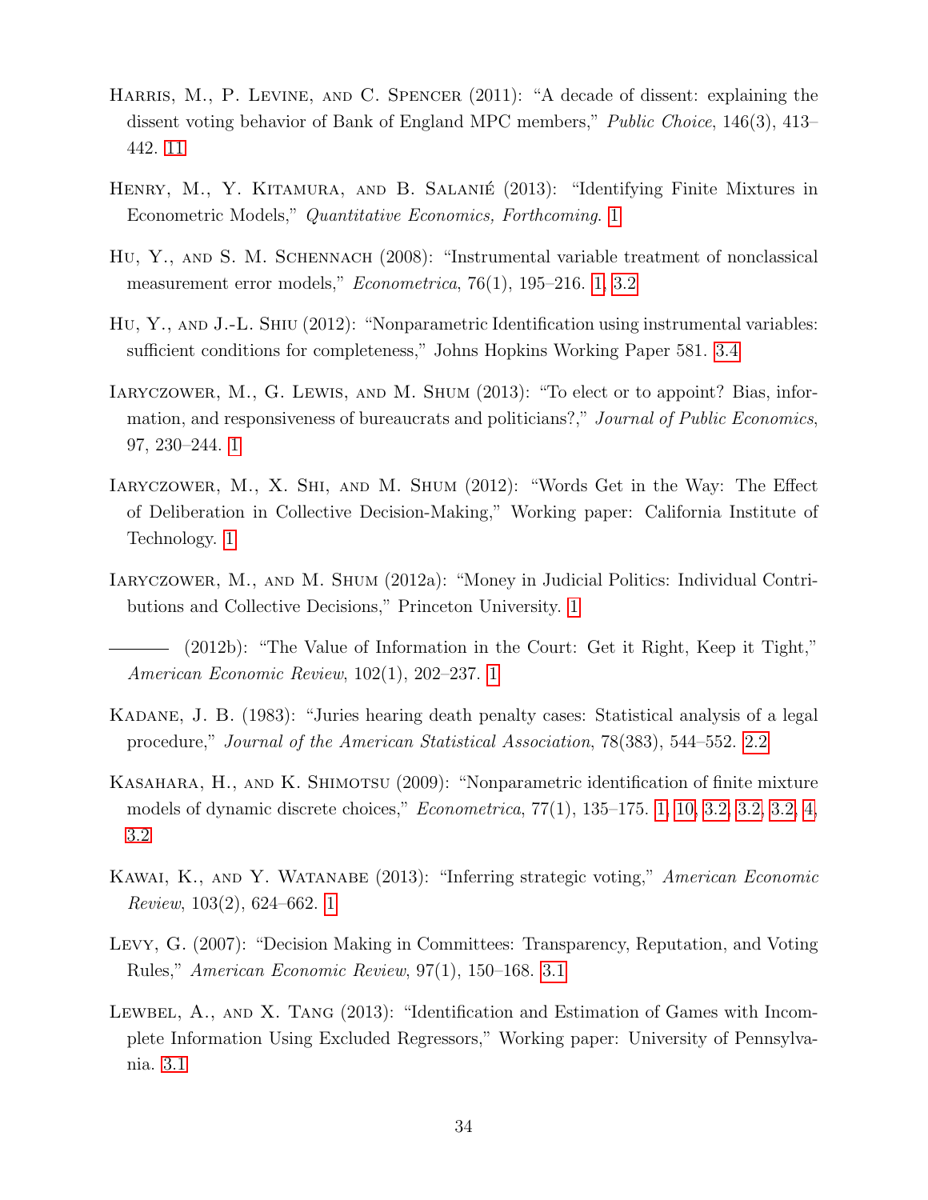Harris, M., P. Levine, and C. Spencer (2011): "A decade of dissent: explaining the dissent voting behavior of Bank of England MPC members," *Public Choice*, 146(3), 413–442. 11

Henry, M., Y. Kitamura, and B. Salanié (2013): "Identifying Finite Mixtures in Econometric Models," *Quantitative Economics, Forthcoming*. 1

Hu, Y., and S. M. Schennach (2008): "Instrumental variable treatment of nonclassical measurement error models," *Econometrica*, 76(1), 195–216. 1, 3.2

Hu, Y., and J.-L. Shiu (2012): "Nonparametric Identification using instrumental variables: sufficient conditions for completeness," Johns Hopkins Working Paper 581. 3.4

Iaryczower, M., G. Lewis, and M. Shum (2013): "To elect or to appoint? Bias, information, and responsiveness of bureaucrats and politicians?," *Journal of Public Economics*, 97, 230–244. 1

Iaryczower, M., X. Shi, and M. Shum (2012): "Words Get in the Way: The Effect of Deliberation in Collective Decision-Making," Working paper: California Institute of Technology. 1

Iaryczower, M., and M. Shum (2012a): "Money in Judicial Politics: Individual Contributions and Collective Decisions," Princeton University. 1

——— (2012b): "The Value of Information in the Court: Get it Right, Keep it Tight," *American Economic Review*, 102(1), 202–237. 1

Kadane, J. B. (1983): "Juries hearing death penalty cases: Statistical analysis of a legal procedure," *Journal of the American Statistical Association*, 78(383), 544–552. 2.2

Kasahara, H., and K. Shimotsu (2009): "Nonparametric identification of finite mixture models of dynamic discrete choices," *Econometrica*, 77(1), 135–175. 1, 10, 3.2, 3.2, 3.2, 4, 3.2

Kawai, K., and Y. Watanabe (2013): "Inferring strategic voting," *American Economic Review*, 103(2), 624–662. 1

Levy, G. (2007): "Decision Making in Committees: Transparency, Reputation, and Voting Rules," *American Economic Review*, 97(1), 150–168. 3.1

Lewbel, A., and X. Tang (2013): "Identification and Estimation of Games with Incomplete Information Using Excluded Regressors," Working paper: University of Pennsylvania. 3.1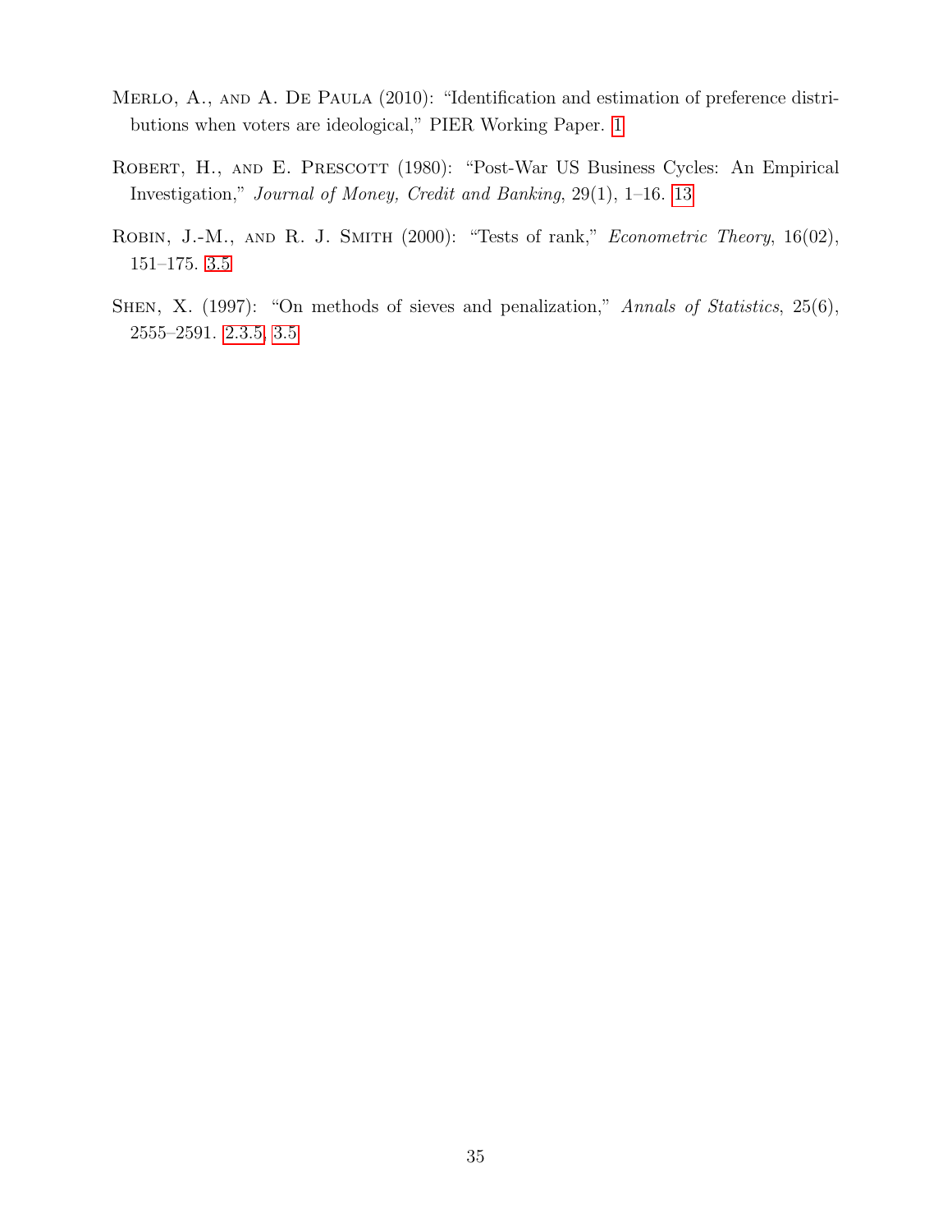Merlo, A., and A. De Paula (2010): "Identification and estimation of preference distributions when voters are ideological," PIER Working Paper. 1

Robert, H., and E. Prescott (1980): "Post-War US Business Cycles: An Empirical Investigation," *Journal of Money, Credit and Banking*, 29(1), 1–16. 13

Robin, J.-M., and R. J. Smith (2000): "Tests of rank," *Econometric Theory*, 16(02), 151–175. 3.5

Shen, X. (1997): "On methods of sieves and penalization," *Annals of Statistics*, 25(6), 2555–2591. 2.3.5, 3.5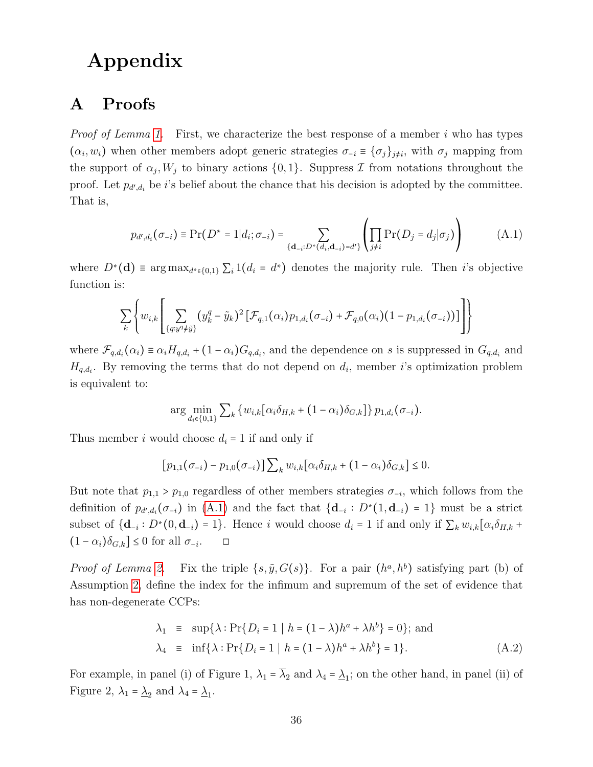# Appendix

## A Proofs

*Proof of Lemma 1.* First, we characterize the best response of a member $i$ who has types $(\alpha_i, w_i)$ when other members adopt generic strategies $\sigma_{-i} \equiv \{\sigma_j\}_{j \neq i}$, with $\sigma_j$ mapping from the support of $\alpha_j, W_j$ to binary actions $\{0,1\}$. Suppress $\mathcal{I}$ from notations throughout the proof. Let $p_{d',d_i}$ be $i$'s belief about the chance that his decision is adopted by the committee. That is,

$$p_{d',d_i}(\sigma_{-i}) \equiv \Pr(D^* = 1 | d_i; \sigma_{-i}) = \sum_{\{\mathbf{d}_{-i}: D^*(d_i, \mathbf{d}_{-i}) = d'\}} \left( \prod_{j \neq i} \Pr(D_j = d_j | \sigma_j) \right) \tag{A.1}$$

where $D^*(\mathbf{d}) \equiv \arg\max_{d^* \in \{0,1\}} \sum_i 1(d_i = d^*)$ denotes the majority rule. Then $i$'s objective function is:

$$\sum_k \left\{ w_{i,k} \left[ \sum_{\{q: y^q \neq \tilde{y}\}} (y_k^q - \tilde{y}_k)^2 \left[ \mathcal{F}_{q,1}(\alpha_i) p_{1,d_i}(\sigma_{-i}) + \mathcal{F}_{q,0}(\alpha_i)(1 - p_{1,d_i}(\sigma_{-i})) \right] \right] \right\}$$

where $\mathcal{F}_{q,d_i}(\alpha_i) \equiv \alpha_i H_{q,d_i} + (1 - \alpha_i) G_{q,d_i}$, and the dependence on $s$ is suppressed in $G_{q,d_i}$ and $H_{q,d_i}$. By removing the terms that do not depend on $d_i$, member $i$'s optimization problem is equivalent to:

$$\arg\min_{d_i \in \{0,1\}} \sum_k \{ w_{i,k} [\alpha_i \delta_{H,k} + (1 - \alpha_i) \delta_{G,k}] \} \, p_{1,d_i}(\sigma_{-i}).$$

Thus member $i$ would choose $d_i = 1$ if and only if

$$[p_{1,1}(\sigma_{-i}) - p_{1,0}(\sigma_{-i})] \sum_k w_{i,k} [\alpha_i \delta_{H,k} + (1 - \alpha_i) \delta_{G,k}] \leq 0.$$

But note that $p_{1,1} > p_{1,0}$ regardless of other members strategies $\sigma_{-i}$, which follows from the definition of $p_{d',d_i}(\sigma_{-i})$ in (A.1) and the fact that $\{\mathbf{d}_{-i} : D^*(1, \mathbf{d}_{-i}) = 1\}$ must be a strict subset of $\{\mathbf{d}_{-i} : D^*(0, \mathbf{d}_{-i}) = 1\}$. Hence $i$ would choose $d_i = 1$ if and only if $\sum_k w_{i,k} [\alpha_i \delta_{H,k} + (1 - \alpha_i) \delta_{G,k}] \leq 0$ for all $\sigma_{-i}$. □

*Proof of Lemma 2.* Fix the triple $\{s, \tilde{y}, G(s)\}$. For a pair $(h^a, h^b)$ satisfying part (b) of Assumption 2, define the index for the infimum and supremum of the set of evidence that has non-degenerate CCPs:

$$\begin{aligned} \lambda_1 &\equiv \sup\{\lambda : \Pr\{D_i = 1 \mid h = (1 - \lambda) h^a + \lambda h^b\} = 0\}; \text{ and} \\ \lambda_4 &\equiv \inf\{\lambda : \Pr\{D_i = 1 \mid h = (1 - \lambda) h^a + \lambda h^b\} = 1\}. \end{aligned} \tag{A.2}$$

For example, in panel (i) of Figure 1, $\lambda_1 = \overline{\lambda}_2$ and $\lambda_4 = \underline{\lambda}_1$; on the other hand, in panel (ii) of Figure 2, $\lambda_1 = \underline{\lambda}_2$ and $\lambda_4 = \underline{\lambda}_1$.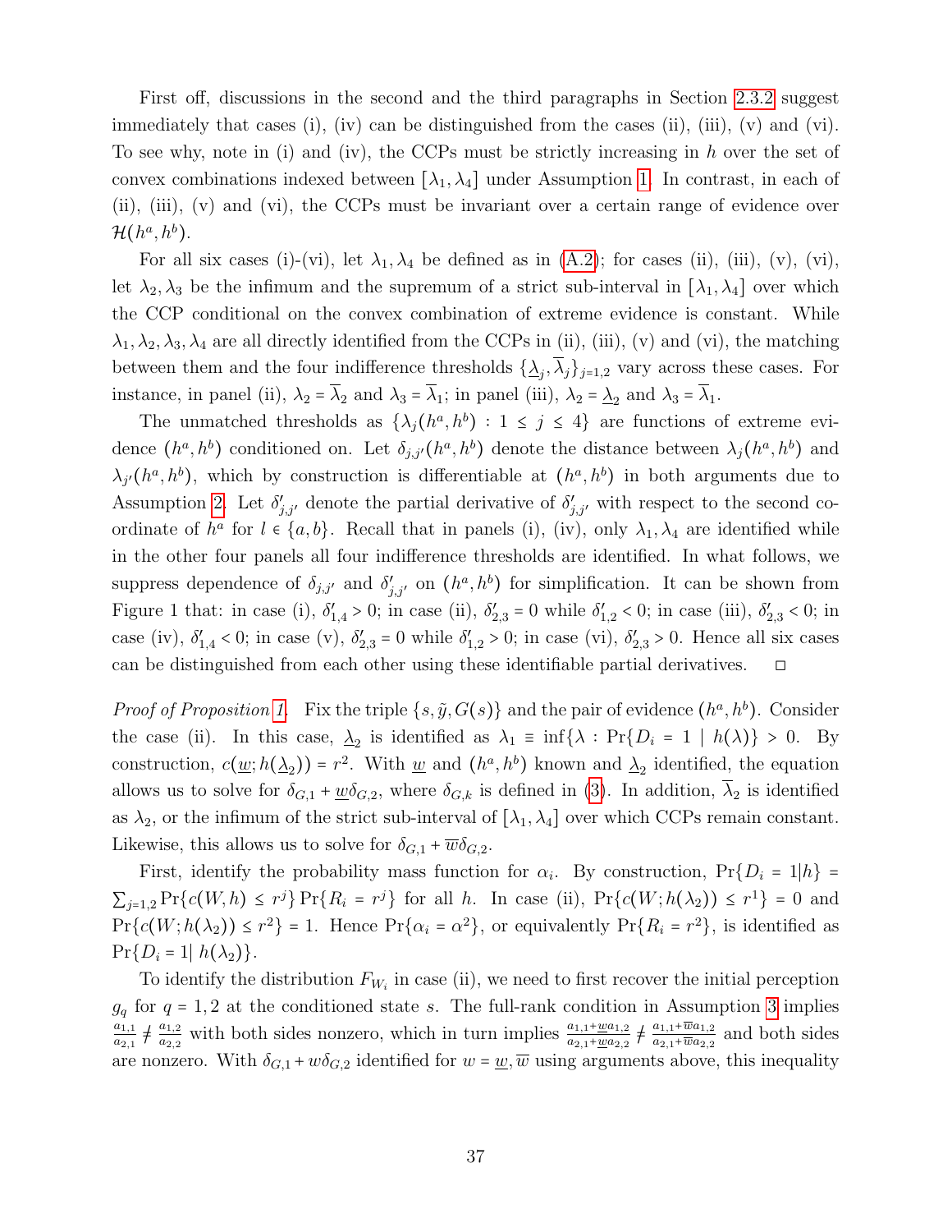First off, discussions in the second and the third paragraphs in Section 2.3.2 suggest immediately that cases (i), (iv) can be distinguished from the cases (ii), (iii), (v) and (vi). To see why, note in (i) and (iv), the CCPs must be strictly increasing in $h$ over the set of convex combinations indexed between $[\lambda_1, \lambda_4]$ under Assumption 1. In contrast, in each of (ii), (iii), (v) and (vi), the CCPs must be invariant over a certain range of evidence over $\mathcal{H}(h^a, h^b)$.

For all six cases (i)-(vi), let $\lambda_1, \lambda_4$ be defined as in (A.2); for cases (ii), (iii), (v), (vi), let $\lambda_2, \lambda_3$ be the infimum and the supremum of a strict sub-interval in $[\lambda_1, \lambda_4]$ over which the CCP conditional on the convex combination of extreme evidence is constant. While $\lambda_1, \lambda_2, \lambda_3, \lambda_4$ are all directly identified from the CCPs in (ii), (iii), (v) and (vi), the matching between them and the four indifference thresholds $\{\underline{\lambda}_j, \overline{\lambda}_j\}_{j=1,2}$ vary across these cases. For instance, in panel (ii), $\lambda_2 = \overline{\lambda}_2$ and $\lambda_3 = \overline{\lambda}_1$; in panel (iii), $\lambda_2 = \underline{\lambda}_2$ and $\lambda_3 = \overline{\lambda}_1$.

The unmatched thresholds as $\{\lambda_j(h^a, h^b) : 1 \leq j \leq 4\}$ are functions of extreme evidence $(h^a, h^b)$ conditioned on. Let $\delta_{j,j'}(h^a, h^b)$ denote the distance between $\lambda_j(h^a, h^b)$ and $\lambda_{j'}(h^a, h^b)$, which by construction is differentiable at $(h^a, h^b)$ in both arguments due to Assumption 2. Let $\delta'_{j,j'}$ denote the partial derivative of $\delta'_{j,j'}$ with respect to the second coordinate of $h^a$ for $l \in \{a, b\}$. Recall that in panels (i), (iv), only $\lambda_1, \lambda_4$ are identified while in the other four panels all four indifference thresholds are identified. In what follows, we suppress dependence of $\delta_{j,j'}$ and $\delta'_{j,j'}$ on $(h^a, h^b)$ for simplification. It can be shown from Figure 1 that: in case (i), $\delta'_{1,4} > 0$; in case (ii), $\delta'_{2,3} = 0$ while $\delta'_{1,2} < 0$; in case (iii), $\delta'_{2,3} < 0$; in case (iv), $\delta'_{1,4} < 0$; in case (v), $\delta'_{2,3} = 0$ while $\delta'_{1,2} > 0$; in case (vi), $\delta'_{2,3} > 0$. Hence all six cases can be distinguished from each other using these identifiable partial derivatives. $\square$

*Proof of Proposition 1.* Fix the triple $\{s, \tilde{y}, G(s)\}$ and the pair of evidence $(h^a, h^b)$. Consider the case (ii). In this case, $\underline{\lambda}_2$ is identified as $\lambda_1 \equiv \inf\{\lambda : \Pr\{D_i = 1 \mid h(\lambda)\} > 0$. By construction, $c(\underline{w}; h(\underline{\lambda}_2)) = r^2$. With $\underline{w}$ and $(h^a, h^b)$ known and $\underline{\lambda}_2$ identified, the equation allows us to solve for $\delta_{G,1} + \underline{w}\delta_{G,2}$, where $\delta_{G,k}$ is defined in (3). In addition, $\overline{\lambda}_2$ is identified as $\lambda_2$, or the infimum of the strict sub-interval of $[\lambda_1, \lambda_4]$ over which CCPs remain constant. Likewise, this allows us to solve for $\delta_{G,1} + \overline{w}\delta_{G,2}$.

First, identify the probability mass function for $\alpha_i$. By construction, $\Pr\{D_i = 1|h\} = \sum_{j=1,2} \Pr\{c(W, h) \leq r^j\} \Pr\{R_i = r^j\}$ for all $h$. In case (ii), $\Pr\{c(W; h(\lambda_2)) \leq r^1\} = 0$ and $\Pr\{c(W; h(\lambda_2)) \leq r^2\} = 1$. Hence $\Pr\{\alpha_i = \alpha^2\}$, or equivalently $\Pr\{R_i = r^2\}$, is identified as $\Pr\{D_i = 1|\ h(\lambda_2)\}$.

To identify the distribution $F_{W_i}$ in case (ii), we need to first recover the initial perception $g_q$ for $q = 1, 2$ at the conditioned state $s$. The full-rank condition in Assumption 3 implies $\frac{a_{1,1}}{a_{2,1}} \neq \frac{a_{1,2}}{a_{2,2}}$ with both sides nonzero, which in turn implies $\frac{a_{1,1}+\underline{w}a_{1,2}}{a_{2,1}+\underline{w}a_{2,2}} \neq \frac{a_{1,1}+\overline{w}a_{1,2}}{a_{2,1}+\overline{w}a_{2,2}}$ and both sides are nonzero. With $\delta_{G,1} + w\delta_{G,2}$ identified for $w = \underline{w}, \overline{w}$ using arguments above, this inequality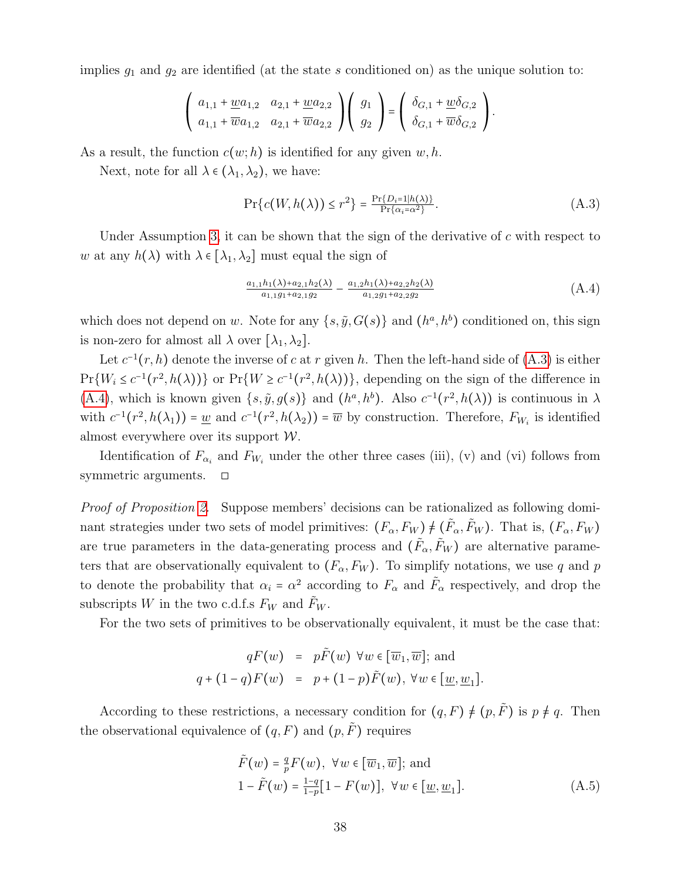implies $g_1$ and $g_2$ are identified (at the state $s$ conditioned on) as the unique solution to:

$$\begin{pmatrix} a_{1,1} + \underline{w} a_{1,2} & a_{2,1} + \underline{w} a_{2,2} \\ a_{1,1} + \overline{w} a_{1,2} & a_{2,1} + \overline{w} a_{2,2} \end{pmatrix} \begin{pmatrix} g_1 \\ g_2 \end{pmatrix} = \begin{pmatrix} \delta_{G,1} + \underline{w}\delta_{G,2} \\ \delta_{G,1} + \overline{w}\delta_{G,2} \end{pmatrix}.$$

As a result, the function $c(w;h)$ is identified for any given $w, h$.

Next, note for all $\lambda \in (\lambda_1, \lambda_2)$, we have:

$$\Pr\{c(W, h(\lambda)) \leq r^2\} = \tfrac{\Pr\{D_i = 1 | h(\lambda)\}}{\Pr\{\alpha_i = \alpha^2\}}. \tag{A.3}$$

Under Assumption 3, it can be shown that the sign of the derivative of $c$ with respect to $w$ at any $h(\lambda)$ with $\lambda \in [\lambda_1, \lambda_2]$ must equal the sign of

$$\tfrac{a_{1,1}h_1(\lambda) + a_{2,1}h_2(\lambda)}{a_{1,1}g_1 + a_{2,1}g_2} - \tfrac{a_{1,2}h_1(\lambda) + a_{2,2}h_2(\lambda)}{a_{1,2}g_1 + a_{2,2}g_2} \tag{A.4}$$

which does not depend on $w$. Note for any $\{s, \tilde{y}, G(s)\}$ and $(h^a, h^b)$ conditioned on, this sign is non-zero for almost all $\lambda$ over $[\lambda_1, \lambda_2]$.

Let $c^{-1}(r, h)$ denote the inverse of $c$ at $r$ given $h$. Then the left-hand side of (A.3) is either $\Pr\{W_i \leq c^{-1}(r^2, h(\lambda))\}$ or $\Pr\{W \geq c^{-1}(r^2, h(\lambda))\}$, depending on the sign of the difference in (A.4), which is known given $\{s, \tilde{y}, g(s)\}$ and $(h^a, h^b)$. Also $c^{-1}(r^2, h(\lambda))$ is continuous in $\lambda$ with $c^{-1}(r^2, h(\lambda_1)) = \underline{w}$ and $c^{-1}(r^2, h(\lambda_2)) = \overline{w}$ by construction. Therefore, $F_{W_i}$ is identified almost everywhere over its support $\mathcal{W}$.

Identification of $F_{\alpha_i}$ and $F_{W_i}$ under the other three cases (iii), (v) and (vi) follows from symmetric arguments. □

*Proof of Proposition 2.* Suppose members' decisions can be rationalized as following dominant strategies under two sets of model primitives: $(F_\alpha, F_W) \neq (\tilde{F}_\alpha, \tilde{F}_W)$. That is, $(F_\alpha, F_W)$ are true parameters in the data-generating process and $(\tilde{F}_\alpha, \tilde{F}_W)$ are alternative parameters that are observationally equivalent to $(F_\alpha, F_W)$. To simplify notations, we use $q$ and $p$ to denote the probability that $\alpha_i = \alpha^2$ according to $F_\alpha$ and $\tilde{F}_\alpha$ respectively, and drop the subscripts $W$ in the two c.d.f.s $F_W$ and $\tilde{F}_W$.

For the two sets of primitives to be observationally equivalent, it must be the case that:

$$\begin{aligned} qF(w) &= p\tilde{F}(w) \ \forall w \in [\overline{w}_1, \overline{w}]; \text{ and} \\ q + (1-q)F(w) &= p + (1-p)\tilde{F}(w), \ \forall w \in [\underline{w}, \underline{w}_1]. \end{aligned}$$

According to these restrictions, a necessary condition for $(q, F) \neq (p, \tilde{F})$ is $p \neq q$. Then the observational equivalence of $(q, F)$ and $(p, \tilde{F})$ requires

$$\begin{aligned} &\tilde{F}(w) = \tfrac{q}{p}F(w), \ \forall w \in [\overline{w}_1, \overline{w}]; \text{ and} \\ &1 - \tilde{F}(w) = \tfrac{1-q}{1-p}[1 - F(w)], \ \forall w \in [\underline{w}, \underline{w}_1]. \end{aligned} \tag{A.5}$$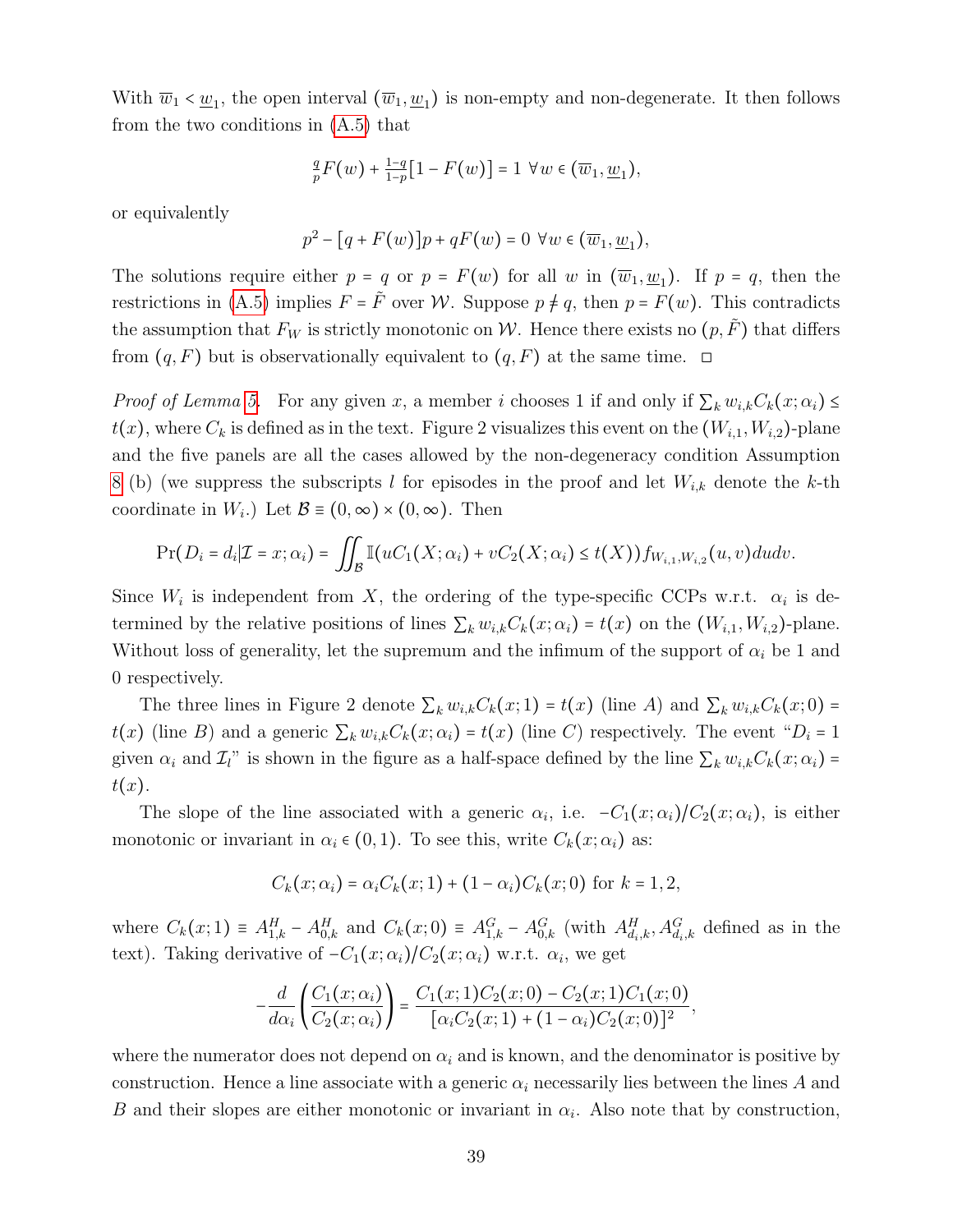With $\overline{w}_1 < \underline{w}_1$, the open interval $(\overline{w}_1, \underline{w}_1)$ is non-empty and non-degenerate. It then follows from the two conditions in (A.5) that

$$\tfrac{q}{p}F(w) + \tfrac{1-q}{1-p}[1 - F(w)] = 1 \ \forall w \in (\overline{w}_1, \underline{w}_1),$$

or equivalently

$$p^2 - [q + F(w)]p + qF(w) = 0 \ \forall w \in (\overline{w}_1, \underline{w}_1),$$

The solutions require either $p = q$ or $p = F(w)$ for all $w$ in $(\overline{w}_1, \underline{w}_1)$. If $p = q$, then the restrictions in (A.5) implies $F = \tilde{F}$ over $\mathcal{W}$. Suppose $p \neq q$, then $p = F(w)$. This contradicts the assumption that $F_W$ is strictly monotonic on $\mathcal{W}$. Hence there exists no $(p, \tilde{F})$ that differs from $(q, F)$ but is observationally equivalent to $(q, F)$ at the same time. □

*Proof of Lemma 5.* For any given $x$, a member $i$ chooses 1 if and only if $\sum_k w_{i,k} C_k(x; \alpha_i) \leq t(x)$, where $C_k$ is defined as in the text. Figure 2 visualizes this event on the $(W_{i,1}, W_{i,2})$-plane and the five panels are all the cases allowed by the non-degeneracy condition Assumption 8 (b) (we suppress the subscripts $l$ for episodes in the proof and let $W_{i,k}$ denote the $k$-th coordinate in $W_i$.) Let $\mathcal{B} \equiv (0, \infty) \times (0, \infty)$. Then

$$\Pr(D_i = d_i | \mathcal{I} = x; \alpha_i) = \iint_{\mathcal{B}} \mathbb{I}(uC_1(X; \alpha_i) + vC_2(X; \alpha_i) \leq t(X)) f_{W_{i,1}, W_{i,2}}(u, v) du dv.$$

Since $W_i$ is independent from $X$, the ordering of the type-specific CCPs w.r.t. $\alpha_i$ is determined by the relative positions of lines $\sum_k w_{i,k} C_k(x; \alpha_i) = t(x)$ on the $(W_{i,1}, W_{i,2})$-plane. Without loss of generality, let the supremum and the infimum of the support of $\alpha_i$ be 1 and 0 respectively.

The three lines in Figure 2 denote $\sum_k w_{i,k} C_k(x; 1) = t(x)$ (line $A$) and $\sum_k w_{i,k} C_k(x; 0) = t(x)$ (line $B$) and a generic $\sum_k w_{i,k} C_k(x; \alpha_i) = t(x)$ (line $C$) respectively. The event "$D_i = 1$ given $\alpha_i$ and $\mathcal{I}_l$" is shown in the figure as a half-space defined by the line $\sum_k w_{i,k} C_k(x; \alpha_i) = t(x)$.

The slope of the line associated with a generic $\alpha_i$, i.e. $-C_1(x; \alpha_i)/C_2(x; \alpha_i)$, is either monotonic or invariant in $\alpha_i \in (0, 1)$. To see this, write $C_k(x; \alpha_i)$ as:

$$C_k(x; \alpha_i) = \alpha_i C_k(x; 1) + (1 - \alpha_i) C_k(x; 0) \text{ for } k = 1, 2,$$

where $C_k(x; 1) \equiv A^H_{1,k} - A^H_{0,k}$ and $C_k(x; 0) \equiv A^G_{1,k} - A^G_{0,k}$ (with $A^H_{d_i,k}, A^G_{d_i,k}$ defined as in the text). Taking derivative of $-C_1(x; \alpha_i)/C_2(x; \alpha_i)$ w.r.t. $\alpha_i$, we get

$$-\frac{d}{d\alpha_i}\left(\frac{C_1(x; \alpha_i)}{C_2(x; \alpha_i)}\right) = \frac{C_1(x; 1)C_2(x; 0) - C_2(x; 1)C_1(x; 0)}{[\alpha_i C_2(x; 1) + (1 - \alpha_i) C_2(x; 0)]^2},$$

where the numerator does not depend on $\alpha_i$ and is known, and the denominator is positive by construction. Hence a line associate with a generic $\alpha_i$ necessarily lies between the lines $A$ and $B$ and their slopes are either monotonic or invariant in $\alpha_i$. Also note that by construction,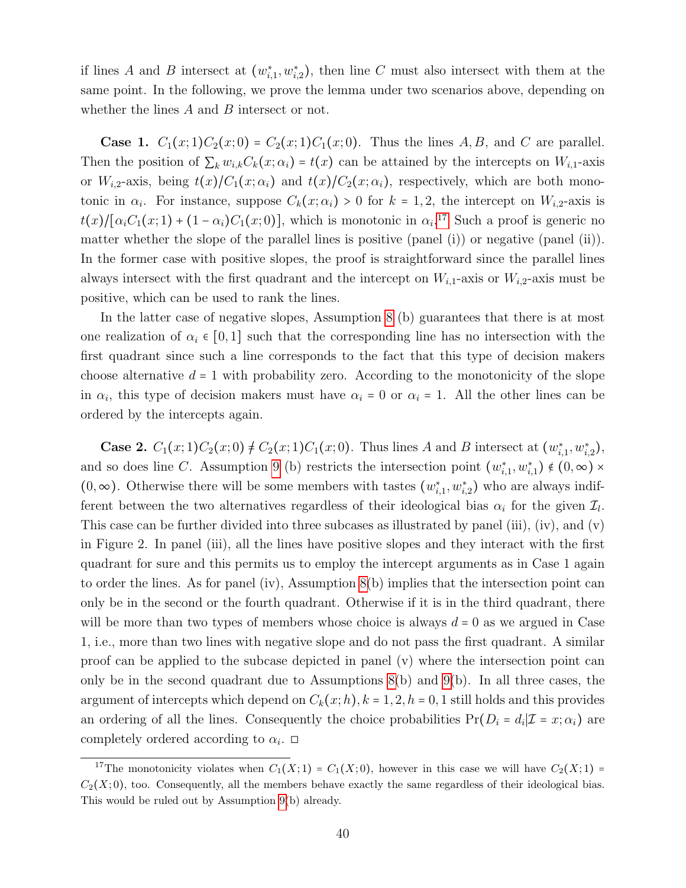if lines $A$ and $B$ intersect at $(w^*_{i,1}, w^*_{i,2})$, then line $C$ must also intersect with them at the same point. In the following, we prove the lemma under two scenarios above, depending on whether the lines $A$ and $B$ intersect or not.

**Case 1.** $C_1(x;1)C_2(x;0) = C_2(x;1)C_1(x;0)$. Thus the lines $A, B$, and $C$ are parallel. Then the position of $\sum_k w_{i,k}C_k(x;\alpha_i) = t(x)$ can be attained by the intercepts on $W_{i,1}$-axis or $W_{i,2}$-axis, being $t(x)/C_1(x;\alpha_i)$ and $t(x)/C_2(x;\alpha_i)$, respectively, which are both monotonic in $\alpha_i$. For instance, suppose $C_k(x;\alpha_i) > 0$ for $k = 1, 2$, the intercept on $W_{i,2}$-axis is $t(x)/[\alpha_i C_1(x;1) + (1-\alpha_i)C_1(x;0)]$, which is monotonic in $\alpha_i$.[17] Such a proof is generic no matter whether the slope of the parallel lines is positive (panel (i)) or negative (panel (ii)). In the former case with positive slopes, the proof is straightforward since the parallel lines always intersect with the first quadrant and the intercept on $W_{i,1}$-axis or $W_{i,2}$-axis must be positive, which can be used to rank the lines.

In the latter case of negative slopes, Assumption 8 (b) guarantees that there is at most one realization of $\alpha_i \in [0,1]$ such that the corresponding line has no intersection with the first quadrant since such a line corresponds to the fact that this type of decision makers choose alternative $d = 1$ with probability zero. According to the monotonicity of the slope in $\alpha_i$, this type of decision makers must have $\alpha_i = 0$ or $\alpha_i = 1$. All the other lines can be ordered by the intercepts again.

**Case 2.** $C_1(x;1)C_2(x;0) \neq C_2(x;1)C_1(x;0)$. Thus lines $A$ and $B$ intersect at $(w^*_{i,1}, w^*_{i,2})$, and so does line $C$. Assumption 9 (b) restricts the intersection point $(w^*_{i,1}, w^*_{i,1}) \notin (0,\infty) \times (0,\infty)$. Otherwise there will be some members with tastes $(w^*_{i,1}, w^*_{i,2})$ who are always indifferent between the two alternatives regardless of their ideological bias $\alpha_i$ for the given $\mathcal{I}_l$. This case can be further divided into three subcases as illustrated by panel (iii), (iv), and (v) in Figure 2. In panel (iii), all the lines have positive slopes and they interact with the first quadrant for sure and this permits us to employ the intercept arguments as in Case 1 again to order the lines. As for panel (iv), Assumption 8(b) implies that the intersection point can only be in the second or the fourth quadrant. Otherwise if it is in the third quadrant, there will be more than two types of members whose choice is always $d = 0$ as we argued in Case 1, i.e., more than two lines with negative slope and do not pass the first quadrant. A similar proof can be applied to the subcase depicted in panel (v) where the intersection point can only be in the second quadrant due to Assumptions 8(b) and 9(b). In all three cases, the argument of intercepts which depend on $C_k(x;h), k = 1, 2, h = 0, 1$ still holds and this provides an ordering of all the lines. Consequently the choice probabilities $\Pr(D_i = d_i | \mathcal{I} = x; \alpha_i)$ are completely ordered according to $\alpha_i$. $\square$

[17] The monotonicity violates when $C_1(X;1) = C_1(X;0)$, however in this case we will have $C_2(X;1) = C_2(X;0)$, too. Consequently, all the members behave exactly the same regardless of their ideological bias. This would be ruled out by Assumption 9(b) already.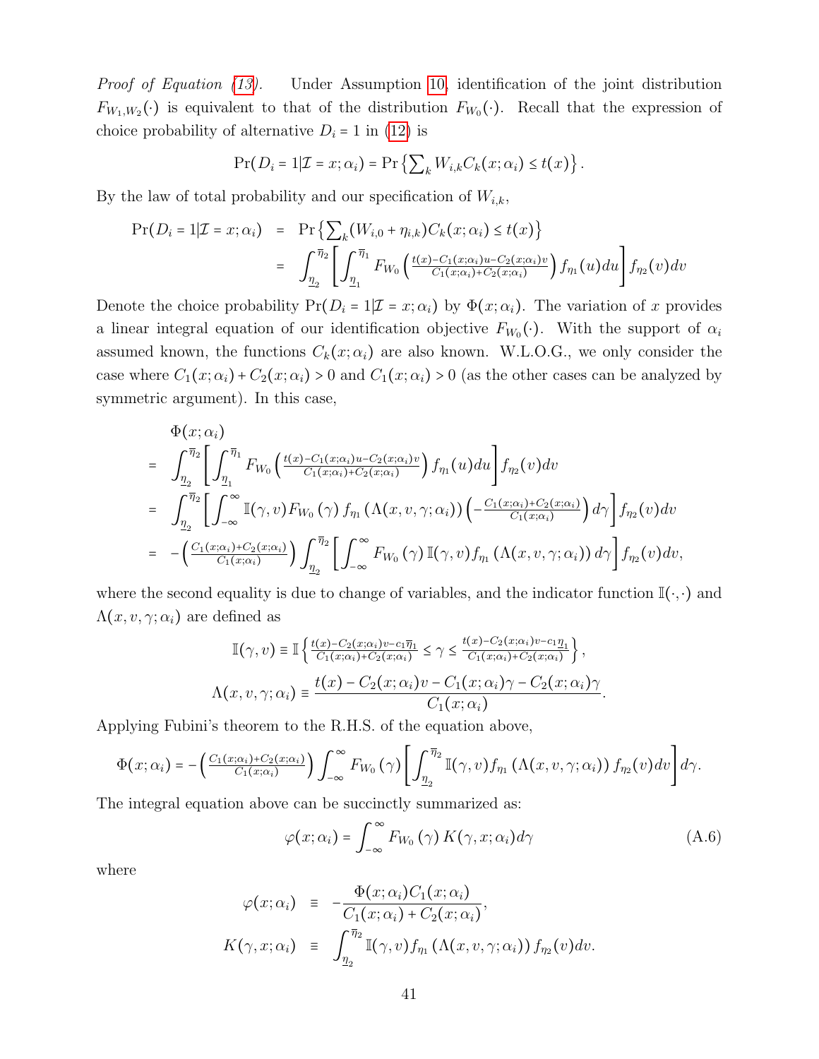*Proof of Equation (13).* Under Assumption 10, identification of the joint distribution $F_{W_1,W_2}(\cdot)$ is equivalent to that of the distribution $F_{W_0}(\cdot)$. Recall that the expression of choice probability of alternative $D_i = 1$ in (12) is

$$\Pr(D_i = 1|\mathcal{I} = x; \alpha_i) = \Pr\left\{\textstyle\sum_k W_{i,k} C_k(x; \alpha_i) \le t(x)\right\}.$$

By the law of total probability and our specification of $W_{i,k}$,

$$\begin{aligned}
\Pr(D_i = 1|\mathcal{I} = x; \alpha_i) &= \Pr\left\{\textstyle\sum_k (W_{i,0} + \eta_{i,k}) C_k(x; \alpha_i) \le t(x)\right\} \\
&= \int_{\underline{\eta}_2}^{\overline{\eta}_2} \left[\int_{\underline{\eta}_1}^{\overline{\eta}_1} F_{W_0}\left(\tfrac{t(x) - C_1(x;\alpha_i)u - C_2(x;\alpha_i)v}{C_1(x;\alpha_i) + C_2(x;\alpha_i)}\right) f_{\eta_1}(u) du\right] f_{\eta_2}(v) dv
\end{aligned}$$

Denote the choice probability $\Pr(D_i = 1|\mathcal{I} = x; \alpha_i)$ by $\Phi(x; \alpha_i)$. The variation of $x$ provides a linear integral equation of our identification objective $F_{W_0}(\cdot)$. With the support of $\alpha_i$ assumed known, the functions $C_k(x; \alpha_i)$ are also known. W.L.O.G., we only consider the case where $C_1(x; \alpha_i) + C_2(x; \alpha_i) > 0$ and $C_1(x; \alpha_i) > 0$ (as the other cases can be analyzed by symmetric argument). In this case,

$$\begin{aligned}
&\Phi(x; \alpha_i) \\
=\ & \int_{\underline{\eta}_2}^{\overline{\eta}_2} \left[\int_{\underline{\eta}_1}^{\overline{\eta}_1} F_{W_0}\left(\tfrac{t(x) - C_1(x;\alpha_i)u - C_2(x;\alpha_i)v}{C_1(x;\alpha_i) + C_2(x;\alpha_i)}\right) f_{\eta_1}(u) du\right] f_{\eta_2}(v) dv \\
=\ & \int_{\underline{\eta}_2}^{\overline{\eta}_2} \left[\int_{-\infty}^{\infty} \mathbb{I}(\gamma, v) F_{W_0}(\gamma) f_{\eta_1}(\Lambda(x, v, \gamma; \alpha_i)) \left(-\tfrac{C_1(x;\alpha_i) + C_2(x;\alpha_i)}{C_1(x;\alpha_i)}\right) d\gamma\right] f_{\eta_2}(v) dv \\
=\ & -\left(\tfrac{C_1(x;\alpha_i) + C_2(x;\alpha_i)}{C_1(x;\alpha_i)}\right) \int_{\underline{\eta}_2}^{\overline{\eta}_2} \left[\int_{-\infty}^{\infty} F_{W_0}(\gamma) \mathbb{I}(\gamma, v) f_{\eta_1}(\Lambda(x, v, \gamma; \alpha_i)) d\gamma\right] f_{\eta_2}(v) dv,
\end{aligned}$$

where the second equality is due to change of variables, and the indicator function $\mathbb{I}(\cdot, \cdot)$ and $\Lambda(x, v, \gamma; \alpha_i)$ are defined as

$$\mathbb{I}(\gamma, v) \equiv \mathbb{I}\left\{\tfrac{t(x) - C_2(x;\alpha_i)v - c_1\overline{\eta}_1}{C_1(x;\alpha_i) + C_2(x;\alpha_i)} \le \gamma \le \tfrac{t(x) - C_2(x;\alpha_i)v - c_1\underline{\eta}_1}{C_1(x;\alpha_i) + C_2(x;\alpha_i)}\right\},$$

$$\Lambda(x, v, \gamma; \alpha_i) \equiv \frac{t(x) - C_2(x; \alpha_i)v - C_1(x; \alpha_i)\gamma - C_2(x; \alpha_i)\gamma}{C_1(x; \alpha_i)}.$$

Applying Fubini's theorem to the R.H.S. of the equation above,

$$\Phi(x; \alpha_i) = -\left(\tfrac{C_1(x;\alpha_i) + C_2(x;\alpha_i)}{C_1(x;\alpha_i)}\right) \int_{-\infty}^{\infty} F_{W_0}(\gamma) \left[\int_{\underline{\eta}_2}^{\overline{\eta}_2} \mathbb{I}(\gamma, v) f_{\eta_1}(\Lambda(x, v, \gamma; \alpha_i)) f_{\eta_2}(v) dv\right] d\gamma.$$

The integral equation above can be succinctly summarized as:

$$\varphi(x; \alpha_i) = \int_{-\infty}^{\infty} F_{W_0}(\gamma) K(\gamma, x; \alpha_i) d\gamma \tag{A.6}$$

where

$$\begin{aligned}
\varphi(x; \alpha_i) &\equiv -\frac{\Phi(x; \alpha_i) C_1(x; \alpha_i)}{C_1(x; \alpha_i) + C_2(x; \alpha_i)}, \\
K(\gamma, x; \alpha_i) &\equiv \int_{\underline{\eta}_2}^{\overline{\eta}_2} \mathbb{I}(\gamma, v) f_{\eta_1}(\Lambda(x, v, \gamma; \alpha_i)) f_{\eta_2}(v) dv.
\end{aligned}$$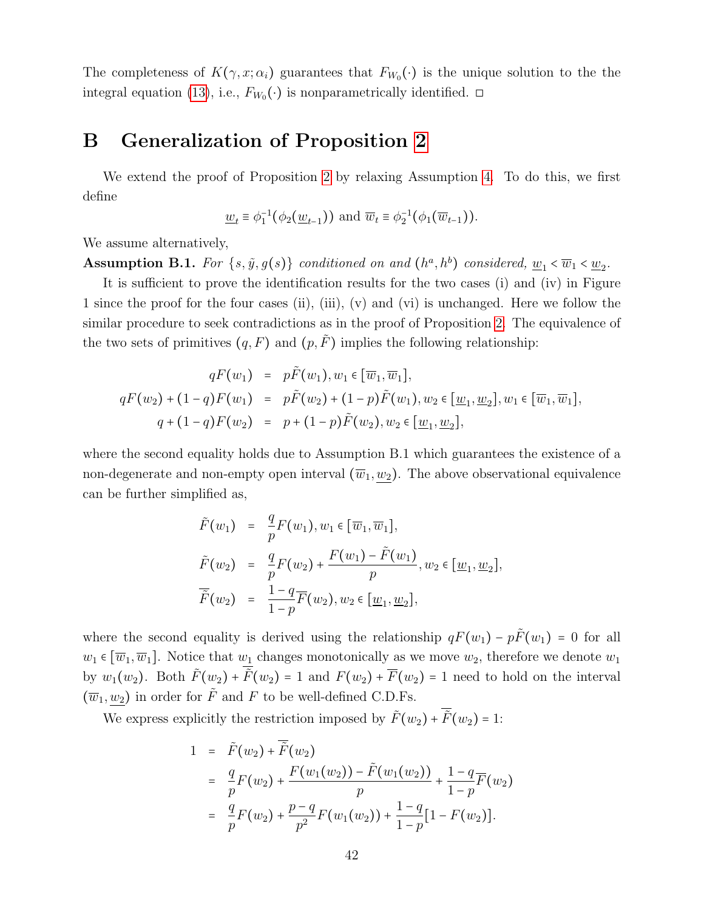The completeness of $K(\gamma, x; \alpha_i)$ guarantees that $F_{W_0}(\cdot)$ is the unique solution to the the integral equation (13), i.e., $F_{W_0}(\cdot)$ is nonparametrically identified. □

# B Generalization of Proposition 2

We extend the proof of Proposition 2 by relaxing Assumption 4. To do this, we first define

$$\underline{w}_t \equiv \phi_1^{-1}(\phi_2(\underline{w}_{t-1})) \text{ and } \overline{w}_t \equiv \phi_2^{-1}(\phi_1(\overline{w}_{t-1})).$$

We assume alternatively,

**Assumption B.1.** *For $\{s, \tilde{y}, g(s)\}$ conditioned on and $(h^a, h^b)$ considered, $\underline{w}_1 < \overline{w}_1 < \underline{w}_2$.*

It is sufficient to prove the identification results for the two cases (i) and (iv) in Figure 1 since the proof for the four cases (ii), (iii), (v) and (vi) is unchanged. Here we follow the similar procedure to seek contradictions as in the proof of Proposition 2. The equivalence of the two sets of primitives $(q, F)$ and $(p, \tilde{F})$ implies the following relationship:

$$\begin{aligned}
qF(w_1) &= p\tilde{F}(w_1), w_1 \in [\overline{w}_1, \overline{w}_1], \\
qF(w_2) + (1-q)F(w_1) &= p\tilde{F}(w_2) + (1-p)\tilde{F}(w_1), w_2 \in [\underline{w}_1, \underline{w}_2], w_1 \in [\overline{w}_1, \overline{w}_1], \\
q + (1-q)F(w_2) &= p + (1-p)\tilde{F}(w_2), w_2 \in [\underline{w}_1, \underline{w}_2],
\end{aligned}$$

where the second equality holds due to Assumption B.1 which guarantees the existence of a non-degenerate and non-empty open interval $(\overline{w}_1, \underline{w}_2)$. The above observational equivalence can be further simplified as,

$$\begin{aligned}
\tilde{F}(w_1) &= \frac{q}{p}F(w_1), w_1 \in [\overline{w}_1, \overline{w}_1], \\
\tilde{F}(w_2) &= \frac{q}{p}F(w_2) + \frac{F(w_1) - \tilde{F}(w_1)}{p}, w_2 \in [\underline{w}_1, \underline{w}_2], \\
\overline{\tilde{F}}(w_2) &= \frac{1-q}{1-p}\overline{F}(w_2), w_2 \in [\underline{w}_1, \underline{w}_2],
\end{aligned}$$

where the second equality is derived using the relationship $qF(w_1) - p\tilde{F}(w_1) = 0$ for all $w_1 \in [\overline{w}_1, \overline{w}_1]$. Notice that $w_1$ changes monotonically as we move $w_2$, therefore we denote $w_1$ by $w_1(w_2)$. Both $\tilde{F}(w_2) + \overline{\tilde{F}}(w_2) = 1$ and $F(w_2) + \overline{F}(w_2) = 1$ need to hold on the interval $(\overline{w}_1, \underline{w}_2)$ in order for $\tilde{F}$ and $F$ to be well-defined C.D.Fs.

We express explicitly the restriction imposed by $\tilde{F}(w_2) + \overline{\tilde{F}}(w_2) = 1$:

$$\begin{aligned}
1 &= \tilde{F}(w_2) + \overline{\tilde{F}}(w_2) \\
&= \frac{q}{p}F(w_2) + \frac{F(w_1(w_2)) - \tilde{F}(w_1(w_2))}{p} + \frac{1-q}{1-p}\overline{F}(w_2) \\
&= \frac{q}{p}F(w_2) + \frac{p-q}{p^2}F(w_1(w_2)) + \frac{1-q}{1-p}[1 - F(w_2)].
\end{aligned}$$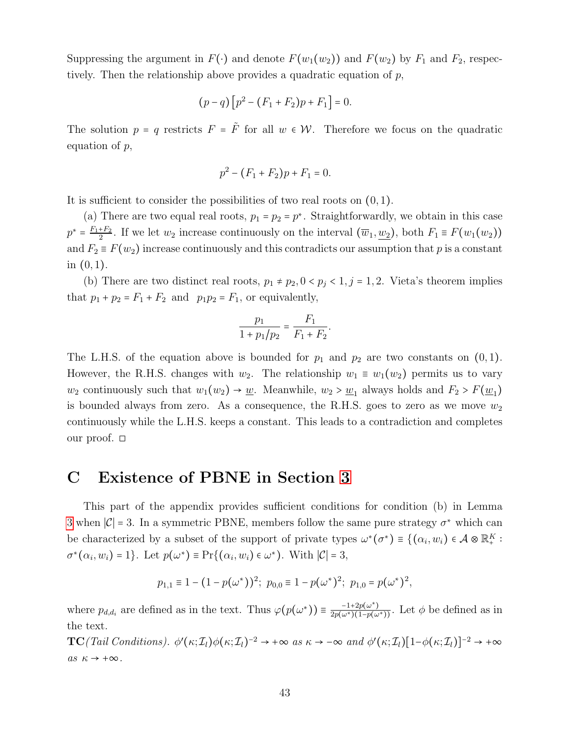Suppressing the argument in $F(\cdot)$ and denote $F(w_1(w_2))$ and $F(w_2)$ by $F_1$ and $F_2$, respectively. Then the relationship above provides a quadratic equation of $p$,

$$(p-q)\left[p^2-(F_1+F_2)p+F_1\right]=0.$$

The solution $p=q$ restricts $F=\tilde{F}$ for all $w \in \mathcal{W}$. Therefore we focus on the quadratic equation of $p$,

$$p^2-(F_1+F_2)p+F_1=0.$$

It is sufficient to consider the possibilities of two real roots on $(0,1)$.

(a) There are two equal real roots, $p_1=p_2=p^*$. Straightforwardly, we obtain in this case $p^*=\frac{F_1+F_2}{2}$. If we let $w_2$ increase continuously on the interval $(\overline{w}_1, \underline{w_2})$, both $F_1 \equiv F(w_1(w_2))$ and $F_2 \equiv F(w_2)$ increase continuously and this contradicts our assumption that $p$ is a constant in $(0,1)$.

(b) There are two distinct real roots, $p_1 \neq p_2, 0<p_j<1, j=1,2$. Vieta's theorem implies that $p_1+p_2=F_1+F_2$ and $p_1p_2=F_1$, or equivalently,

$$\frac{p_1}{1+p_1/p_2}=\frac{F_1}{F_1+F_2}.$$

The L.H.S. of the equation above is bounded for $p_1$ and $p_2$ are two constants on $(0,1)$. However, the R.H.S. changes with $w_2$. The relationship $w_1 \equiv w_1(w_2)$ permits us to vary $w_2$ continuously such that $w_1(w_2) \to \underline{w}$. Meanwhile, $w_2 > \underline{w}_1$ always holds and $F_2 > F(\underline{w}_1)$ is bounded always from zero. As a consequence, the R.H.S. goes to zero as we move $w_2$ continuously while the L.H.S. keeps a constant. This leads to a contradiction and completes our proof. □

# C Existence of PBNE in Section 3

This part of the appendix provides sufficient conditions for condition (b) in Lemma 3 when $|\mathcal{C}|=3$. In a symmetric PBNE, members follow the same pure strategy $\sigma^*$ which can be characterized by a subset of the support of private types $\omega^*(\sigma^*) \equiv \{(\alpha_i, w_i) \in \mathcal{A} \otimes \mathbb{R}_+^K : \sigma^*(\alpha_i, w_i)=1\}$. Let $p(\omega^*) \equiv \Pr\{(\alpha_i, w_i) \in \omega^*\}$. With $|\mathcal{C}|=3$,

$$p_{1,1} \equiv 1-(1-p(\omega^*))^2;\ p_{0,0} \equiv 1-p(\omega^*)^2;\ p_{1,0}=p(\omega^*)^2,$$

where $p_{d,d_i}$ are defined as in the text. Thus $\varphi(p(\omega^*)) \equiv \frac{-1+2p(\omega^*)}{2p(\omega^*)(1-p(\omega^*))}$. Let $\phi$ be defined as in the text.

**TC**(*Tail Conditions*). *$\phi'(\kappa;\mathcal{I}_l)\phi(\kappa;\mathcal{I}_l)^{-2} \to +\infty$ as $\kappa \to -\infty$ and $\phi'(\kappa;\mathcal{I}_l)[1-\phi(\kappa;\mathcal{I}_l)]^{-2} \to +\infty$ as $\kappa \to +\infty$.*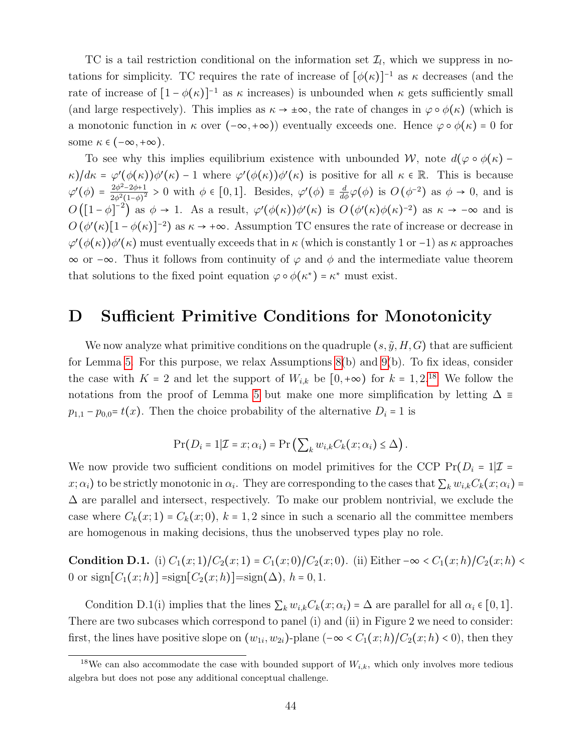TC is a tail restriction conditional on the information set $\mathcal{I}_l$, which we suppress in notations for simplicity. TC requires the rate of increase of $[\phi(\kappa)]^{-1}$ as $\kappa$ decreases (and the rate of increase of $[1-\phi(\kappa)]^{-1}$ as $\kappa$ increases) is unbounded when $\kappa$ gets sufficiently small (and large respectively). This implies as $\kappa \to \pm\infty$, the rate of changes in $\varphi \circ \phi(\kappa)$ (which is a monotonic function in $\kappa$ over $(-\infty, +\infty)$) eventually exceeds one. Hence $\varphi \circ \phi(\kappa) = 0$ for some $\kappa \in (-\infty, +\infty)$.

To see why this implies equilibrium existence with unbounded $\mathcal{W}$, note $d(\varphi \circ \phi(\kappa) - \kappa)/d\kappa = \varphi'(\phi(\kappa))\phi'(\kappa) - 1$ where $\varphi'(\phi(\kappa))\phi'(\kappa)$ is positive for all $\kappa \in \mathbb{R}$. This is because $\varphi'(\phi) = \frac{2\phi^2 - 2\phi + 1}{2\phi^2(1-\phi)^2} > 0$ with $\phi \in [0,1]$. Besides, $\varphi'(\phi) \equiv \frac{d}{d\phi}\varphi(\phi)$ is $O(\phi^{-2})$ as $\phi \to 0$, and is $O\left([1-\phi]^{-2}\right)$ as $\phi \to 1$. As a result, $\varphi'(\phi(\kappa))\phi'(\kappa)$ is $O\left(\phi'(\kappa)\phi(\kappa)^{-2}\right)$ as $\kappa \to -\infty$ and is $O\left(\phi'(\kappa)[1-\phi(\kappa)]^{-2}\right)$ as $\kappa \to +\infty$. Assumption TC ensures the rate of increase or decrease in $\varphi'(\phi(\kappa))\phi'(\kappa)$ must eventually exceeds that in $\kappa$ (which is constantly 1 or $-1$) as $\kappa$ approaches $\infty$ or $-\infty$. Thus it follows from continuity of $\varphi$ and $\phi$ and the intermediate value theorem that solutions to the fixed point equation $\varphi \circ \phi(\kappa^*) = \kappa^*$ must exist.

# D Sufficient Primitive Conditions for Monotonicity

We now analyze what primitive conditions on the quadruple $(s, \tilde{y}, H, G)$ that are sufficient for Lemma 5. For this purpose, we relax Assumptions 8(b) and 9(b). To fix ideas, consider the case with $K = 2$ and let the support of $W_{i,k}$ be $[0, +\infty)$ for $k = 1, 2$.[18] We follow the notations from the proof of Lemma 5 but make one more simplification by letting $\Delta \equiv p_{1,1} - p_{0,0} = t(x)$. Then the choice probability of the alternative $D_i = 1$ is

$$\Pr(D_i = 1 | \mathcal{I} = x; \alpha_i) = \Pr\left(\sum_k w_{i,k} C_k(x; \alpha_i) \le \Delta\right).$$

We now provide two sufficient conditions on model primitives for the CCP $\Pr(D_i = 1 | \mathcal{I} = x; \alpha_i)$ to be strictly monotonic in $\alpha_i$. They are corresponding to the cases that $\sum_k w_{i,k} C_k(x; \alpha_i) = \Delta$ are parallel and intersect, respectively. To make our problem nontrivial, we exclude the case where $C_k(x; 1) = C_k(x; 0)$, $k = 1, 2$ since in such a scenario all the committee members are homogenous in making decisions, thus the unobserved types play no role.

**Condition D.1.** (i) $C_1(x;1)/C_2(x;1) = C_1(x;0)/C_2(x;0)$. (ii) Either $-\infty < C_1(x;h)/C_2(x;h) < 0$ or $\text{sign}[C_1(x;h)] = \text{sign}[C_2(x;h)] = \text{sign}(\Delta)$, $h = 0, 1$.

Condition D.1(i) implies that the lines $\sum_k w_{i,k} C_k(x; \alpha_i) = \Delta$ are parallel for all $\alpha_i \in [0, 1]$. There are two subcases which correspond to panel (i) and (ii) in Figure 2 we need to consider: first, the lines have positive slope on $(w_{1i}, w_{2i})$-plane ($-\infty < C_1(x;h)/C_2(x;h) < 0$), then they

[18] We can also accommodate the case with bounded support of $W_{i,k}$, which only involves more tedious algebra but does not pose any additional conceptual challenge.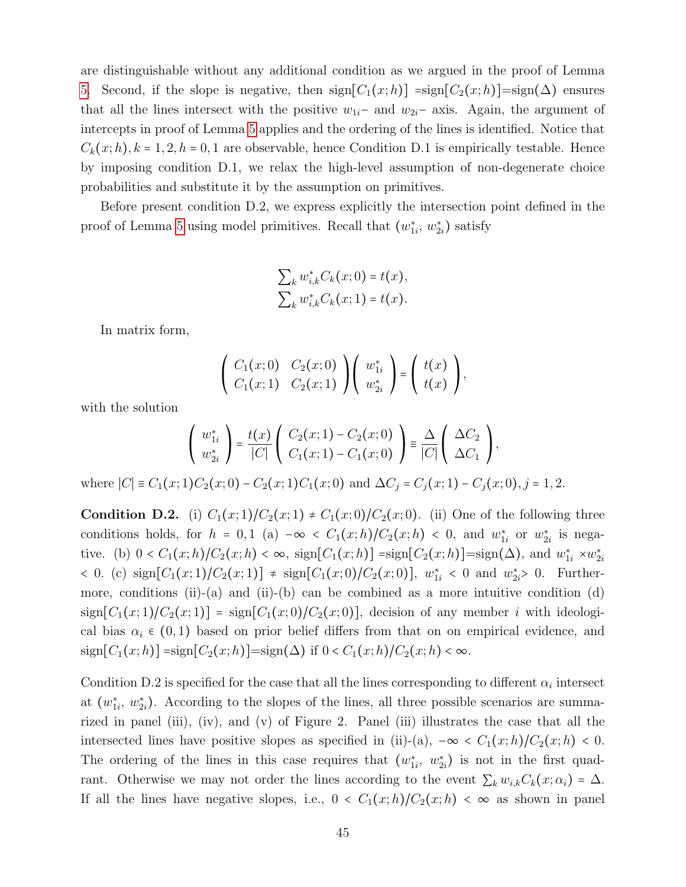are distinguishable without any additional condition as we argued in the proof of Lemma 5. Second, if the slope is negative, then sign$[C_1(x;h)]$ =sign$[C_2(x;h)]$=sign$(\Delta)$ ensures that all the lines intersect with the positive $w_{1i}-$ and $w_{2i}-$ axis. Again, the argument of intercepts in proof of Lemma 5 applies and the ordering of the lines is identified. Notice that $C_k(x;h), k=1,2, h=0,1$ are observable, hence Condition D.1 is empirically testable. Hence by imposing condition D.1, we relax the high-level assumption of non-degenerate choice probabilities and substitute it by the assumption on primitives.

Before present condition D.2, we express explicitly the intersection point defined in the proof of Lemma 5 using model primitives. Recall that $(w^*_{1i},\, w^*_{2i})$ satisfy

$$
\begin{aligned}
\textstyle\sum_k w^*_{i,k} C_k(x;0) = t(x), \\
\textstyle\sum_k w^*_{i,k} C_k(x;1) = t(x).
\end{aligned}
$$

In matrix form,

$$
\begin{pmatrix} C_1(x;0) & C_2(x;0) \\ C_1(x;1) & C_2(x;1) \end{pmatrix} \begin{pmatrix} w^*_{1i} \\ w^*_{2i} \end{pmatrix} = \begin{pmatrix} t(x) \\ t(x) \end{pmatrix},
$$

with the solution

$$
\begin{pmatrix} w^*_{1i} \\ w^*_{2i} \end{pmatrix} = \frac{t(x)}{|C|} \begin{pmatrix} C_2(x;1) - C_2(x;0) \\ C_1(x;1) - C_1(x;0) \end{pmatrix} \equiv \frac{\Delta}{|C|} \begin{pmatrix} \Delta C_2 \\ \Delta C_1 \end{pmatrix},
$$

where $|C| \equiv C_1(x;1)C_2(x;0) - C_2(x;1)C_1(x;0)$ and $\Delta C_j = C_j(x;1) - C_j(x;0), j=1,2$.

**Condition D.2.** (i) $C_1(x;1)/C_2(x;1) \neq C_1(x;0)/C_2(x;0)$. (ii) One of the following three conditions holds, for $h=0,1$ (a) $-\infty < C_1(x;h)/C_2(x;h) < 0$, and $w^*_{1i}$ or $w^*_{2i}$ is negative. (b) $0 < C_1(x;h)/C_2(x;h) < \infty$, sign$[C_1(x;h)]$ =sign$[C_2(x;h)]$=sign$(\Delta)$, and $w^*_{1i} \times w^*_{2i} < 0$. (c) sign$[C_1(x;1)/C_2(x;1)] \neq$ sign$[C_1(x;0)/C_2(x;0)]$, $w^*_{1i} < 0$ and $w^*_{2i} > 0$. Furthermore, conditions (ii)-(a) and (ii)-(b) can be combined as a more intuitive condition (d) sign$[C_1(x;1)/C_2(x;1)]$ = sign$[C_1(x;0)/C_2(x;0)]$, decision of any member $i$ with ideological bias $\alpha_i \in (0,1)$ based on prior belief differs from that on on empirical evidence, and sign$[C_1(x;h)]$ =sign$[C_2(x;h)]$=sign$(\Delta)$ if $0 < C_1(x;h)/C_2(x;h) < \infty$.

Condition D.2 is specified for the case that all the lines corresponding to different $\alpha_i$ intersect at $(w^*_{1i},\, w^*_{2i})$. According to the slopes of the lines, all three possible scenarios are summarized in panel (iii), (iv), and (v) of Figure 2. Panel (iii) illustrates the case that all the intersected lines have positive slopes as specified in (ii)-(a), $-\infty < C_1(x;h)/C_2(x;h) < 0$. The ordering of the lines in this case requires that $(w^*_{1i},\, w^*_{2i})$ is not in the first quadrant. Otherwise we may not order the lines according to the event $\sum_k w_{i,k} C_k(x;\alpha_i) = \Delta$. If all the lines have negative slopes, i.e., $0 < C_1(x;h)/C_2(x;h) < \infty$ as shown in panel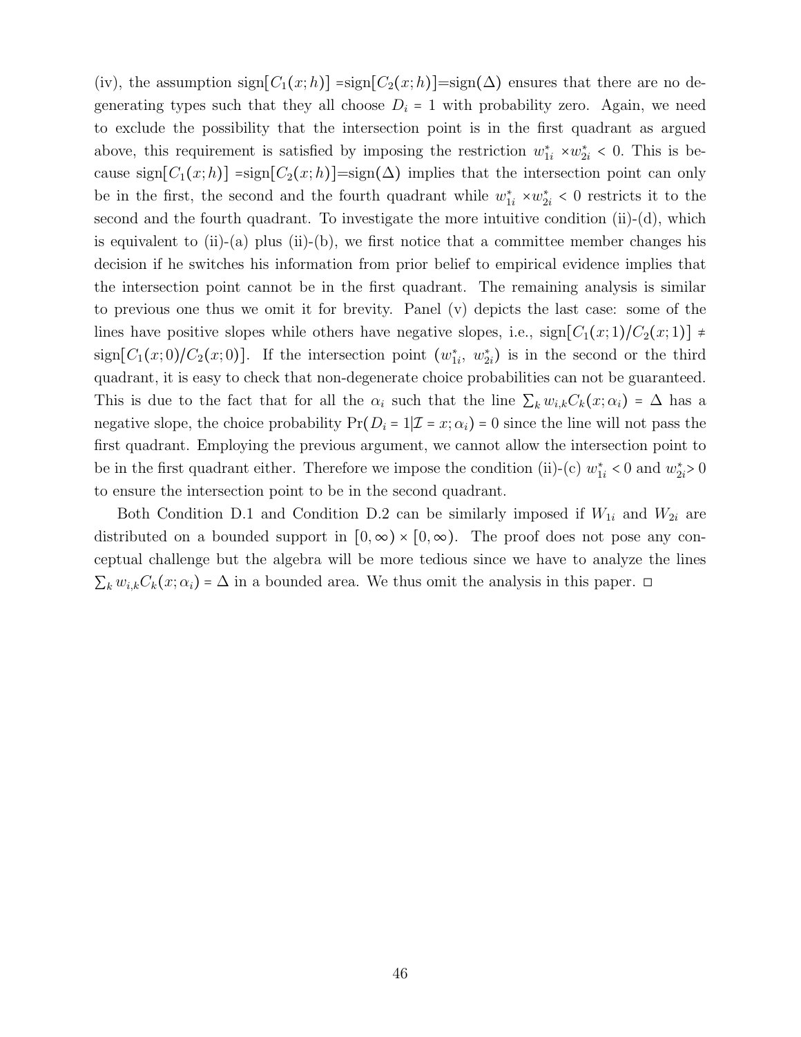(iv), the assumption sign$[C_1(x;h)]$ =sign$[C_2(x;h)]$=sign$(\Delta)$ ensures that there are no degenerating types such that they all choose $D_i = 1$ with probability zero. Again, we need to exclude the possibility that the intersection point is in the first quadrant as argued above, this requirement is satisfied by imposing the restriction $w_{1i}^* \times w_{2i}^* < 0$. This is because sign$[C_1(x;h)]$ =sign$[C_2(x;h)]$=sign$(\Delta)$ implies that the intersection point can only be in the first, the second and the fourth quadrant while $w_{1i}^* \times w_{2i}^* < 0$ restricts it to the second and the fourth quadrant. To investigate the more intuitive condition (ii)-(d), which is equivalent to (ii)-(a) plus (ii)-(b), we first notice that a committee member changes his decision if he switches his information from prior belief to empirical evidence implies that the intersection point cannot be in the first quadrant. The remaining analysis is similar to previous one thus we omit it for brevity. Panel (v) depicts the last case: some of the lines have positive slopes while others have negative slopes, i.e., sign$[C_1(x;1)/C_2(x;1)] \neq$ sign$[C_1(x;0)/C_2(x;0)]$. If the intersection point $(w_{1i}^*,\ w_{2i}^*)$ is in the second or the third quadrant, it is easy to check that non-degenerate choice probabilities can not be guaranteed. This is due to the fact that for all the $\alpha_i$ such that the line $\sum_k w_{i,k} C_k(x;\alpha_i) = \Delta$ has a negative slope, the choice probability $\Pr(D_i = 1 | \mathcal{I} = x; \alpha_i) = 0$ since the line will not pass the first quadrant. Employing the previous argument, we cannot allow the intersection point to be in the first quadrant either. Therefore we impose the condition (ii)-(c) $w_{1i}^* < 0$ and $w_{2i}^* > 0$ to ensure the intersection point to be in the second quadrant.

Both Condition D.1 and Condition D.2 can be similarly imposed if $W_{1i}$ and $W_{2i}$ are distributed on a bounded support in $[0,\infty) \times [0,\infty)$. The proof does not pose any conceptual challenge but the algebra will be more tedious since we have to analyze the lines $\sum_k w_{i,k} C_k(x;\alpha_i) = \Delta$ in a bounded area. We thus omit the analysis in this paper. □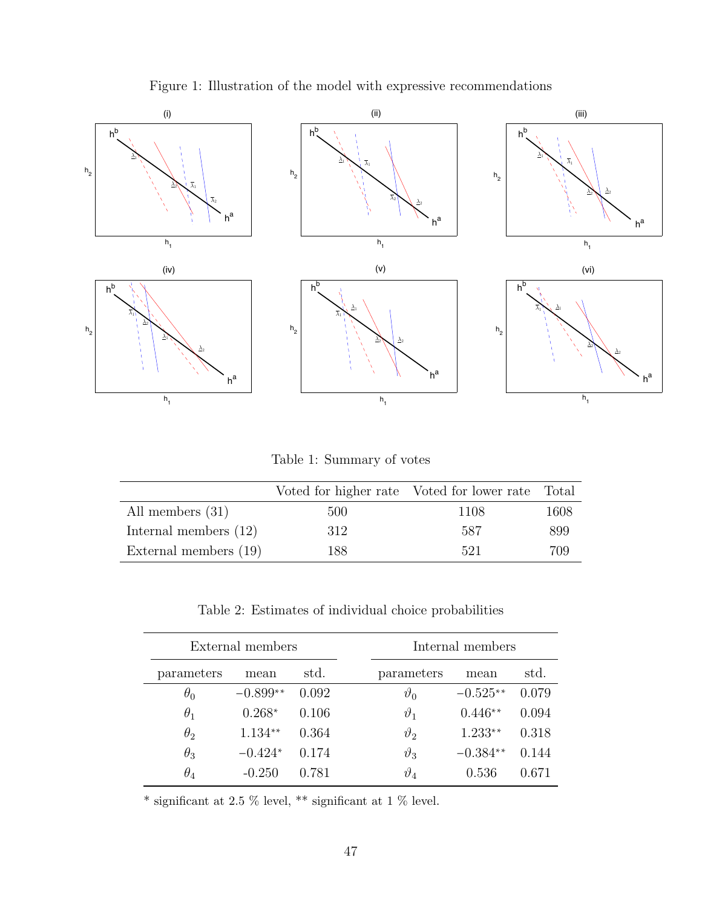Figure 1: Illustration of the model with expressive recommendations

Table 1: Summary of votes

| | Voted for higher rate | Voted for lower rate | Total |
|---|---|---|---|
| All members (31) | 500 | 1108 | 1608 |
| Internal members (12) | 312 | 587 | 899 |
| External members (19) | 188 | 521 | 709 |

Table 2: Estimates of individual choice probabilities

| External members | | | Internal members | | |
|---|---|---|---|---|---|
| parameters | mean | std. | parameters | mean | std. |
| $\theta_0$ | $-0.899^{**}$ | 0.092 | $\vartheta_0$ | $-0.525^{**}$ | 0.079 |
| $\theta_1$ | $0.268^{*}$ | 0.106 | $\vartheta_1$ | $0.446^{**}$ | 0.094 |
| $\theta_2$ | $1.134^{**}$ | 0.364 | $\vartheta_2$ | $1.233^{**}$ | 0.318 |
| $\theta_3$ | $-0.424^{*}$ | 0.174 | $\vartheta_3$ | $-0.384^{**}$ | 0.144 |
| $\theta_4$ | -0.250 | 0.781 | $\vartheta_4$ | 0.536 | 0.671 |

* significant at 2.5 % level, ** significant at 1 % level.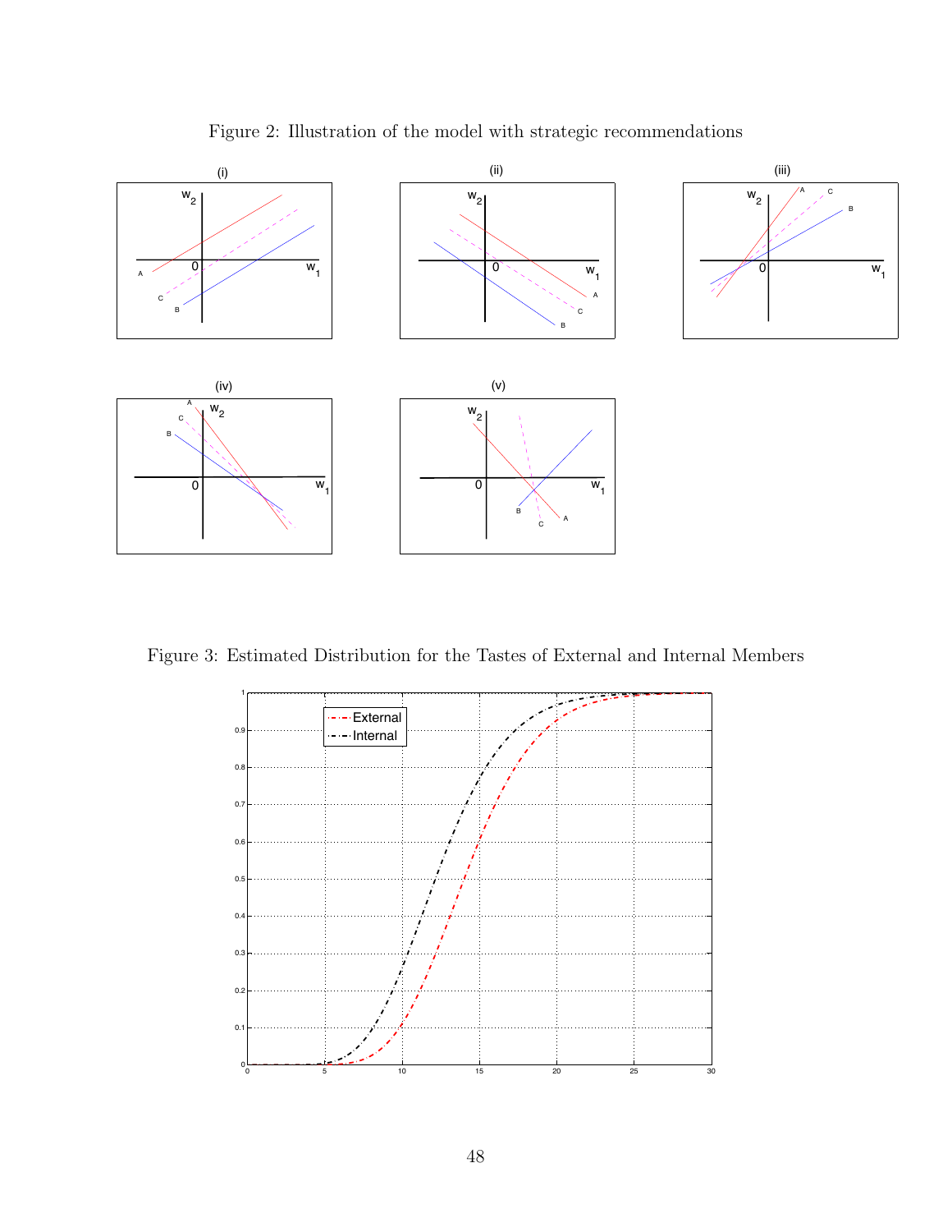Figure 2: Illustration of the model with strategic recommendations

Figure 3: Estimated Distribution for the Tastes of External and Internal Members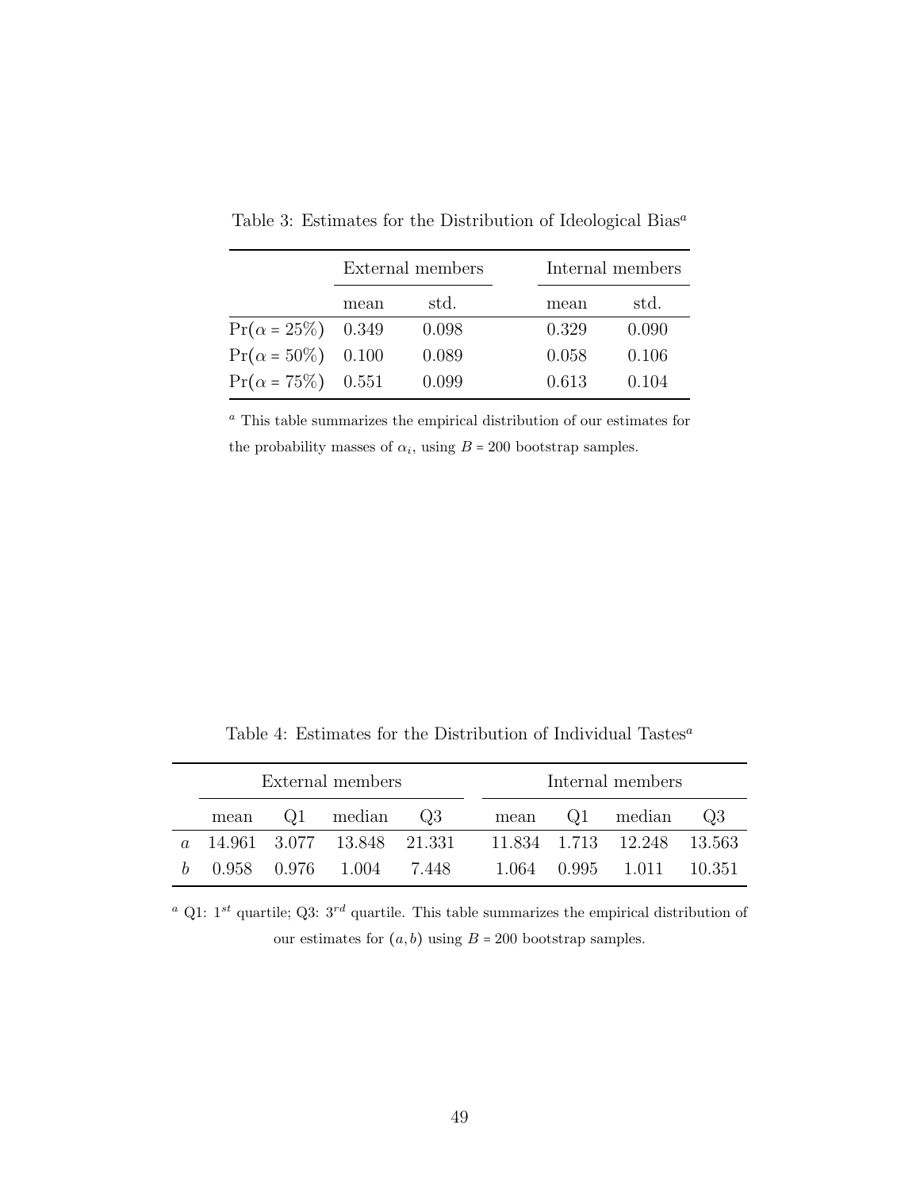Table 3: Estimates for the Distribution of Ideological Bias[a]

| | External members | | Internal members | |
|---|---|---|---|---|
| | mean | std. | mean | std. |
| $\Pr(\alpha = 25\%)$ | 0.349 | 0.098 | 0.329 | 0.090 |
| $\Pr(\alpha = 50\%)$ | 0.100 | 0.089 | 0.058 | 0.106 |
| $\Pr(\alpha = 75\%)$ | 0.551 | 0.099 | 0.613 | 0.104 |

[a] This table summarizes the empirical distribution of our estimates for the probability masses of $\alpha_i$, using $B = 200$ bootstrap samples.

Table 4: Estimates for the Distribution of Individual Tastes[a]

| | External members | | | | Internal members | | | |
|---|---|---|---|---|---|---|---|---|
| | mean | Q1 | median | Q3 | mean | Q1 | median | Q3 |
| $a$ | 14.961 | 3.077 | 13.848 | 21.331 | 11.834 | 1.713 | 12.248 | 13.563 |
| $b$ | 0.958 | 0.976 | 1.004 | 7.448 | 1.064 | 0.995 | 1.011 | 10.351 |

[a] Q1: $1^{st}$ quartile; Q3: $3^{rd}$ quartile. This table summarizes the empirical distribution of our estimates for $(a, b)$ using $B = 200$ bootstrap samples.